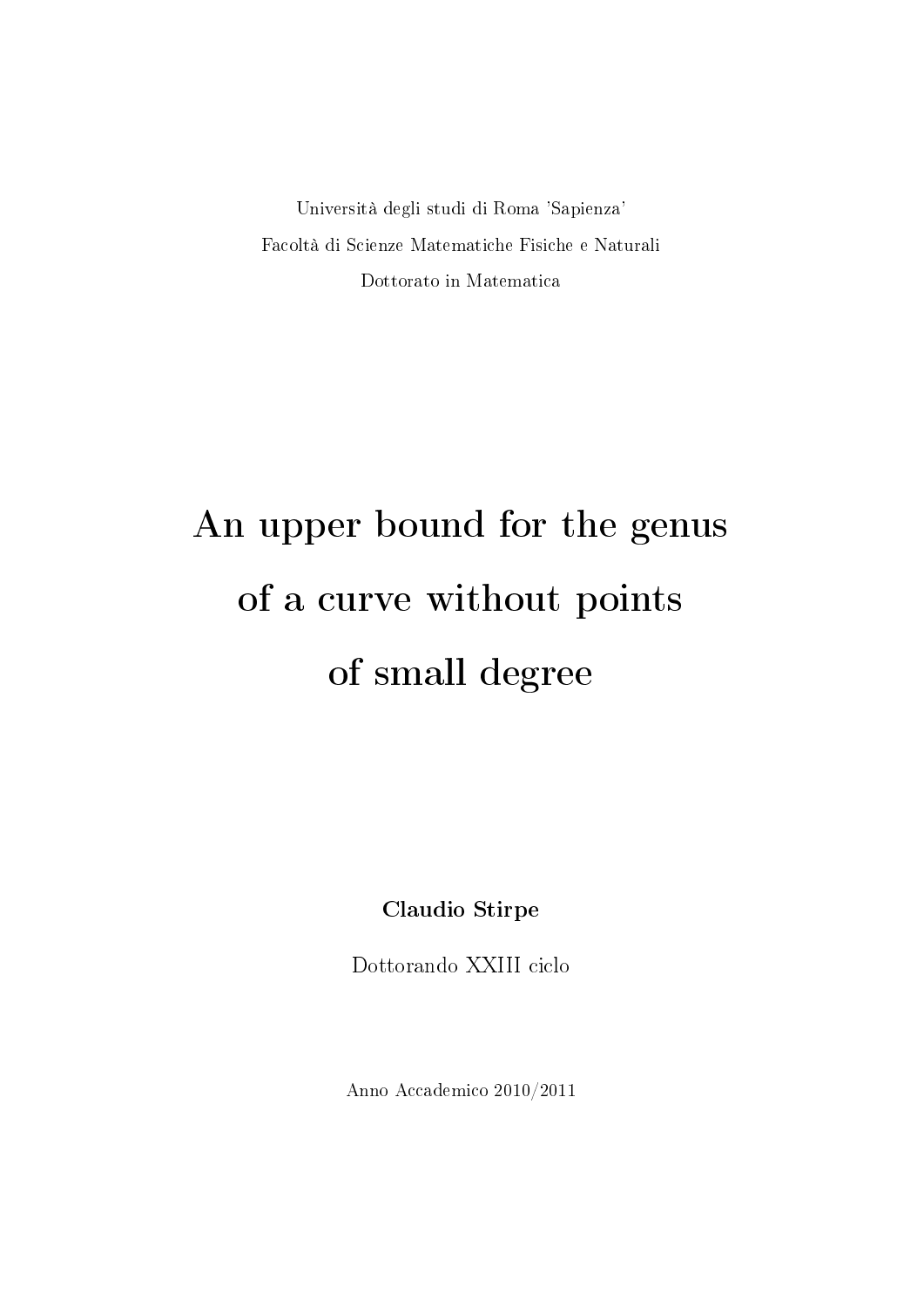Università degli studi di Roma 'Sapienza'

Facoltà di Scienze Matematiche Fisiche e Naturali

Dottorato in Matematica

# An upper bound for the genus of a curve without points of small degree

**Claudio Stirpe**

Dottorando XXIII ciclo

Anno Accademico 2010/2011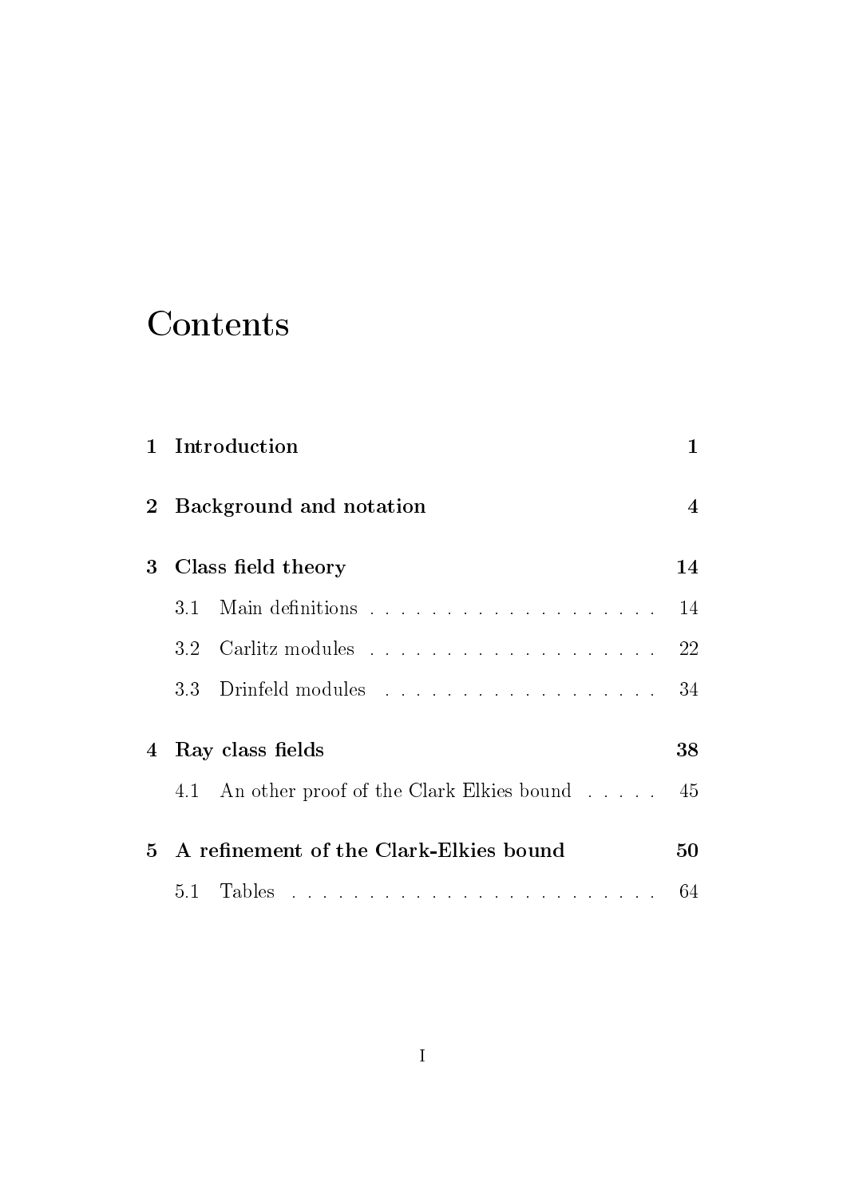# Contents

**1 Introduction** **1**

**2 Background and notation** **4**

**3 Class field theory** **14**

- 3.1 Main definitions . . . . . . . . . . . . . . . . . . . . 14
- 3.2 Carlitz modules . . . . . . . . . . . . . . . . . . . . 22
- 3.3 Drinfeld modules . . . . . . . . . . . . . . . . . . . 34

**4 Ray class fields** **38**

- 4.1 An other proof of the Clark Elkies bound . . . . . 45

**5 A refinement of the Clark-Elkies bound** **50**

- 5.1 Tables . . . . . . . . . . . . . . . . . . . . . . . . 64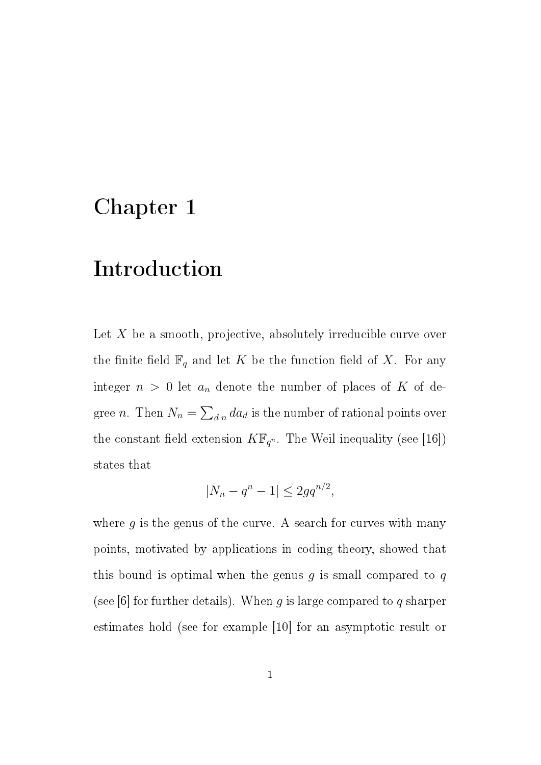# Chapter 1

# Introduction

Let $X$ be a smooth, projective, absolutely irreducible curve over the finite field $\mathbb{F}_q$ and let $K$ be the function field of $X$. For any integer $n > 0$ let $a_n$ denote the number of places of $K$ of degree $n$. Then $N_n = \sum_{d|n} da_d$ is the number of rational points over the constant field extension $K\mathbb{F}_{q^n}$. The Weil inequality (see [16]) states that

$$|N_n - q^n - 1| \leq 2gq^{n/2},$$

where $g$ is the genus of the curve. A search for curves with many points, motivated by applications in coding theory, showed that this bound is optimal when the genus $g$ is small compared to $q$ (see [6] for further details). When $g$ is large compared to $q$ sharper estimates hold (see for example [10] for an asymptotic result or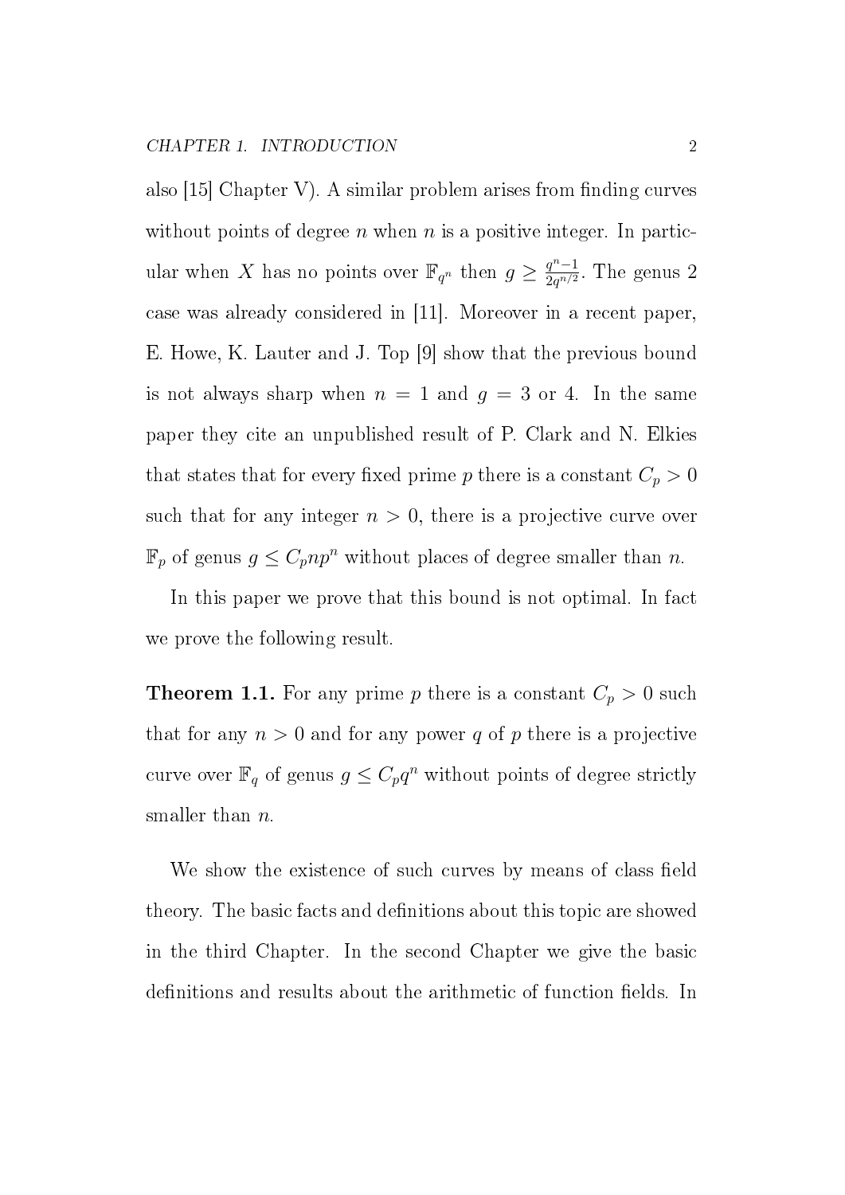also [15] Chapter V). A similar problem arises from finding curves without points of degree $n$ when $n$ is a positive integer. In particular when $X$ has no points over $\mathbb{F}_{q^n}$ then $g \geq \frac{q^n-1}{2q^{n/2}}$. The genus 2 case was already considered in [11]. Moreover in a recent paper, E. Howe, K. Lauter and J. Top [9] show that the previous bound is not always sharp when $n = 1$ and $g = 3$ or 4. In the same paper they cite an unpublished result of P. Clark and N. Elkies that states that for every fixed prime $p$ there is a constant $C_p > 0$ such that for any integer $n > 0$, there is a projective curve over $\mathbb{F}_p$ of genus $g \leq C_p n p^n$ without places of degree smaller than $n$.

In this paper we prove that this bound is not optimal. In fact we prove the following result.

**Theorem 1.1.** For any prime $p$ there is a constant $C_p > 0$ such that for any $n > 0$ and for any power $q$ of $p$ there is a projective curve over $\mathbb{F}_q$ of genus $g \leq C_p q^n$ without points of degree strictly smaller than $n$.

We show the existence of such curves by means of class field theory. The basic facts and definitions about this topic are showed in the third Chapter. In the second Chapter we give the basic definitions and results about the arithmetic of function fields. In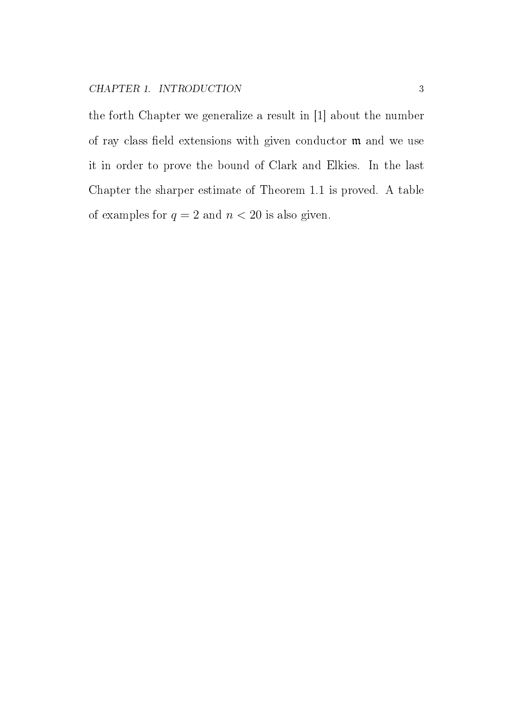the forth Chapter we generalize a result in [1] about the number of ray class field extensions with given conductor $\mathfrak{m}$ and we use it in order to prove the bound of Clark and Elkies. In the last Chapter the sharper estimate of Theorem 1.1 is proved. A table of examples for $q = 2$ and $n < 20$ is also given.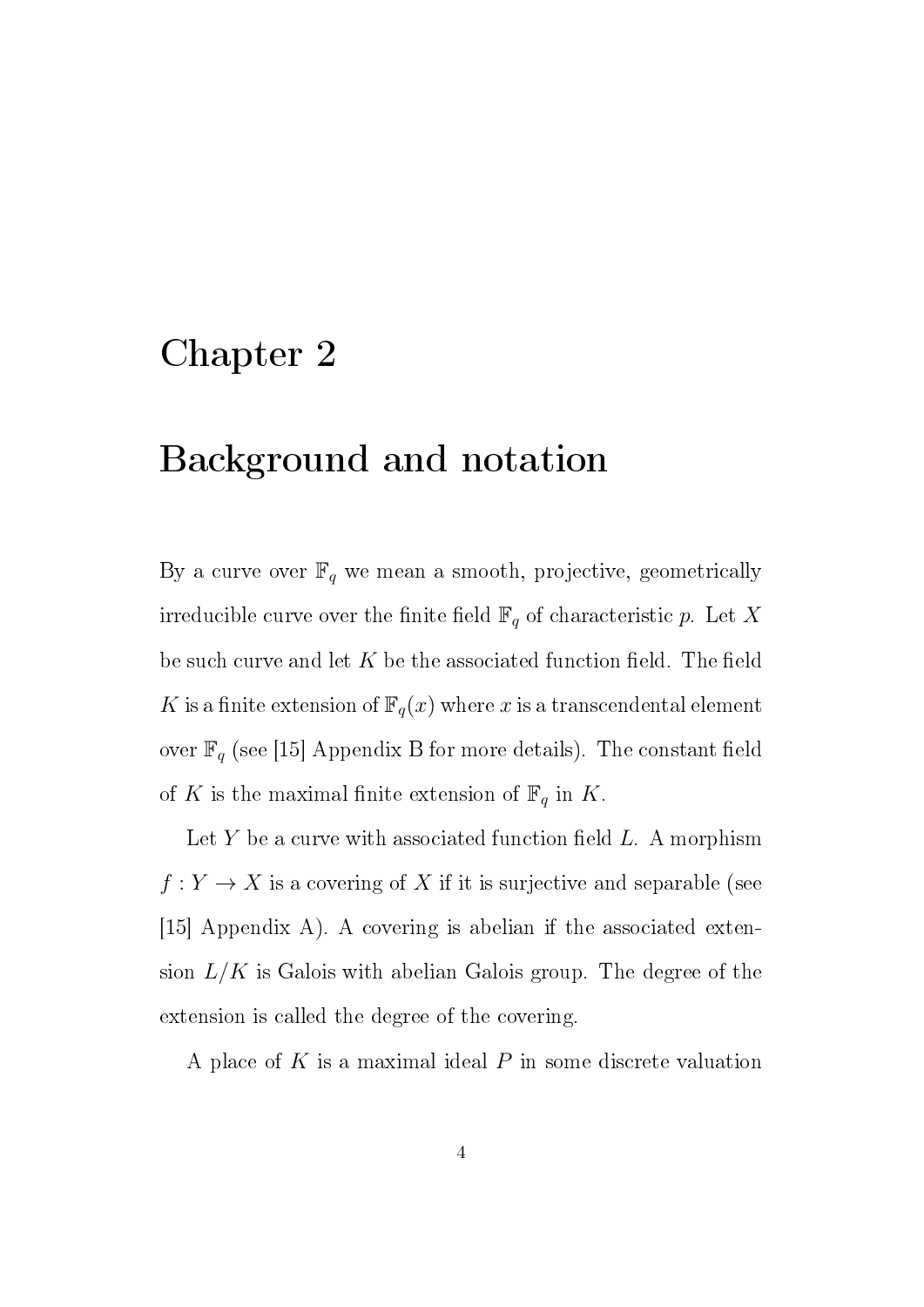# Chapter 2

# Background and notation

By a curve over $\mathbb{F}_q$ we mean a smooth, projective, geometrically irreducible curve over the finite field $\mathbb{F}_q$ of characteristic $p$. Let $X$ be such curve and let $K$ be the associated function field. The field $K$ is a finite extension of $\mathbb{F}_q(x)$ where $x$ is a transcendental element over $\mathbb{F}_q$ (see [15] Appendix B for more details). The constant field of $K$ is the maximal finite extension of $\mathbb{F}_q$ in $K$.

Let $Y$ be a curve with associated function field $L$. A morphism $f : Y \to X$ is a covering of $X$ if it is surjective and separable (see [15] Appendix A). A covering is abelian if the associated extension $L/K$ is Galois with abelian Galois group. The degree of the extension is called the degree of the covering.

A place of $K$ is a maximal ideal $P$ in some discrete valuation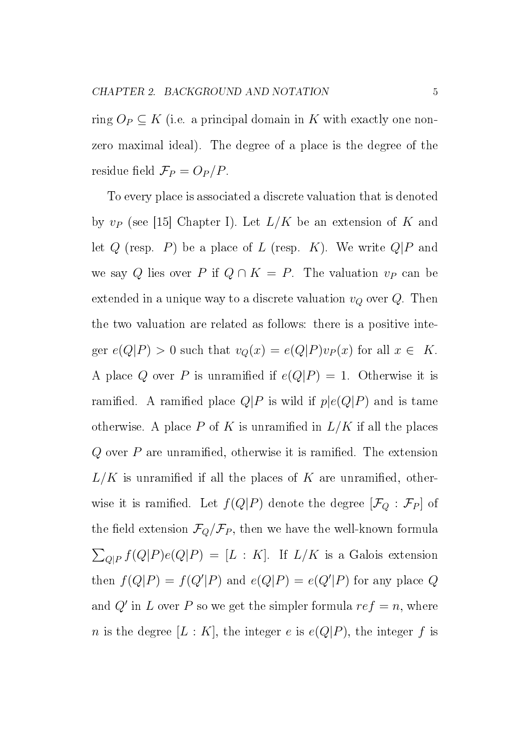ring $O_P \subseteq K$ (i.e. a principal domain in $K$ with exactly one non-zero maximal ideal). The degree of a place is the degree of the residue field $\mathcal{F}_P = O_P/P$.

To every place is associated a discrete valuation that is denoted by $v_P$ (see [15] Chapter I). Let $L/K$ be an extension of $K$ and let $Q$ (resp. $P$) be a place of $L$ (resp. $K$). We write $Q|P$ and we say $Q$ lies over $P$ if $Q \cap K = P$. The valuation $v_P$ can be extended in a unique way to a discrete valuation $v_Q$ over $Q$. Then the two valuation are related as follows: there is a positive integer $e(Q|P) > 0$ such that $v_Q(x) = e(Q|P)v_P(x)$ for all $x \in K$. A place $Q$ over $P$ is unramified if $e(Q|P) = 1$. Otherwise it is ramified. A ramified place $Q|P$ is wild if $p|e(Q|P)$ and is tame otherwise. A place $P$ of $K$ is unramified in $L/K$ if all the places $Q$ over $P$ are unramified, otherwise it is ramified. The extension $L/K$ is unramified if all the places of $K$ are unramified, otherwise it is ramified. Let $f(Q|P)$ denote the degree $[\mathcal{F}_Q : \mathcal{F}_P]$ of the field extension $\mathcal{F}_Q/\mathcal{F}_P$, then we have the well-known formula $\sum_{Q|P} f(Q|P)e(Q|P) = [L : K]$. If $L/K$ is a Galois extension then $f(Q|P) = f(Q'|P)$ and $e(Q|P) = e(Q'|P)$ for any place $Q$ and $Q'$ in $L$ over $P$ so we get the simpler formula $ref = n$, where $n$ is the degree $[L : K]$, the integer $e$ is $e(Q|P)$, the integer $f$ is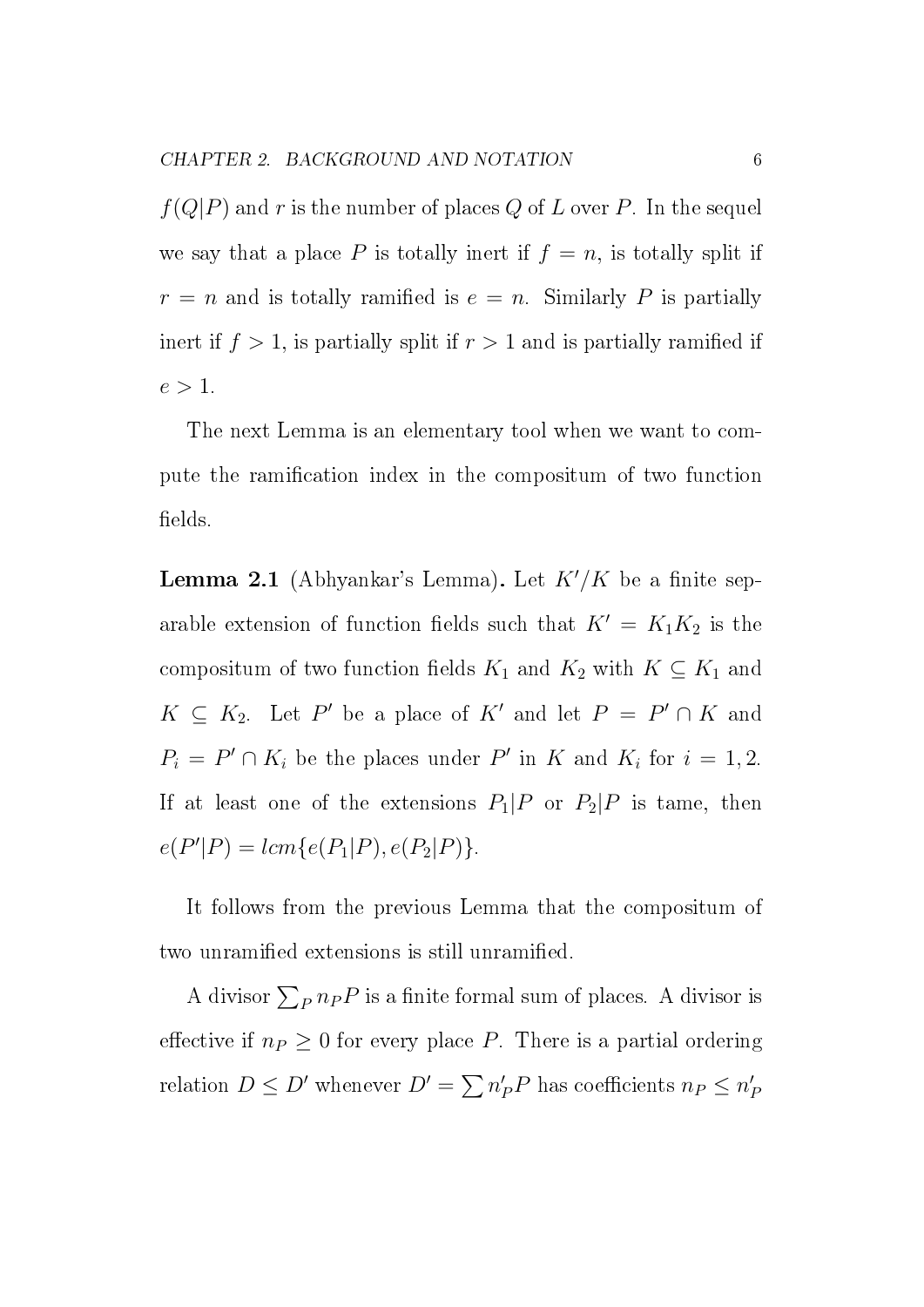$f(Q|P)$ and $r$ is the number of places $Q$ of $L$ over $P$. In the sequel we say that a place $P$ is totally inert if $f = n$, is totally split if $r = n$ and is totally ramified is $e = n$. Similarly $P$ is partially inert if $f > 1$, is partially split if $r > 1$ and is partially ramified if $e > 1$.

The next Lemma is an elementary tool when we want to compute the ramification index in the compositum of two function fields.

**Lemma 2.1** (Abhyankar's Lemma)**.** Let $K'/K$ be a finite separable extension of function fields such that $K' = K_1K_2$ is the compositum of two function fields $K_1$ and $K_2$ with $K \subseteq K_1$ and $K \subseteq K_2$. Let $P'$ be a place of $K'$ and let $P = P' \cap K$ and $P_i = P' \cap K_i$ be the places under $P'$ in $K$ and $K_i$ for $i = 1, 2$. If at least one of the extensions $P_1|P$ or $P_2|P$ is tame, then $e(P'|P) = lcm\{e(P_1|P), e(P_2|P)\}$.

It follows from the previous Lemma that the compositum of two unramified extensions is still unramified.

A divisor $\sum_P n_P P$ is a finite formal sum of places. A divisor is effective if $n_P \geq 0$ for every place $P$. There is a partial ordering relation $D \leq D'$ whenever $D' = \sum n'_P P$ has coefficients $n_P \leq n'_P$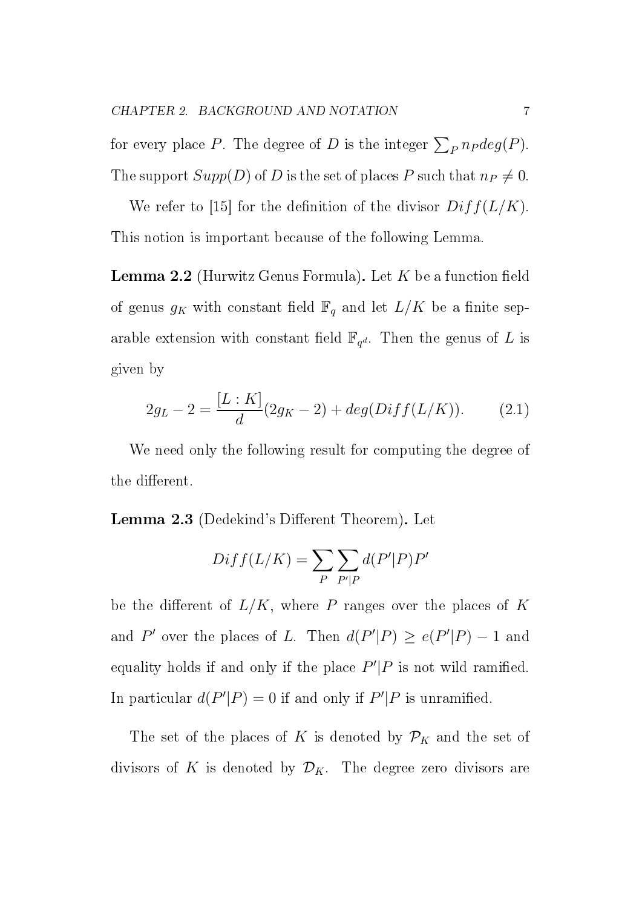for every place $P$. The degree of $D$ is the integer $\sum_P n_P deg(P)$. The support $Supp(D)$ of $D$ is the set of places $P$ such that $n_P \neq 0$.

We refer to [15] for the definition of the divisor $Diff(L/K)$. This notion is important because of the following Lemma.

**Lemma 2.2** (Hurwitz Genus Formula)**.** Let $K$ be a function field of genus $g_K$ with constant field $\mathbb{F}_q$ and let $L/K$ be a finite separable extension with constant field $\mathbb{F}_{q^d}$. Then the genus of $L$ is given by

$$2g_L - 2 = \frac{[L:K]}{d}(2g_K - 2) + deg(Diff(L/K)). \qquad (2.1)$$

We need only the following result for computing the degree of the different.

**Lemma 2.3** (Dedekind's Different Theorem)**.** Let

$$Diff(L/K) = \sum_P \sum_{P'|P} d(P'|P)P'$$

be the different of $L/K$, where $P$ ranges over the places of $K$ and $P'$ over the places of $L$. Then $d(P'|P) \geq e(P'|P) - 1$ and equality holds if and only if the place $P'|P$ is not wild ramified. In particular $d(P'|P) = 0$ if and only if $P'|P$ is unramified.

The set of the places of $K$ is denoted by $\mathcal{P}_K$ and the set of divisors of $K$ is denoted by $\mathcal{D}_K$. The degree zero divisors are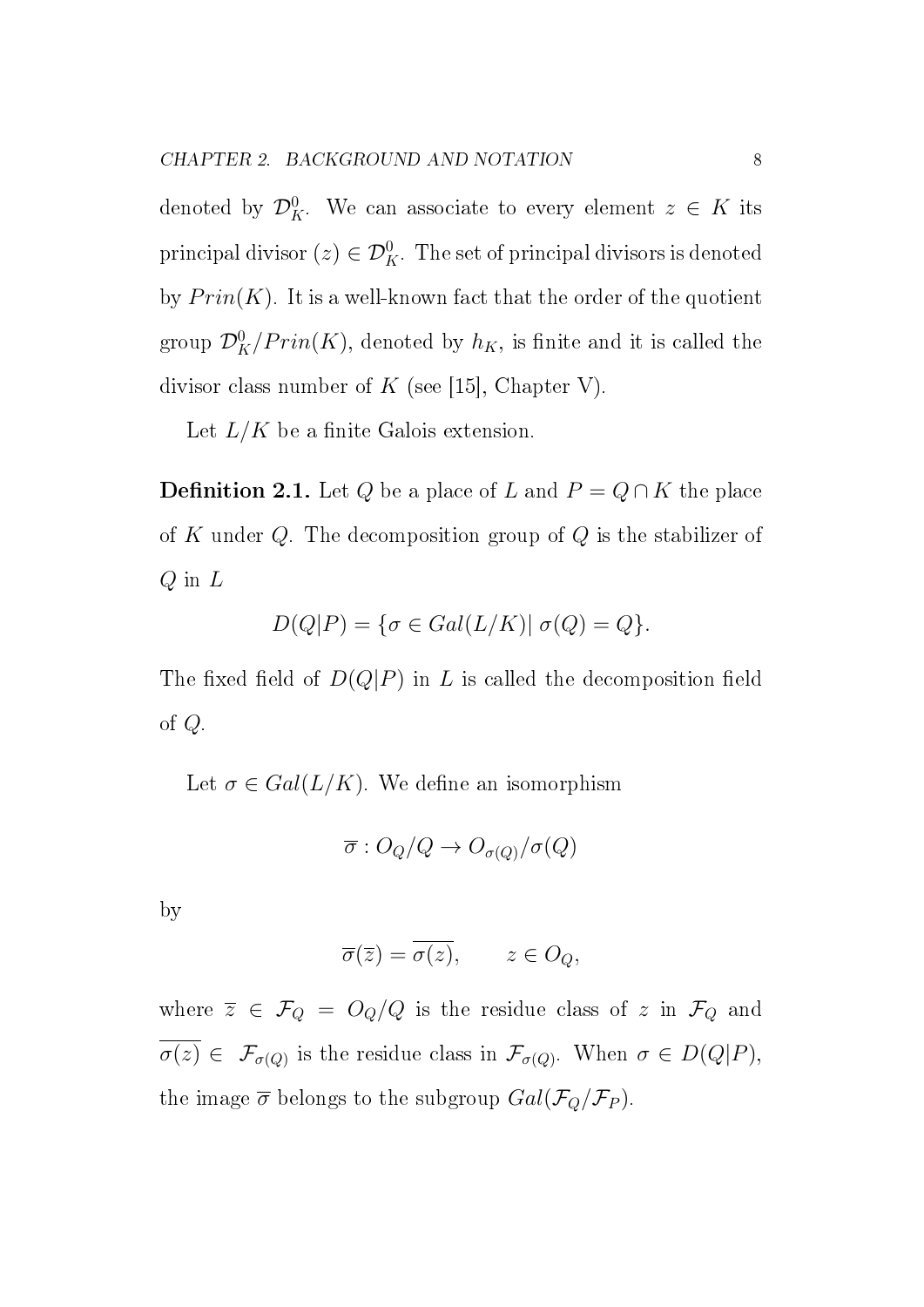denoted by $\mathcal{D}_K^0$. We can associate to every element $z \in K$ its principal divisor $(z) \in \mathcal{D}_K^0$. The set of principal divisors is denoted by $Prin(K)$. It is a well-known fact that the order of the quotient group $\mathcal{D}_K^0/Prin(K)$, denoted by $h_K$, is finite and it is called the divisor class number of $K$ (see [15], Chapter V).

Let $L/K$ be a finite Galois extension.

**Definition 2.1.** Let $Q$ be a place of $L$ and $P = Q \cap K$ the place of $K$ under $Q$. The decomposition group of $Q$ is the stabilizer of $Q$ in $L$

$$D(Q|P) = \{\sigma \in Gal(L/K) |\ \sigma(Q) = Q\}.$$

The fixed field of $D(Q|P)$ in $L$ is called the decomposition field of $Q$.

Let $\sigma \in Gal(L/K)$. We define an isomorphism

$$\overline{\sigma} : O_Q/Q \to O_{\sigma(Q)}/\sigma(Q)$$

by

$$\overline{\sigma}(\overline{z}) = \overline{\sigma(z)}, \qquad z \in O_Q,$$

where $\overline{z} \in \mathcal{F}_Q = O_Q/Q$ is the residue class of $z$ in $\mathcal{F}_Q$ and $\overline{\sigma(z)} \in \mathcal{F}_{\sigma(Q)}$ is the residue class in $\mathcal{F}_{\sigma(Q)}$. When $\sigma \in D(Q|P)$, the image $\overline{\sigma}$ belongs to the subgroup $Gal(\mathcal{F}_Q/\mathcal{F}_P)$.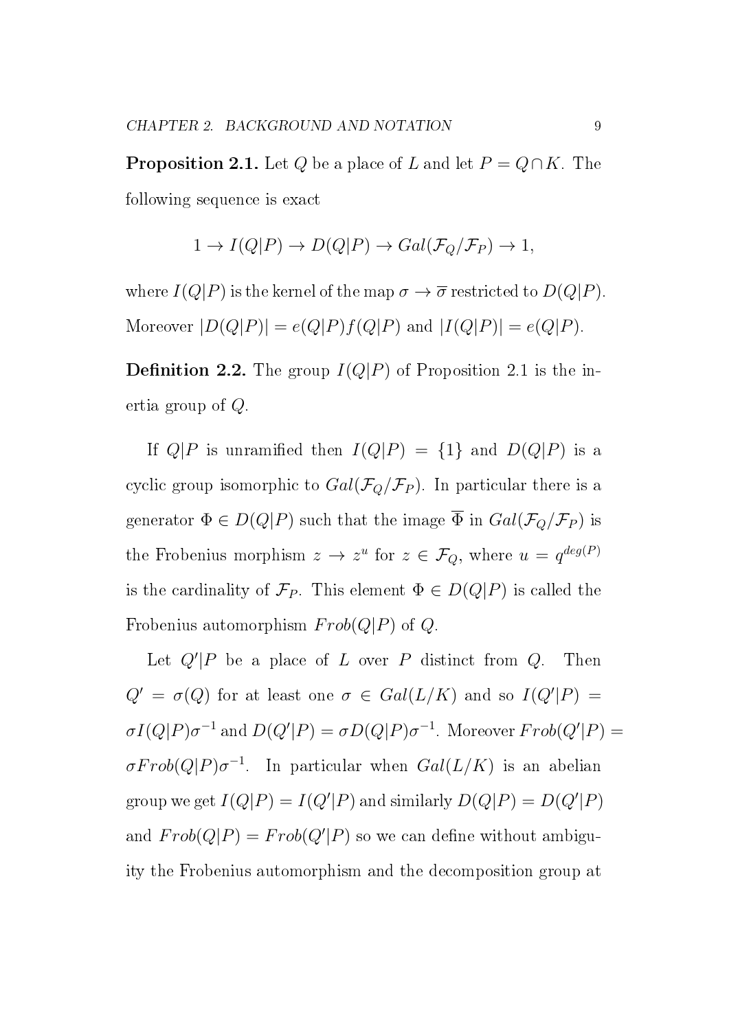**Proposition 2.1.** Let $Q$ be a place of $L$ and let $P = Q \cap K$. The following sequence is exact

$$1 \to I(Q|P) \to D(Q|P) \to Gal(\mathcal{F}_Q/\mathcal{F}_P) \to 1,$$

where $I(Q|P)$ is the kernel of the map $\sigma \to \overline{\sigma}$ restricted to $D(Q|P)$. Moreover $|D(Q|P)| = e(Q|P)f(Q|P)$ and $|I(Q|P)| = e(Q|P)$.

**Definition 2.2.** The group $I(Q|P)$ of Proposition 2.1 is the inertia group of $Q$.

If $Q|P$ is unramified then $I(Q|P) = \{1\}$ and $D(Q|P)$ is a cyclic group isomorphic to $Gal(\mathcal{F}_Q/\mathcal{F}_P)$. In particular there is a generator $\Phi \in D(Q|P)$ such that the image $\overline{\Phi}$ in $Gal(\mathcal{F}_Q/\mathcal{F}_P)$ is the Frobenius morphism $z \to z^u$ for $z \in \mathcal{F}_Q$, where $u = q^{deg(P)}$ is the cardinality of $\mathcal{F}_P$. This element $\Phi \in D(Q|P)$ is called the Frobenius automorphism $Frob(Q|P)$ of $Q$.

Let $Q'|P$ be a place of $L$ over $P$ distinct from $Q$. Then $Q' = \sigma(Q)$ for at least one $\sigma \in Gal(L/K)$ and so $I(Q'|P) = \sigma I(Q|P)\sigma^{-1}$ and $D(Q'|P) = \sigma D(Q|P)\sigma^{-1}$. Moreover $Frob(Q'|P) = \sigma Frob(Q|P)\sigma^{-1}$. In particular when $Gal(L/K)$ is an abelian group we get $I(Q|P) = I(Q'|P)$ and similarly $D(Q|P) = D(Q'|P)$ and $Frob(Q|P) = Frob(Q'|P)$ so we can define without ambiguity the Frobenius automorphism and the decomposition group at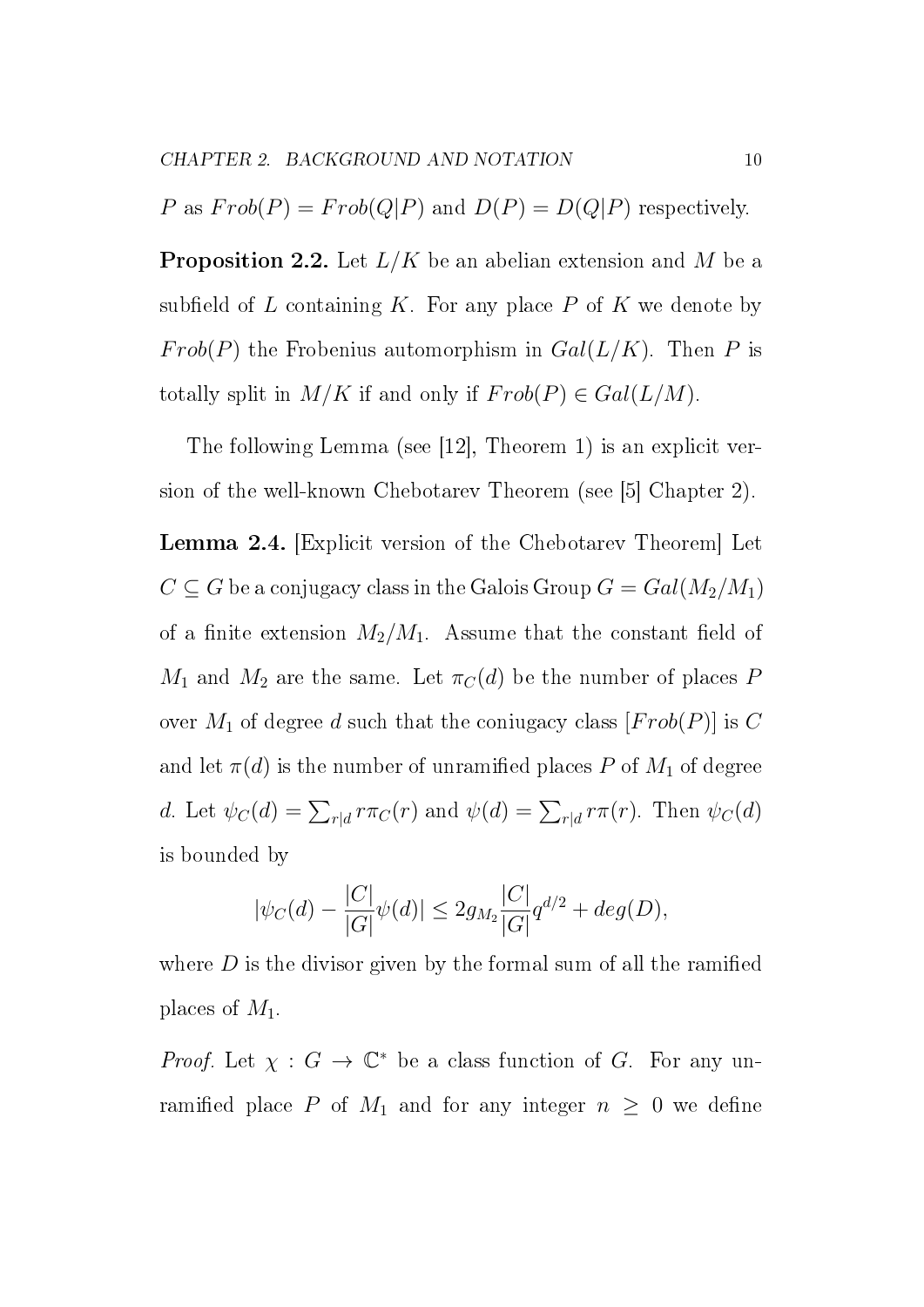$P$ as $Frob(P) = Frob(Q|P)$ and $D(P) = D(Q|P)$ respectively.

**Proposition 2.2.** Let $L/K$ be an abelian extension and $M$ be a subfield of $L$ containing $K$. For any place $P$ of $K$ we denote by $Frob(P)$ the Frobenius automorphism in $Gal(L/K)$. Then $P$ is totally split in $M/K$ if and only if $Frob(P) \in Gal(L/M)$.

The following Lemma (see [12], Theorem 1) is an explicit version of the well-known Chebotarev Theorem (see [5] Chapter 2).

**Lemma 2.4.** [Explicit version of the Chebotarev Theorem] Let $C \subseteq G$ be a conjugacy class in the Galois Group $G = Gal(M_2/M_1)$ of a finite extension $M_2/M_1$. Assume that the constant field of $M_1$ and $M_2$ are the same. Let $\pi_C(d)$ be the number of places $P$ over $M_1$ of degree $d$ such that the coniugacy class $[Frob(P)]$ is $C$ and let $\pi(d)$ is the number of unramified places $P$ of $M_1$ of degree $d$. Let $\psi_C(d) = \sum_{r|d} r\pi_C(r)$ and $\psi(d) = \sum_{r|d} r\pi(r)$. Then $\psi_C(d)$ is bounded by

$$|\psi_C(d) - \frac{|C|}{|G|}\psi(d)| \leq 2g_{M_2}\frac{|C|}{|G|}q^{d/2} + deg(D),$$

where $D$ is the divisor given by the formal sum of all the ramified places of $M_1$.

*Proof.* Let $\chi : G \to \mathbb{C}^*$ be a class function of $G$. For any unramified place $P$ of $M_1$ and for any integer $n \geq 0$ we define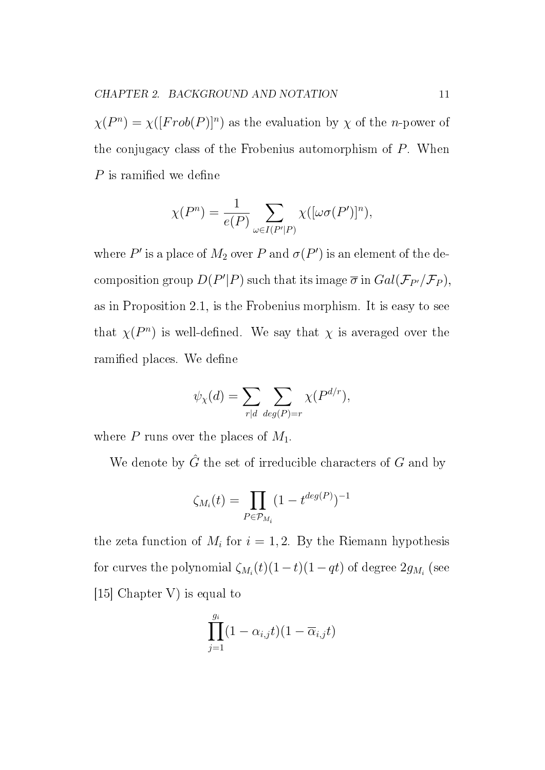$\chi(P^n) = \chi([Frob(P)]^n)$ as the evaluation by $\chi$ of the $n$-power of the conjugacy class of the Frobenius automorphism of $P$. When $P$ is ramified we define

$$\chi(P^n) = \frac{1}{e(P)} \sum_{\omega \in I(P'|P)} \chi([\omega\sigma(P')]^n),$$

where $P'$ is a place of $M_2$ over $P$ and $\sigma(P')$ is an element of the decomposition group $D(P'|P)$ such that its image $\overline{\sigma}$ in $Gal(\mathcal{F}_{P'}/\mathcal{F}_P)$, as in Proposition 2.1, is the Frobenius morphism. It is easy to see that $\chi(P^n)$ is well-defined. We say that $\chi$ is averaged over the ramified places. We define

$$\psi_\chi(d) = \sum_{r|d} \sum_{deg(P)=r} \chi(P^{d/r}),$$

where $P$ runs over the places of $M_1$.

We denote by $\hat{G}$ the set of irreducible characters of $G$ and by

$$\zeta_{M_i}(t) = \prod_{P \in \mathcal{P}_{M_i}} (1 - t^{deg(P)})^{-1}$$

the zeta function of $M_i$ for $i = 1, 2$. By the Riemann hypothesis for curves the polynomial $\zeta_{M_i}(t)(1-t)(1-qt)$ of degree $2g_{M_i}$ (see [15] Chapter V) is equal to

$$\prod_{j=1}^{g_i} (1 - \alpha_{i,j}t)(1 - \overline{\alpha}_{i,j}t)$$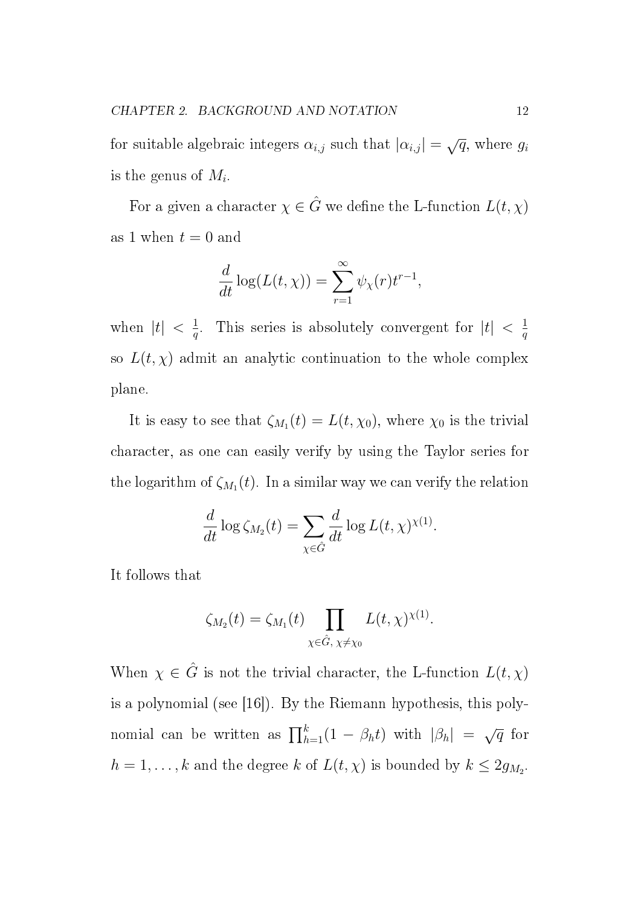for suitable algebraic integers $\alpha_{i,j}$ such that $|\alpha_{i,j}| = \sqrt{q}$, where $g_i$ is the genus of $M_i$.

For a given a character $\chi \in \hat{G}$ we define the L-function $L(t, \chi)$ as 1 when $t = 0$ and

$$\frac{d}{dt} \log(L(t, \chi)) = \sum_{r=1}^{\infty} \psi_\chi(r) t^{r-1},$$

when $|t| < \frac{1}{q}$. This series is absolutely convergent for $|t| < \frac{1}{q}$ so $L(t, \chi)$ admit an analytic continuation to the whole complex plane.

It is easy to see that $\zeta_{M_1}(t) = L(t, \chi_0)$, where $\chi_0$ is the trivial character, as one can easily verify by using the Taylor series for the logarithm of $\zeta_{M_1}(t)$. In a similar way we can verify the relation

$$\frac{d}{dt} \log \zeta_{M_2}(t) = \sum_{\chi \in \hat{G}} \frac{d}{dt} \log L(t, \chi)^{\chi(1)}.$$

It follows that

$$\zeta_{M_2}(t) = \zeta_{M_1}(t) \prod_{\chi \in \hat{G},\, \chi \neq \chi_0} L(t, \chi)^{\chi(1)}.$$

When $\chi \in \hat{G}$ is not the trivial character, the L-function $L(t, \chi)$ is a polynomial (see [16]). By the Riemann hypothesis, this polynomial can be written as $\prod_{h=1}^{k}(1 - \beta_h t)$ with $|\beta_h| = \sqrt{q}$ for $h = 1, \ldots, k$ and the degree $k$ of $L(t, \chi)$ is bounded by $k \leq 2g_{M_2}$.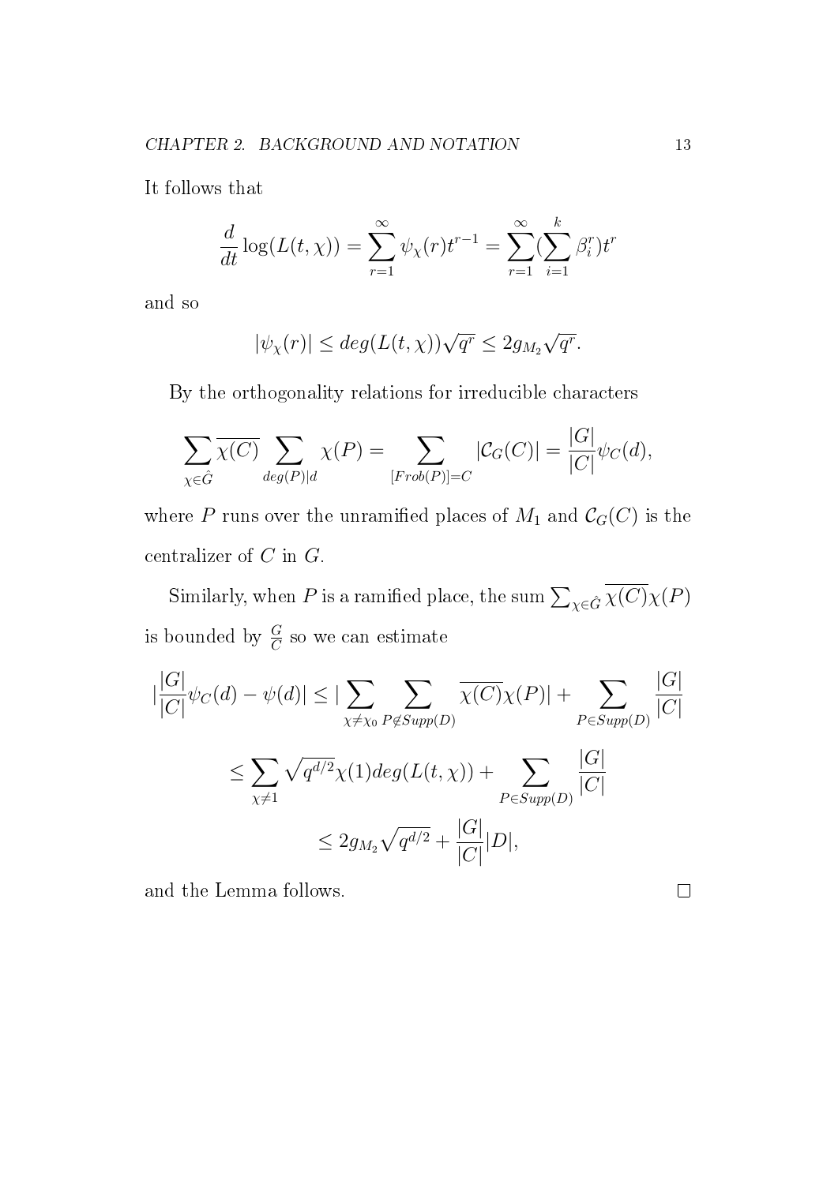It follows that

$$\frac{d}{dt}\log(L(t,\chi)) = \sum_{r=1}^{\infty} \psi_\chi(r) t^{r-1} = \sum_{r=1}^{\infty} (\sum_{i=1}^{k} \beta_i^r) t^r$$

and so

$$|\psi_\chi(r)| \leq deg(L(t,\chi))\sqrt{q^r} \leq 2g_{M_2}\sqrt{q^r}.$$

By the orthogonality relations for irreducible characters

$$\sum_{\chi \in \hat{G}} \overline{\chi(C)} \sum_{deg(P)|d} \chi(P) = \sum_{[Frob(P)]=C} |\mathcal{C}_G(C)| = \frac{|G|}{|C|}\psi_C(d),$$

where $P$ runs over the unramified places of $M_1$ and $\mathcal{C}_G(C)$ is the centralizer of $C$ in $G$.

Similarly, when $P$ is a ramified place, the sum $\sum_{\chi \in \hat{G}} \overline{\chi(C)}\chi(P)$ is bounded by $\frac{G}{C}$ so we can estimate

$$\begin{aligned}
|\frac{|G|}{|C|}\psi_C(d) - \psi(d)| &\leq |\sum_{\chi \neq \chi_0} \sum_{P \notin Supp(D)} \overline{\chi(C)}\chi(P)| + \sum_{P \in Supp(D)} \frac{|G|}{|C|} \\
&\leq \sum_{\chi \neq 1} \sqrt{q^{d/2}}\chi(1) deg(L(t,\chi)) + \sum_{P \in Supp(D)} \frac{|G|}{|C|} \\
&\leq 2g_{M_2}\sqrt{q^{d/2}} + \frac{|G|}{|C|}|D|,
\end{aligned}$$

and the Lemma follows. □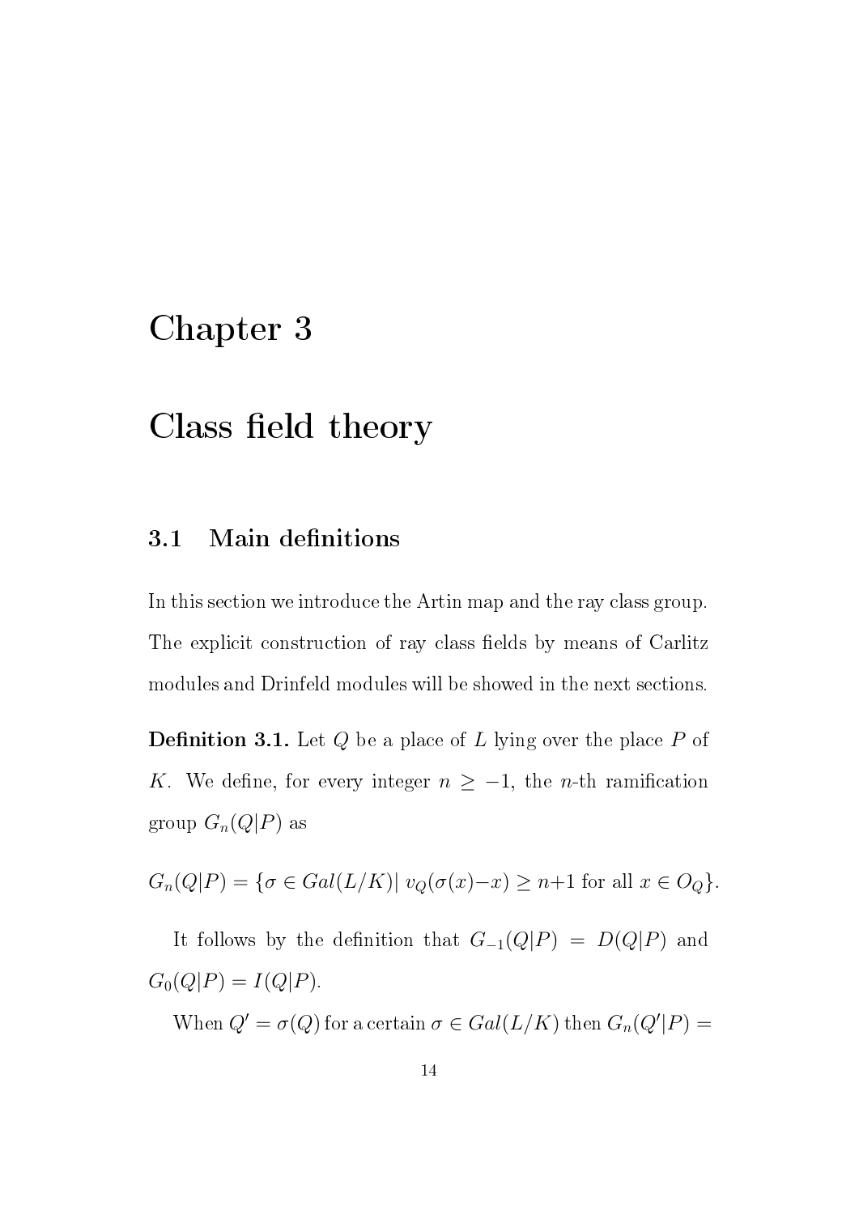# Chapter 3

# Class field theory

## 3.1 Main definitions

In this section we introduce the Artin map and the ray class group. The explicit construction of ray class fields by means of Carlitz modules and Drinfeld modules will be showed in the next sections.

**Definition 3.1.** Let $Q$ be a place of $L$ lying over the place $P$ of $K$. We define, for every integer $n \geq -1$, the $n$-th ramification group $G_n(Q|P)$ as

$$G_n(Q|P) = \{\sigma \in Gal(L/K) |\ v_Q(\sigma(x) - x) \geq n+1 \text{ for all } x \in O_Q\}.$$

It follows by the definition that $G_{-1}(Q|P) = D(Q|P)$ and $G_0(Q|P) = I(Q|P)$.

When $Q' = \sigma(Q)$ for a certain $\sigma \in Gal(L/K)$ then $G_n(Q'|P) =$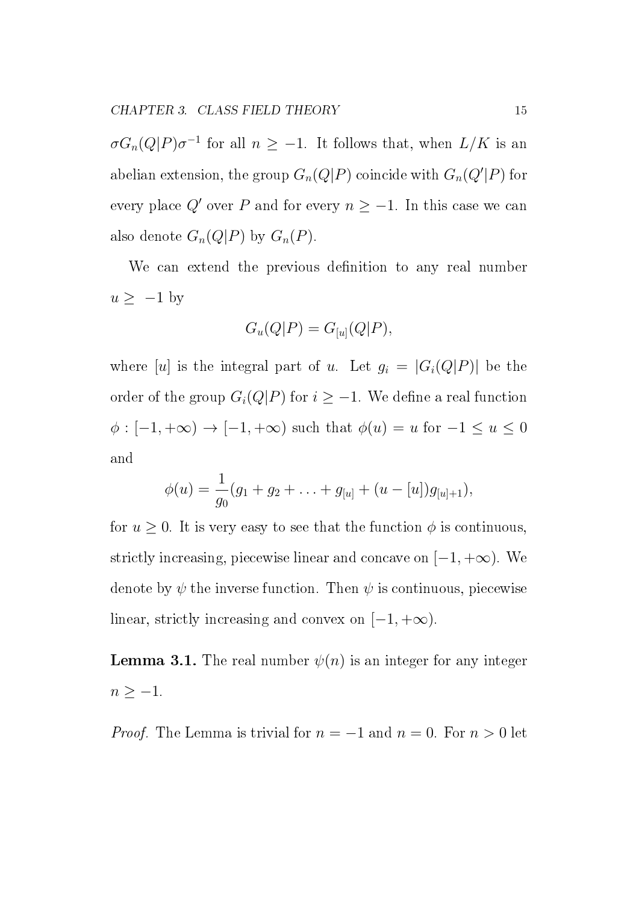$\sigma G_n(Q|P)\sigma^{-1}$ for all $n \geq -1$. It follows that, when $L/K$ is an abelian extension, the group $G_n(Q|P)$ coincide with $G_n(Q'|P)$ for every place $Q'$ over $P$ and for every $n \geq -1$. In this case we can also denote $G_n(Q|P)$ by $G_n(P)$.

We can extend the previous definition to any real number $u \geq -1$ by

$$G_u(Q|P) = G_{[u]}(Q|P),$$

where $[u]$ is the integral part of $u$. Let $g_i = |G_i(Q|P)|$ be the order of the group $G_i(Q|P)$ for $i \geq -1$. We define a real function $\phi : [-1, +\infty) \to [-1, +\infty)$ such that $\phi(u) = u$ for $-1 \leq u \leq 0$ and

$$\phi(u) = \frac{1}{g_0}(g_1 + g_2 + \ldots + g_{[u]} + (u - [u])g_{[u]+1}),$$

for $u \geq 0$. It is very easy to see that the function $\phi$ is continuous, strictly increasing, piecewise linear and concave on $[-1, +\infty)$. We denote by $\psi$ the inverse function. Then $\psi$ is continuous, piecewise linear, strictly increasing and convex on $[-1, +\infty)$.

**Lemma 3.1.** The real number $\psi(n)$ is an integer for any integer $n \geq -1$.

*Proof.* The Lemma is trivial for $n = -1$ and $n = 0$. For $n > 0$ let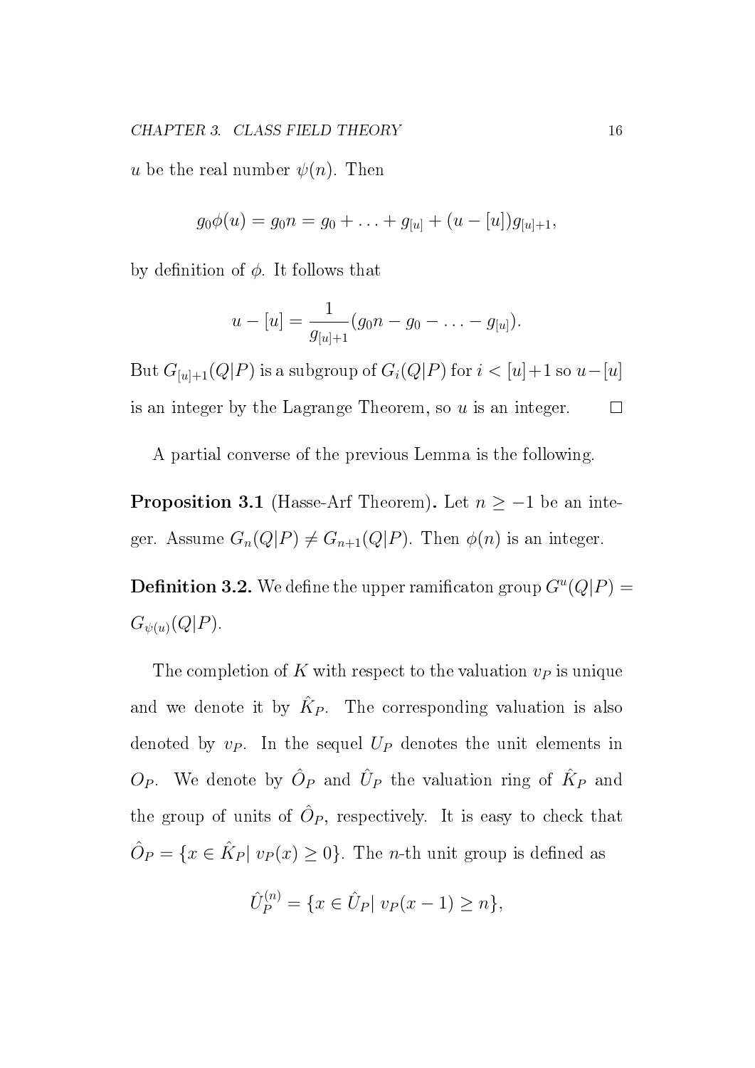$u$ be the real number $\psi(n)$. Then

$$g_0\phi(u) = g_0 n = g_0 + \ldots + g_{[u]} + (u - [u])g_{[u]+1},$$

by definition of $\phi$. It follows that

$$u - [u] = \frac{1}{g_{[u]+1}}(g_0 n - g_0 - \ldots - g_{[u]}).$$

But $G_{[u]+1}(Q|P)$ is a subgroup of $G_i(Q|P)$ for $i < [u]+1$ so $u-[u]$ is an integer by the Lagrange Theorem, so $u$ is an integer. $\square$

A partial converse of the previous Lemma is the following.

**Proposition 3.1** (Hasse-Arf Theorem)**.** Let $n \geq -1$ be an integer. Assume $G_n(Q|P) \neq G_{n+1}(Q|P)$. Then $\phi(n)$ is an integer.

**Definition 3.2.** We define the upper ramificaton group $G^u(Q|P) = G_{\psi(u)}(Q|P)$.

The completion of $K$ with respect to the valuation $v_P$ is unique and we denote it by $\hat{K}_P$. The corresponding valuation is also denoted by $v_P$. In the sequel $U_P$ denotes the unit elements in $O_P$. We denote by $\hat{O}_P$ and $\hat{U}_P$ the valuation ring of $\hat{K}_P$ and the group of units of $\hat{O}_P$, respectively. It is easy to check that $\hat{O}_P = \{x \in \hat{K}_P | \ v_P(x) \geq 0\}$. The $n$-th unit group is defined as

$$\hat{U}_P^{(n)} = \{x \in \hat{U}_P | \ v_P(x-1) \geq n\},$$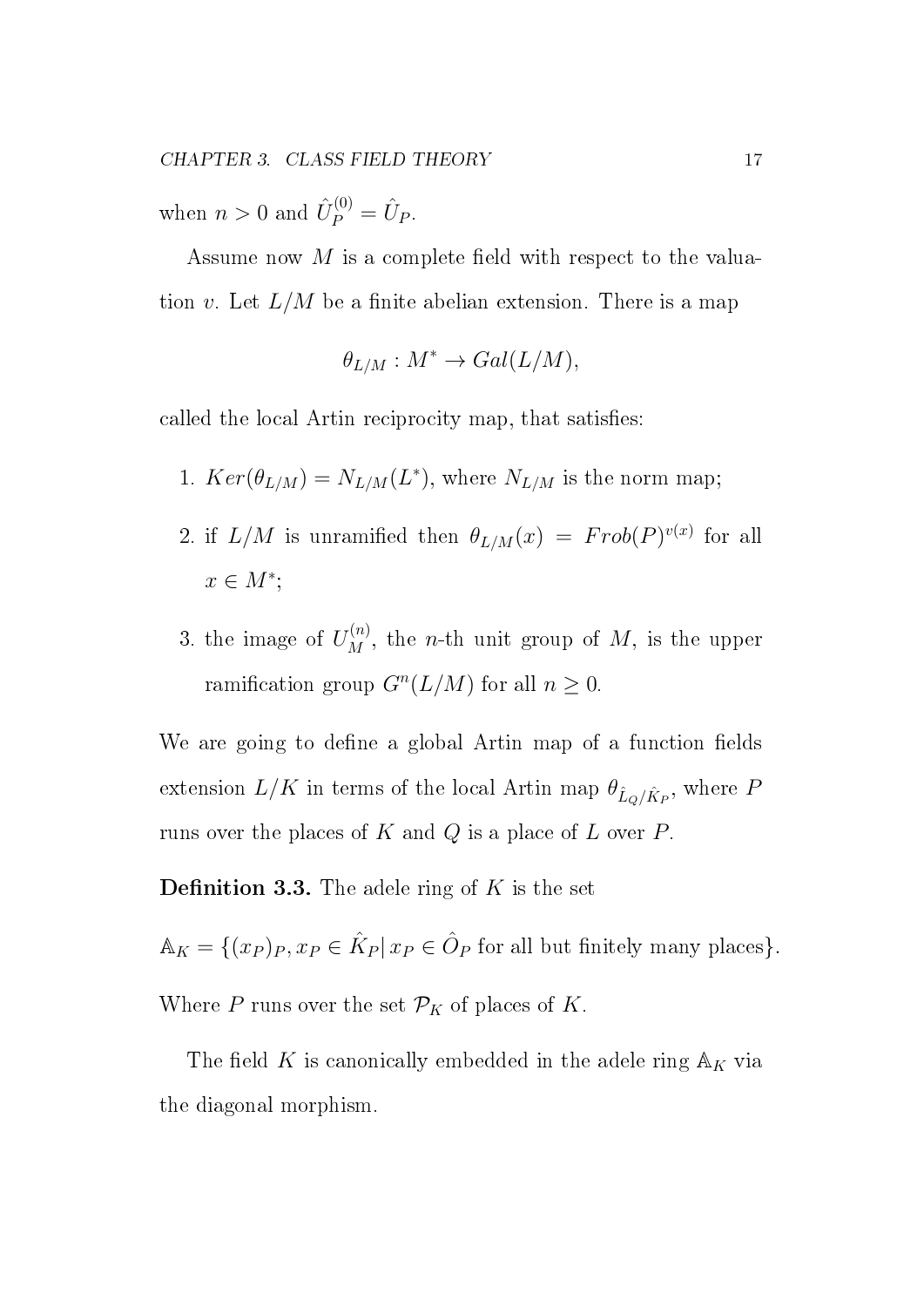when $n > 0$ and $\hat{U}_P^{(0)} = \hat{U}_P$.

Assume now $M$ is a complete field with respect to the valuation $v$. Let $L/M$ be a finite abelian extension. There is a map

$$\theta_{L/M} : M^* \to Gal(L/M),$$

called the local Artin reciprocity map, that satisfies:

1. $Ker(\theta_{L/M}) = N_{L/M}(L^*)$, where $N_{L/M}$ is the norm map;
2. if $L/M$ is unramified then $\theta_{L/M}(x) = Frob(P)^{v(x)}$ for all $x \in M^*$;
3. the image of $U_M^{(n)}$, the $n$-th unit group of $M$, is the upper ramification group $G^n(L/M)$ for all $n \geq 0$.

We are going to define a global Artin map of a function fields extension $L/K$ in terms of the local Artin map $\theta_{\hat{L}_Q/\hat{K}_P}$, where $P$ runs over the places of $K$ and $Q$ is a place of $L$ over $P$.

**Definition 3.3.** The adele ring of $K$ is the set

$\mathbb{A}_K = \{(x_P)_P, x_P \in \hat{K}_P | \, x_P \in \hat{O}_P$ for all but finitely many places$\}$.

Where $P$ runs over the set $\mathcal{P}_K$ of places of $K$.

The field $K$ is canonically embedded in the adele ring $\mathbb{A}_K$ via the diagonal morphism.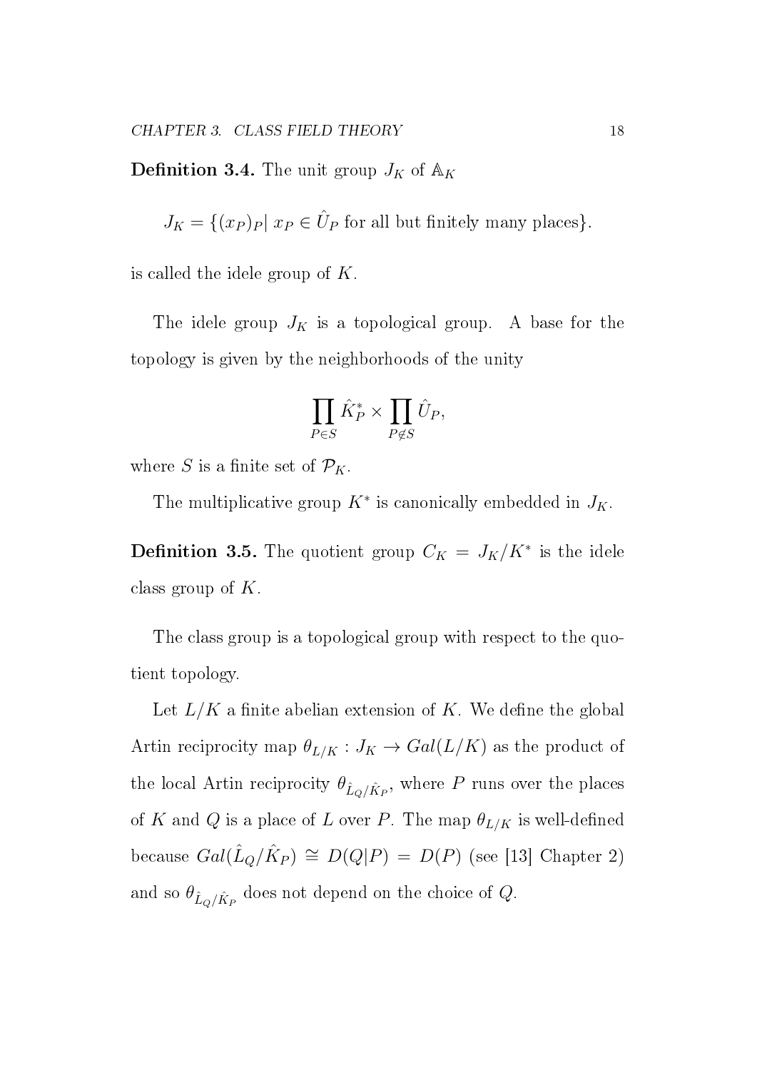**Definition 3.4.** The unit group $J_K$ of $\mathbb{A}_K$

$$J_K = \{(x_P)_P |\ x_P \in \hat{U}_P \text{ for all but finitely many places}\}.$$

is called the idele group of $K$.

The idele group $J_K$ is a topological group. A base for the topology is given by the neighborhoods of the unity

$$\prod_{P \in S} \hat{K}_P^* \times \prod_{P \notin S} \hat{U}_P,$$

where $S$ is a finite set of $\mathcal{P}_K$.

The multiplicative group $K^*$ is canonically embedded in $J_K$.

**Definition 3.5.** The quotient group $C_K = J_K/K^*$ is the idele class group of $K$.

The class group is a topological group with respect to the quotient topology.

Let $L/K$ a finite abelian extension of $K$. We define the global Artin reciprocity map $\theta_{L/K} : J_K \to Gal(L/K)$ as the product of the local Artin reciprocity $\theta_{\hat{L}_Q/\hat{K}_P}$, where $P$ runs over the places of $K$ and $Q$ is a place of $L$ over $P$. The map $\theta_{L/K}$ is well-defined because $Gal(\hat{L}_Q/\hat{K}_P) \cong D(Q|P) = D(P)$ (see [13] Chapter 2) and so $\theta_{\hat{L}_Q/\hat{K}_P}$ does not depend on the choice of $Q$.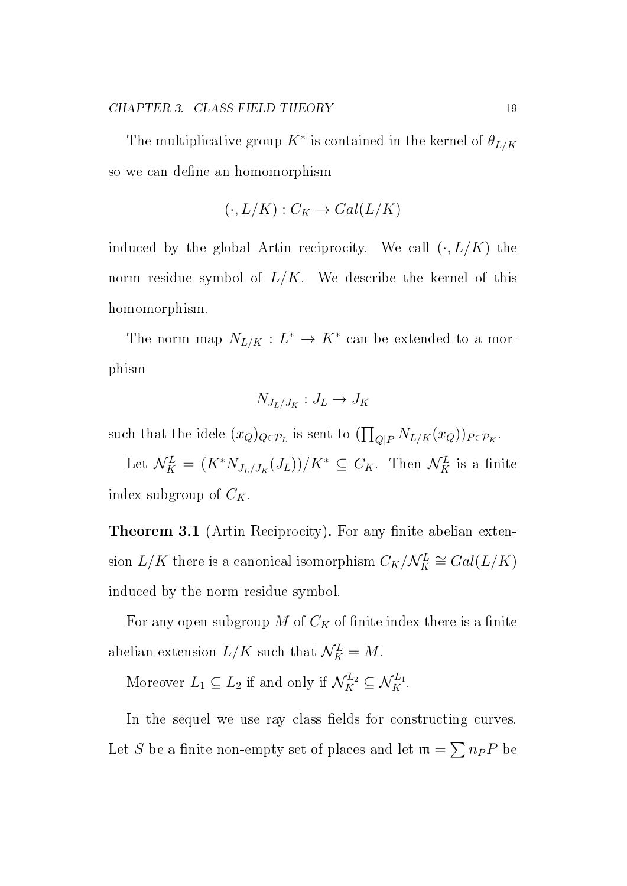The multiplicative group $K^*$ is contained in the kernel of $\theta_{L/K}$ so we can define an homomorphism

$$(\cdot, L/K) : C_K \to Gal(L/K)$$

induced by the global Artin reciprocity. We call $(\cdot, L/K)$ the norm residue symbol of $L/K$. We describe the kernel of this homomorphism.

The norm map $N_{L/K} : L^* \to K^*$ can be extended to a morphism

$$N_{J_L/J_K} : J_L \to J_K$$

such that the idele $(x_Q)_{Q \in \mathcal{P}_L}$ is sent to $(\prod_{Q|P} N_{L/K}(x_Q))_{P \in \mathcal{P}_K}$.

Let $\mathcal{N}_K^L = (K^* N_{J_L/J_K}(J_L))/K^* \subseteq C_K$. Then $\mathcal{N}_K^L$ is a finite index subgroup of $C_K$.

**Theorem 3.1** (Artin Reciprocity)**.** For any finite abelian extension $L/K$ there is a canonical isomorphism $C_K/\mathcal{N}_K^L \cong Gal(L/K)$ induced by the norm residue symbol.

For any open subgroup $M$ of $C_K$ of finite index there is a finite abelian extension $L/K$ such that $\mathcal{N}_K^L = M$.

Moreover $L_1 \subseteq L_2$ if and only if $\mathcal{N}_K^{L_2} \subseteq \mathcal{N}_K^{L_1}$.

In the sequel we use ray class fields for constructing curves. Let $S$ be a finite non-empty set of places and let $\mathfrak{m} = \sum n_P P$ be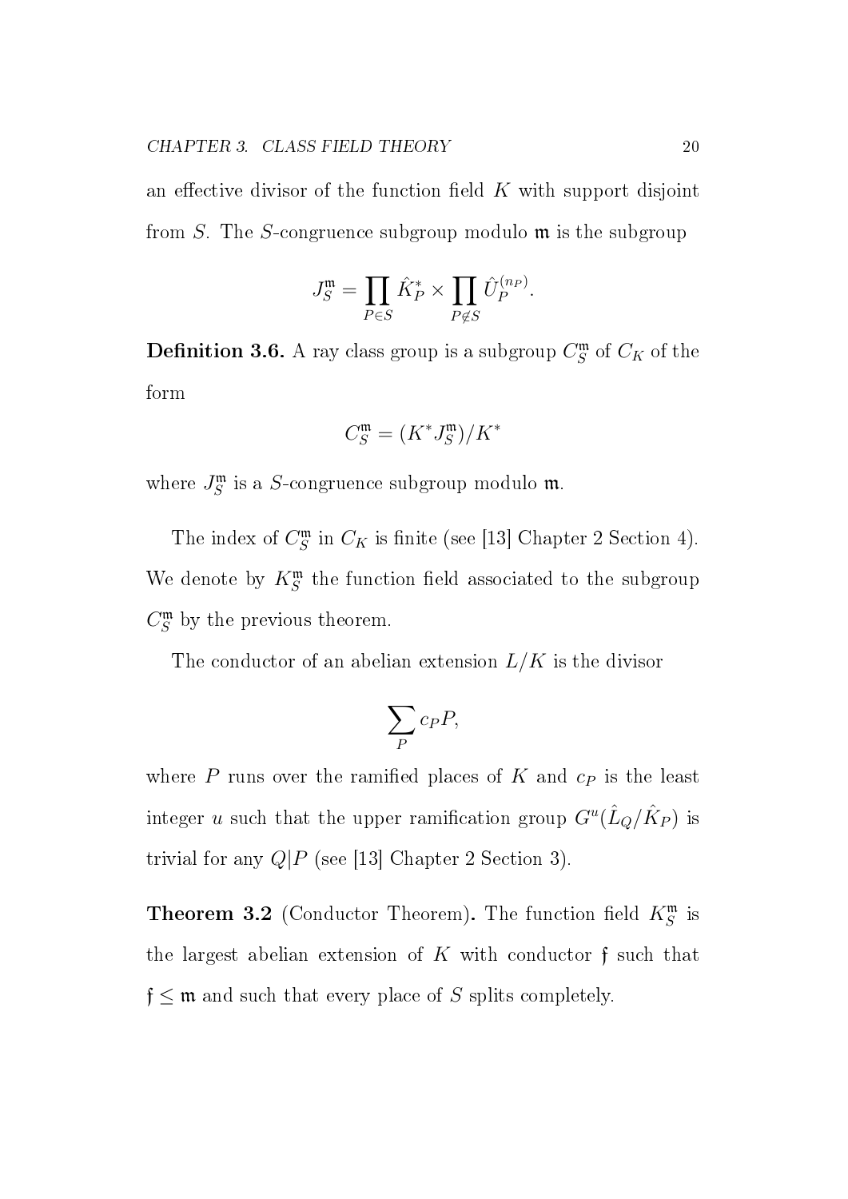an effective divisor of the function field $K$ with support disjoint from $S$. The $S$-congruence subgroup modulo $\mathfrak{m}$ is the subgroup

$$J_S^{\mathfrak{m}} = \prod_{P \in S} \hat{K}_P^* \times \prod_{P \notin S} \hat{U}_P^{(n_P)}.$$

**Definition 3.6.** A ray class group is a subgroup $C_S^{\mathfrak{m}}$ of $C_K$ of the form

$$C_S^{\mathfrak{m}} = (K^* J_S^{\mathfrak{m}})/K^*$$

where $J_S^{\mathfrak{m}}$ is a $S$-congruence subgroup modulo $\mathfrak{m}$.

The index of $C_S^{\mathfrak{m}}$ in $C_K$ is finite (see [13] Chapter 2 Section 4). We denote by $K_S^{\mathfrak{m}}$ the function field associated to the subgroup $C_S^{\mathfrak{m}}$ by the previous theorem.

The conductor of an abelian extension $L/K$ is the divisor

$$\sum_P c_P P,$$

where $P$ runs over the ramified places of $K$ and $c_P$ is the least integer $u$ such that the upper ramification group $G^u(\hat{L}_Q/\hat{K}_P)$ is trivial for any $Q|P$ (see [13] Chapter 2 Section 3).

**Theorem 3.2** (Conductor Theorem)**.** The function field $K_S^{\mathfrak{m}}$ is the largest abelian extension of $K$ with conductor $\mathfrak{f}$ such that $\mathfrak{f} \leq \mathfrak{m}$ and such that every place of $S$ splits completely.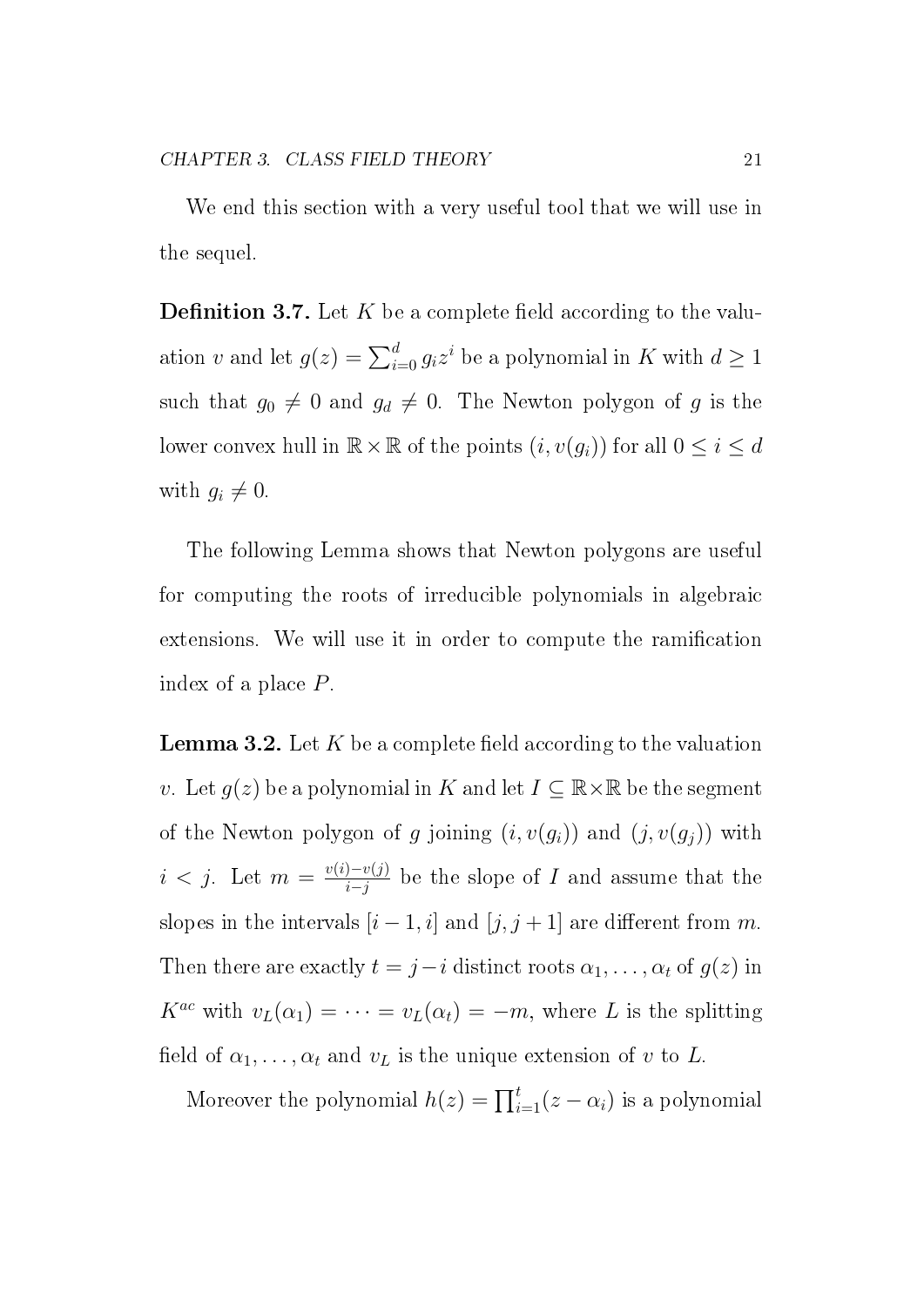We end this section with a very useful tool that we will use in the sequel.

**Definition 3.7.** Let $K$ be a complete field according to the valuation $v$ and let $g(z) = \sum_{i=0}^{d} g_i z^i$ be a polynomial in $K$ with $d \geq 1$ such that $g_0 \neq 0$ and $g_d \neq 0$. The Newton polygon of $g$ is the lower convex hull in $\mathbb{R} \times \mathbb{R}$ of the points $(i, v(g_i))$ for all $0 \leq i \leq d$ with $g_i \neq 0$.

The following Lemma shows that Newton polygons are useful for computing the roots of irreducible polynomials in algebraic extensions. We will use it in order to compute the ramification index of a place $P$.

**Lemma 3.2.** Let $K$ be a complete field according to the valuation $v$. Let $g(z)$ be a polynomial in $K$ and let $I \subseteq \mathbb{R} \times \mathbb{R}$ be the segment of the Newton polygon of $g$ joining $(i, v(g_i))$ and $(j, v(g_j))$ with $i < j$. Let $m = \frac{v(i)-v(j)}{i-j}$ be the slope of $I$ and assume that the slopes in the intervals $[i-1, i]$ and $[j, j+1]$ are different from $m$. Then there are exactly $t = j - i$ distinct roots $\alpha_1, \ldots, \alpha_t$ of $g(z)$ in $K^{ac}$ with $v_L(\alpha_1) = \cdots = v_L(\alpha_t) = -m$, where $L$ is the splitting field of $\alpha_1, \ldots, \alpha_t$ and $v_L$ is the unique extension of $v$ to $L$.

Moreover the polynomial $h(z) = \prod_{i=1}^{t}(z - \alpha_i)$ is a polynomial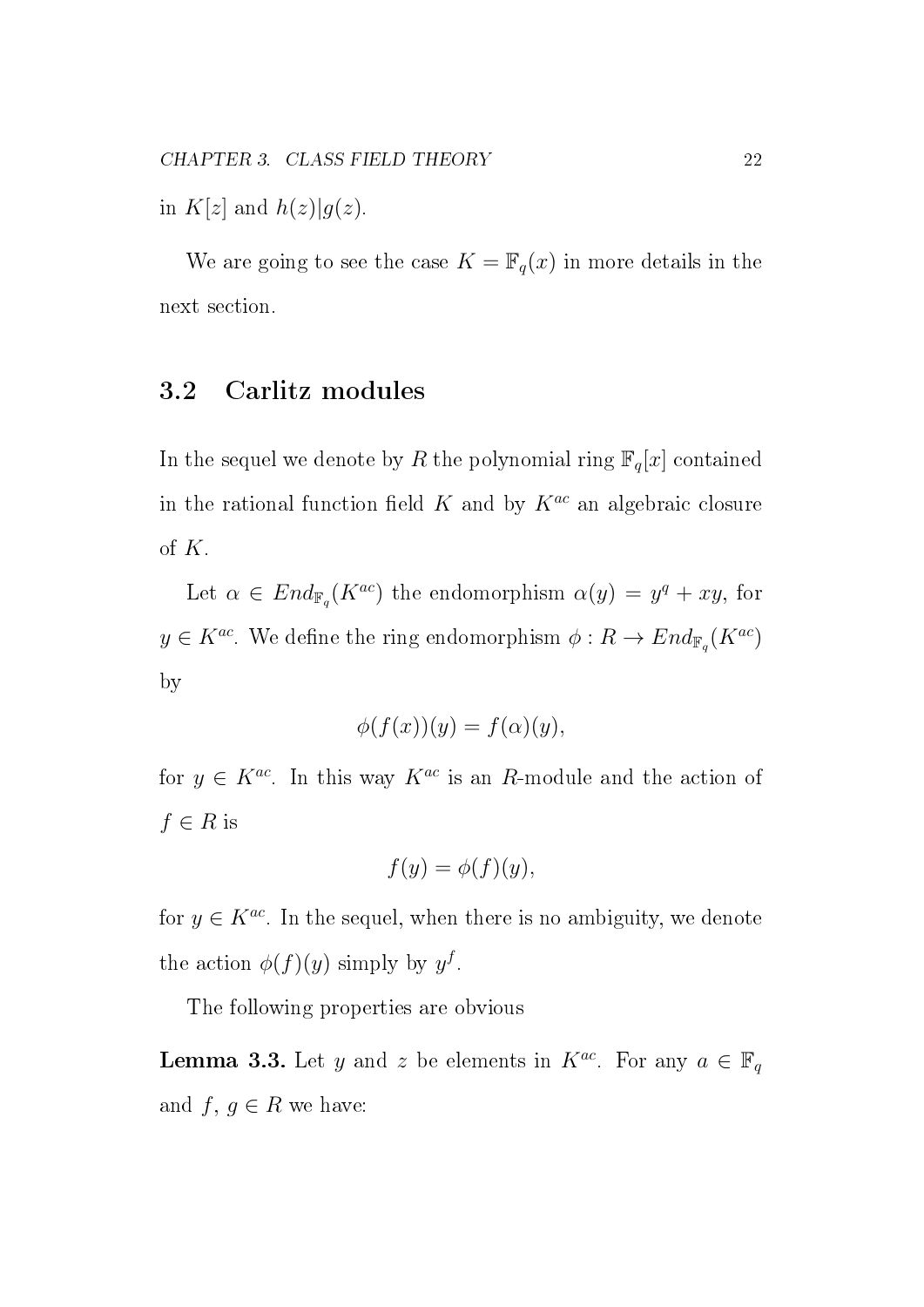in $K[z]$ and $h(z)|g(z)$.

We are going to see the case $K = \mathbb{F}_q(x)$ in more details in the next section.

## 3.2 Carlitz modules

In the sequel we denote by $R$ the polynomial ring $\mathbb{F}_q[x]$ contained in the rational function field $K$ and by $K^{ac}$ an algebraic closure of $K$.

Let $\alpha \in End_{\mathbb{F}_q}(K^{ac})$ the endomorphism $\alpha(y) = y^q + xy$, for $y \in K^{ac}$. We define the ring endomorphism $\phi : R \to End_{\mathbb{F}_q}(K^{ac})$ by

$$\phi(f(x))(y) = f(\alpha)(y),$$

for $y \in K^{ac}$. In this way $K^{ac}$ is an $R$-module and the action of $f \in R$ is

$$f(y) = \phi(f)(y),$$

for $y \in K^{ac}$. In the sequel, when there is no ambiguity, we denote the action $\phi(f)(y)$ simply by $y^f$.

The following properties are obvious

**Lemma 3.3.** Let $y$ and $z$ be elements in $K^{ac}$. For any $a \in \mathbb{F}_q$ and $f,\ g \in R$ we have: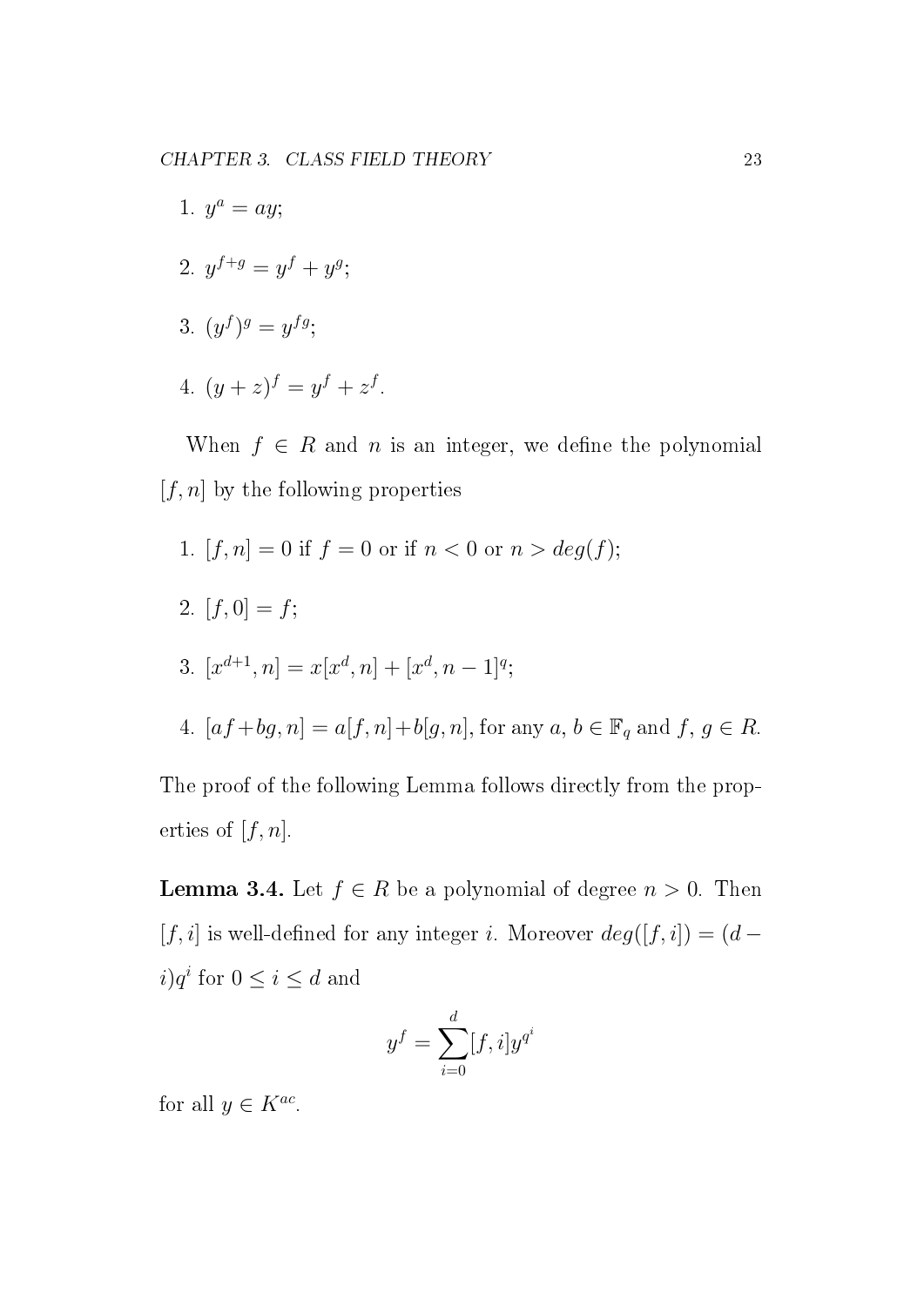1. $y^a = ay$;

2. $y^{f+g} = y^f + y^g$;

3. $(y^f)^g = y^{fg}$;

4. $(y+z)^f = y^f + z^f$.

When $f \in R$ and $n$ is an integer, we define the polynomial $[f, n]$ by the following properties

1. $[f, n] = 0$ if $f = 0$ or if $n < 0$ or $n > deg(f)$;

2. $[f, 0] = f$;

3. $[x^{d+1}, n] = x[x^d, n] + [x^d, n-1]^q$;

4. $[af + bg, n] = a[f, n] + b[g, n]$, for any $a$, $b \in \mathbb{F}_q$ and $f$, $g \in R$.

The proof of the following Lemma follows directly from the properties of $[f, n]$.

**Lemma 3.4.** Let $f \in R$ be a polynomial of degree $n > 0$. Then $[f, i]$ is well-defined for any integer $i$. Moreover $deg([f, i]) = (d - i)q^i$ for $0 \leq i \leq d$ and

$$y^f = \sum_{i=0}^{d} [f, i] y^{q^i}$$

for all $y \in K^{ac}$.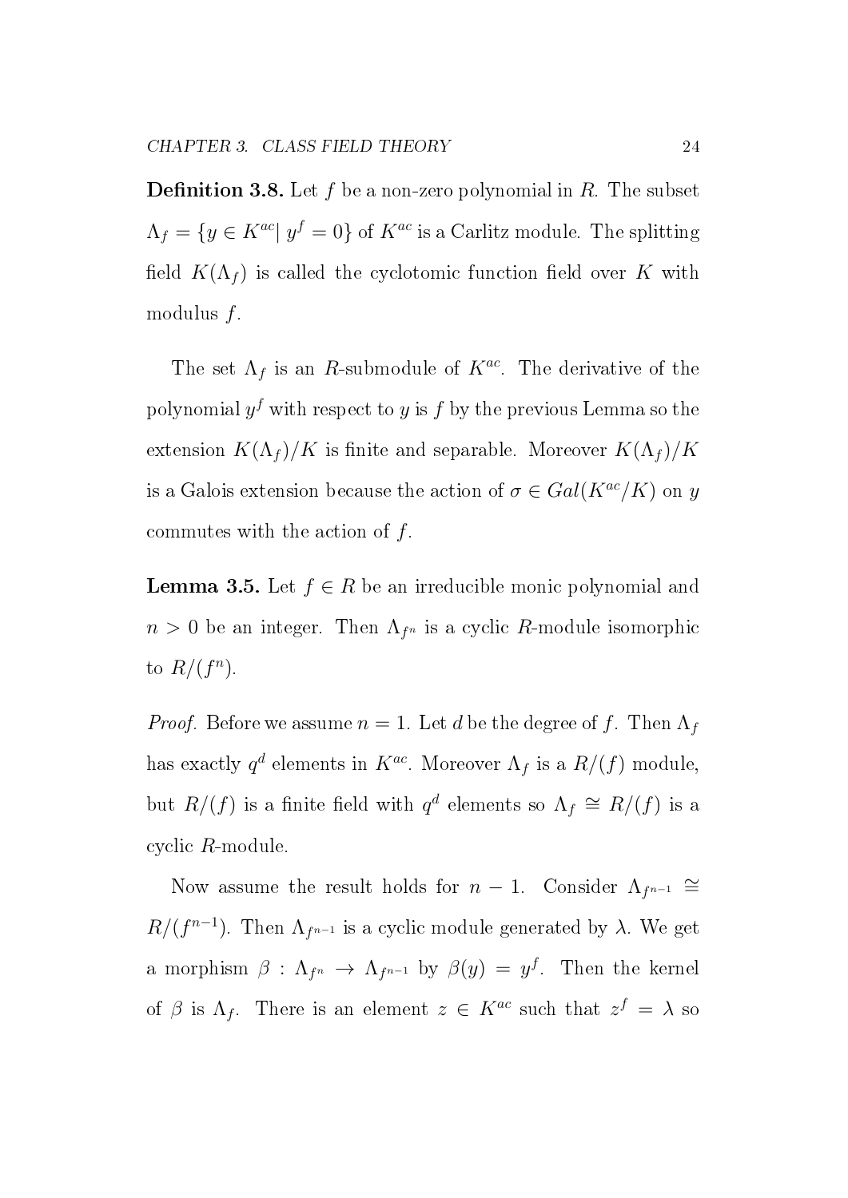**Definition 3.8.** Let $f$ be a non-zero polynomial in $R$. The subset $\Lambda_f = \{y \in K^{ac} | \ y^f = 0\}$ of $K^{ac}$ is a Carlitz module. The splitting field $K(\Lambda_f)$ is called the cyclotomic function field over $K$ with modulus $f$.

The set $\Lambda_f$ is an $R$-submodule of $K^{ac}$. The derivative of the polynomial $y^f$ with respect to $y$ is $f$ by the previous Lemma so the extension $K(\Lambda_f)/K$ is finite and separable. Moreover $K(\Lambda_f)/K$ is a Galois extension because the action of $\sigma \in Gal(K^{ac}/K)$ on $y$ commutes with the action of $f$.

**Lemma 3.5.** Let $f \in R$ be an irreducible monic polynomial and $n > 0$ be an integer. Then $\Lambda_{f^n}$ is a cyclic $R$-module isomorphic to $R/(f^n)$.

*Proof.* Before we assume $n = 1$. Let $d$ be the degree of $f$. Then $\Lambda_f$ has exactly $q^d$ elements in $K^{ac}$. Moreover $\Lambda_f$ is a $R/(f)$ module, but $R/(f)$ is a finite field with $q^d$ elements so $\Lambda_f \cong R/(f)$ is a cyclic $R$-module.

Now assume the result holds for $n-1$. Consider $\Lambda_{f^{n-1}} \cong R/(f^{n-1})$. Then $\Lambda_{f^{n-1}}$ is a cyclic module generated by $\lambda$. We get a morphism $\beta : \Lambda_{f^n} \to \Lambda_{f^{n-1}}$ by $\beta(y) = y^f$. Then the kernel of $\beta$ is $\Lambda_f$. There is an element $z \in K^{ac}$ such that $z^f = \lambda$ so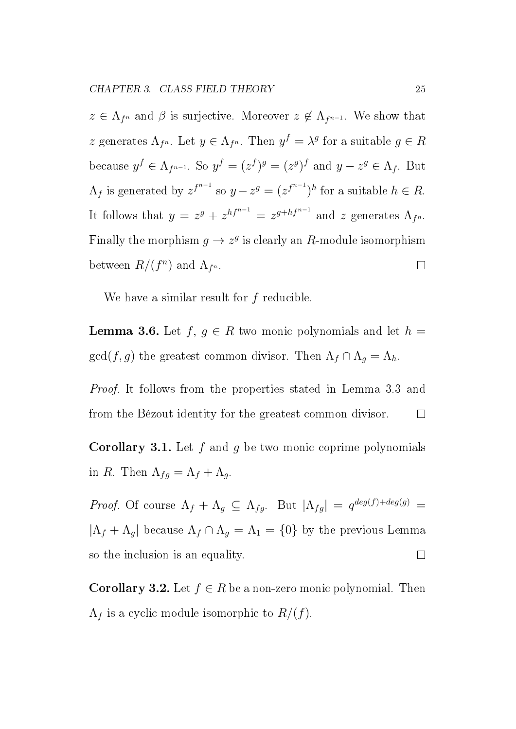$z \in \Lambda_{f^n}$ and $\beta$ is surjective. Moreover $z \notin \Lambda_{f^{n-1}}$. We show that $z$ generates $\Lambda_{f^n}$. Let $y \in \Lambda_{f^n}$. Then $y^f = \lambda^g$ for a suitable $g \in R$ because $y^f \in \Lambda_{f^{n-1}}$. So $y^f = (z^f)^g = (z^g)^f$ and $y - z^g \in \Lambda_f$. But $\Lambda_f$ is generated by $z^{f^{n-1}}$ so $y - z^g = (z^{f^{n-1}})^h$ for a suitable $h \in R$. It follows that $y = z^g + z^{hf^{n-1}} = z^{g+hf^{n-1}}$ and $z$ generates $\Lambda_{f^n}$. Finally the morphism $g \to z^g$ is clearly an $R$-module isomorphism between $R/(f^n)$ and $\Lambda_{f^n}$. □

We have a similar result for $f$ reducible.

**Lemma 3.6.** Let $f$, $g \in R$ two monic polynomials and let $h = \gcd(f, g)$ the greatest common divisor. Then $\Lambda_f \cap \Lambda_g = \Lambda_h$.

*Proof.* It follows from the properties stated in Lemma 3.3 and from the Bézout identity for the greatest common divisor. □

**Corollary 3.1.** Let $f$ and $g$ be two monic coprime polynomials in $R$. Then $\Lambda_{fg} = \Lambda_f + \Lambda_g$.

*Proof.* Of course $\Lambda_f + \Lambda_g \subseteq \Lambda_{fg}$. But $|\Lambda_{fg}| = q^{deg(f)+deg(g)} = |\Lambda_f + \Lambda_g|$ because $\Lambda_f \cap \Lambda_g = \Lambda_1 = \{0\}$ by the previous Lemma so the inclusion is an equality. □

**Corollary 3.2.** Let $f \in R$ be a non-zero monic polynomial. Then $\Lambda_f$ is a cyclic module isomorphic to $R/(f)$.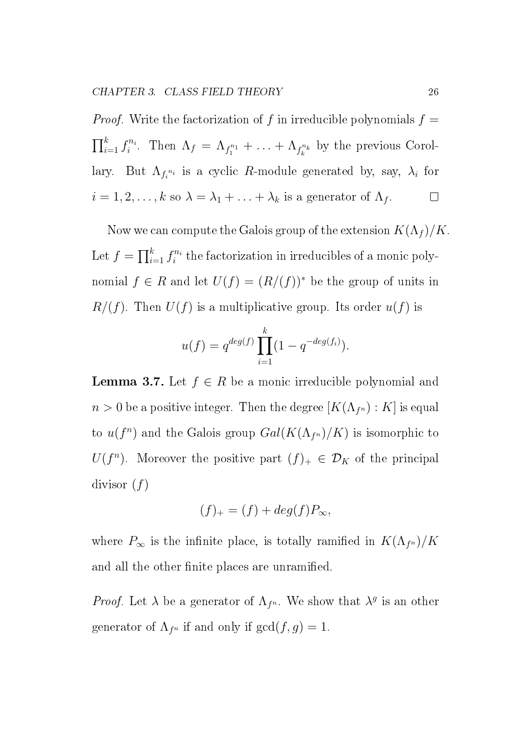*Proof.* Write the factorization of $f$ in irreducible polynomials $f = \prod_{i=1}^{k} f_i^{n_i}$. Then $\Lambda_f = \Lambda_{f_1^{n_1}} + \ldots + \Lambda_{f_k^{n_k}}$ by the previous Corollary. But $\Lambda_{f_i^{n_i}}$ is a cyclic $R$-module generated by, say, $\lambda_i$ for $i = 1, 2, \ldots, k$ so $\lambda = \lambda_1 + \ldots + \lambda_k$ is a generator of $\Lambda_f$. □

Now we can compute the Galois group of the extension $K(\Lambda_f)/K$. Let $f = \prod_{i=1}^{k} f_i^{n_i}$ the factorization in irreducibles of a monic polynomial $f \in R$ and let $U(f) = (R/(f))^*$ be the group of units in $R/(f)$. Then $U(f)$ is a multiplicative group. Its order $u(f)$ is

$$u(f) = q^{deg(f)} \prod_{i=1}^{k} (1 - q^{-deg(f_i)}).$$

**Lemma 3.7.** Let $f \in R$ be a monic irreducible polynomial and $n > 0$ be a positive integer. Then the degree $[K(\Lambda_{f^n}) : K]$ is equal to $u(f^n)$ and the Galois group $Gal(K(\Lambda_{f^n})/K)$ is isomorphic to $U(f^n)$. Moreover the positive part $(f)_+ \in \mathcal{D}_K$ of the principal divisor $(f)$

$$(f)_+ = (f) + deg(f)P_\infty,$$

where $P_\infty$ is the infinite place, is totally ramified in $K(\Lambda_{f^n})/K$ and all the other finite places are unramified.

*Proof.* Let $\lambda$ be a generator of $\Lambda_{f^n}$. We show that $\lambda^g$ is an other generator of $\Lambda_{f^n}$ if and only if $\gcd(f, g) = 1$.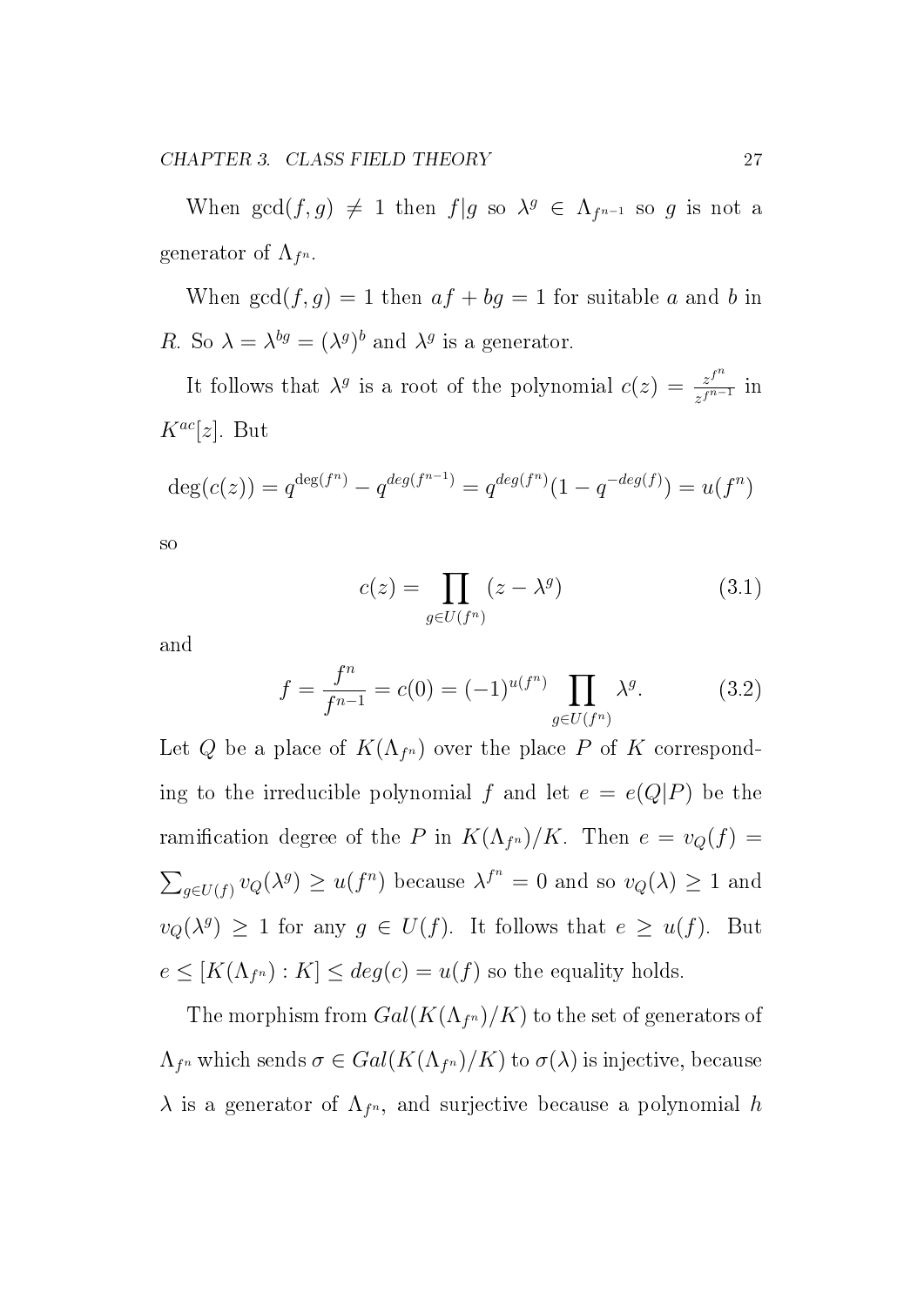When $\gcd(f, g) \neq 1$ then $f|g$ so $\lambda^g \in \Lambda_{f^{n-1}}$ so $g$ is not a generator of $\Lambda_{f^n}$.

When $\gcd(f, g) = 1$ then $af + bg = 1$ for suitable $a$ and $b$ in $R$. So $\lambda = \lambda^{bg} = (\lambda^g)^b$ and $\lambda^g$ is a generator.

It follows that $\lambda^g$ is a root of the polynomial $c(z) = \frac{z^{f^n}}{z^{f^{n-1}}}$ in $K^{ac}[z]$. But

$$\deg(c(z)) = q^{\deg(f^n)} - q^{deg(f^{n-1})} = q^{deg(f^n)}(1 - q^{-deg(f)}) = u(f^n)$$

so

$$c(z) = \prod_{g \in U(f^n)} (z - \lambda^g) \tag{3.1}$$

and

$$f = \frac{f^n}{f^{n-1}} = c(0) = (-1)^{u(f^n)} \prod_{g \in U(f^n)} \lambda^g. \tag{3.2}$$

Let $Q$ be a place of $K(\Lambda_{f^n})$ over the place $P$ of $K$ corresponding to the irreducible polynomial $f$ and let $e = e(Q|P)$ be the ramification degree of the $P$ in $K(\Lambda_{f^n})/K$. Then $e = v_Q(f) = \sum_{g \in U(f)} v_Q(\lambda^g) \geq u(f^n)$ because $\lambda^{f^n} = 0$ and so $v_Q(\lambda) \geq 1$ and $v_Q(\lambda^g) \geq 1$ for any $g \in U(f)$. It follows that $e \geq u(f)$. But $e \leq [K(\Lambda_{f^n}) : K] \leq deg(c) = u(f)$ so the equality holds.

The morphism from $Gal(K(\Lambda_{f^n})/K)$ to the set of generators of $\Lambda_{f^n}$ which sends $\sigma \in Gal(K(\Lambda_{f^n})/K)$ to $\sigma(\lambda)$ is injective, because $\lambda$ is a generator of $\Lambda_{f^n}$, and surjective because a polynomial $h$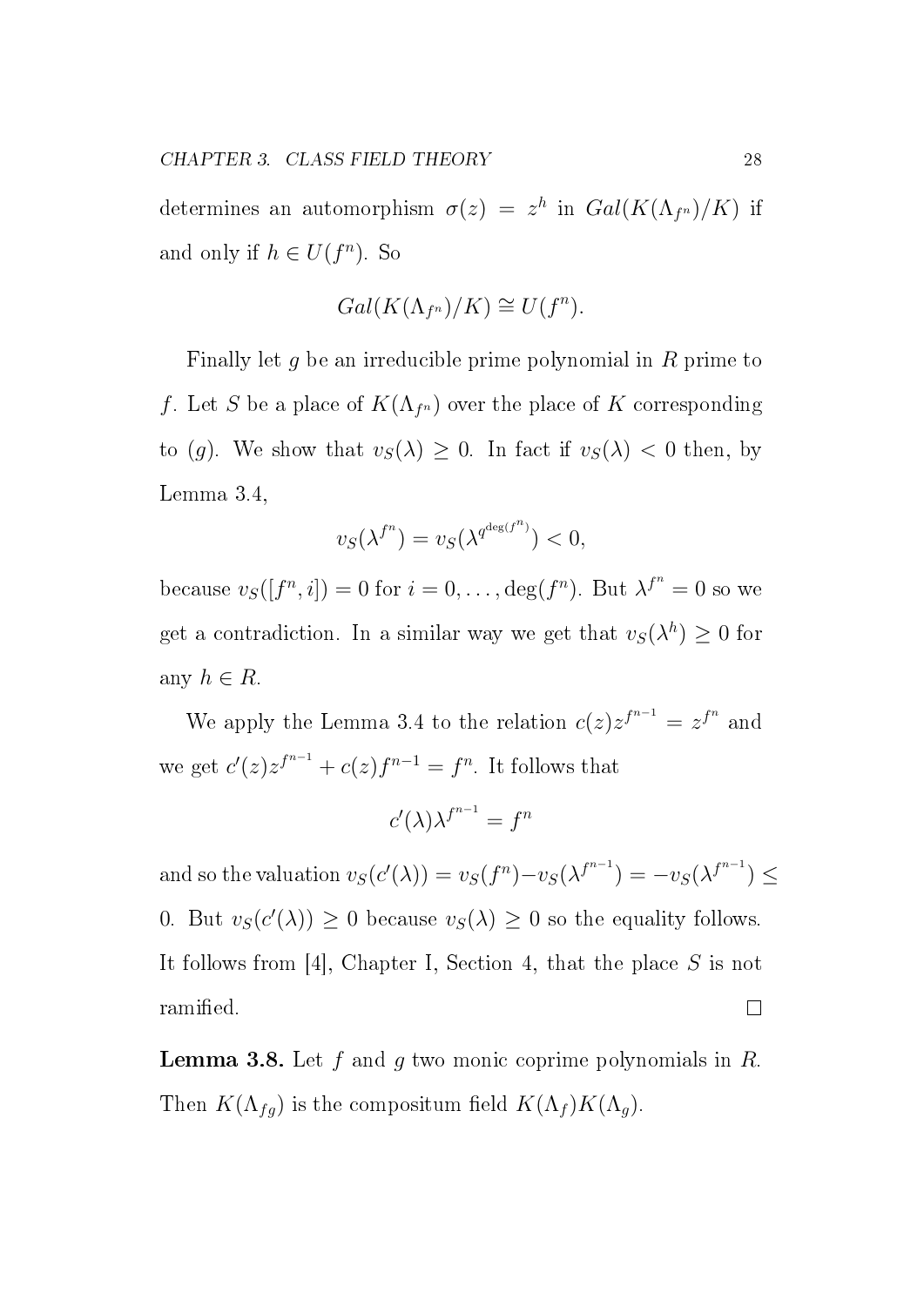determines an automorphism $\sigma(z) = z^h$ in $Gal(K(\Lambda_{f^n})/K)$ if and only if $h \in U(f^n)$. So

$$Gal(K(\Lambda_{f^n})/K) \cong U(f^n).$$

Finally let $g$ be an irreducible prime polynomial in $R$ prime to $f$. Let $S$ be a place of $K(\Lambda_{f^n})$ over the place of $K$ corresponding to $(g)$. We show that $v_S(\lambda) \geq 0$. In fact if $v_S(\lambda) < 0$ then, by Lemma 3.4,

$$v_S(\lambda^{f^n}) = v_S(\lambda^{q^{\deg(f^n)}}) < 0,$$

because $v_S([f^n, i]) = 0$ for $i = 0, \ldots, \deg(f^n)$. But $\lambda^{f^n} = 0$ so we get a contradiction. In a similar way we get that $v_S(\lambda^h) \geq 0$ for any $h \in R$.

We apply the Lemma 3.4 to the relation $c(z)z^{f^{n-1}} = z^{f^n}$ and we get $c'(z)z^{f^{n-1}} + c(z)f^{n-1} = f^n$. It follows that

$$c'(\lambda)\lambda^{f^{n-1}} = f^n$$

and so the valuation $v_S(c'(\lambda)) = v_S(f^n) - v_S(\lambda^{f^{n-1}}) = -v_S(\lambda^{f^{n-1}}) \leq 0$. But $v_S(c'(\lambda)) \geq 0$ because $v_S(\lambda) \geq 0$ so the equality follows. It follows from [4], Chapter I, Section 4, that the place $S$ is not ramified. $\square$

**Lemma 3.8.** Let $f$ and $g$ two monic coprime polynomials in $R$. Then $K(\Lambda_{fg})$ is the compositum field $K(\Lambda_f)K(\Lambda_g)$.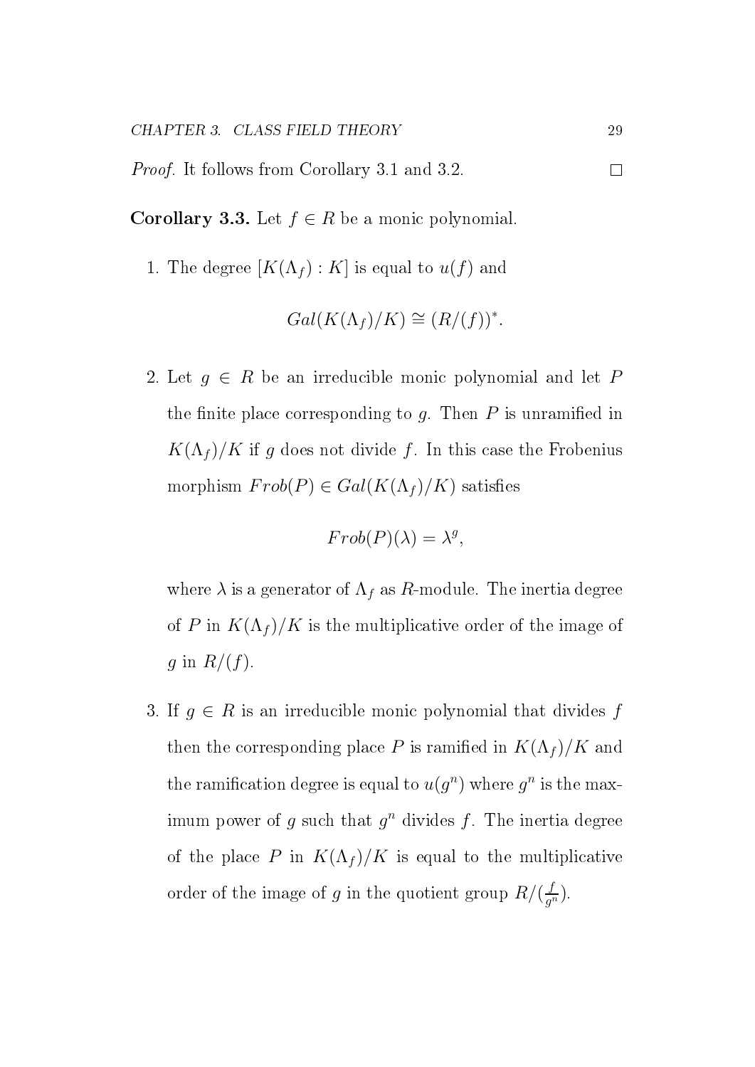*Proof.* It follows from Corollary 3.1 and 3.2. □

**Corollary 3.3.** Let $f \in R$ be a monic polynomial.

1. The degree $[K(\Lambda_f) : K]$ is equal to $u(f)$ and

$$Gal(K(\Lambda_f)/K) \cong (R/(f))^*.$$

2. Let $g \in R$ be an irreducible monic polynomial and let $P$ the finite place corresponding to $g$. Then $P$ is unramified in $K(\Lambda_f)/K$ if $g$ does not divide $f$. In this case the Frobenius morphism $Frob(P) \in Gal(K(\Lambda_f)/K)$ satisfies

$$Frob(P)(\lambda) = \lambda^g,$$

where $\lambda$ is a generator of $\Lambda_f$ as $R$-module. The inertia degree of $P$ in $K(\Lambda_f)/K$ is the multiplicative order of the image of $g$ in $R/(f)$.

3. If $g \in R$ is an irreducible monic polynomial that divides $f$ then the corresponding place $P$ is ramified in $K(\Lambda_f)/K$ and the ramification degree is equal to $u(g^n)$ where $g^n$ is the maximum power of $g$ such that $g^n$ divides $f$. The inertia degree of the place $P$ in $K(\Lambda_f)/K$ is equal to the multiplicative order of the image of $g$ in the quotient group $R/(\frac{f}{g^n})$.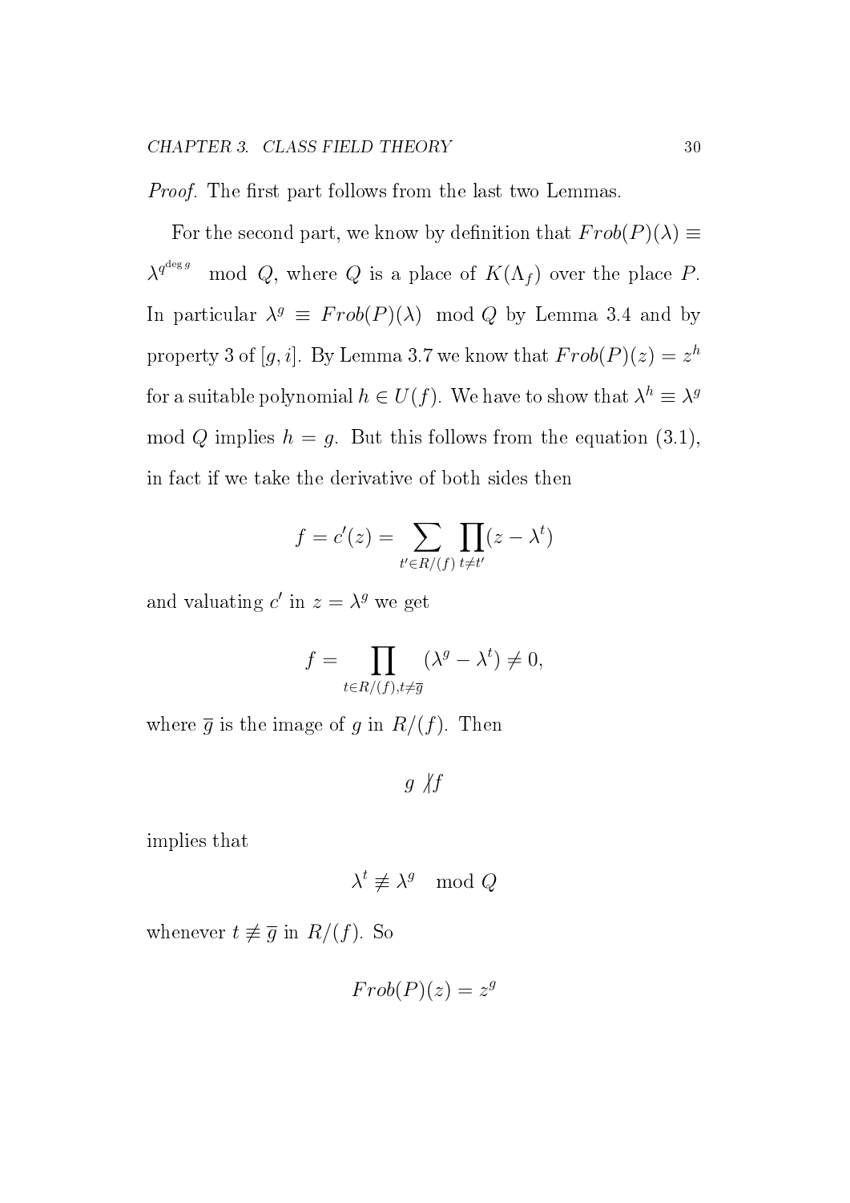*Proof.* The first part follows from the last two Lemmas.

For the second part, we know by definition that $Frob(P)(\lambda) \equiv \lambda^{q^{\deg g}} \mod Q$, where $Q$ is a place of $K(\Lambda_f)$ over the place $P$. In particular $\lambda^g \equiv Frob(P)(\lambda) \mod Q$ by Lemma 3.4 and by property 3 of $[g, i]$. By Lemma 3.7 we know that $Frob(P)(z) = z^h$ for a suitable polynomial $h \in U(f)$. We have to show that $\lambda^h \equiv \lambda^g$ mod $Q$ implies $h = g$. But this follows from the equation (3.1), in fact if we take the derivative of both sides then

$$f = c'(z) = \sum_{t' \in R/(f)} \prod_{t \neq t'} (z - \lambda^t)$$

and valuating $c'$ in $z = \lambda^g$ we get

$$f = \prod_{t \in R/(f), t \neq \overline{g}} (\lambda^g - \lambda^t) \neq 0,$$

where $\overline{g}$ is the image of $g$ in $R/(f)$. Then

$$g \not| f$$

implies that

$$\lambda^t \not\equiv \lambda^g \mod Q$$

whenever $t \not\equiv \overline{g}$ in $R/(f)$. So

$$Frob(P)(z) = z^g$$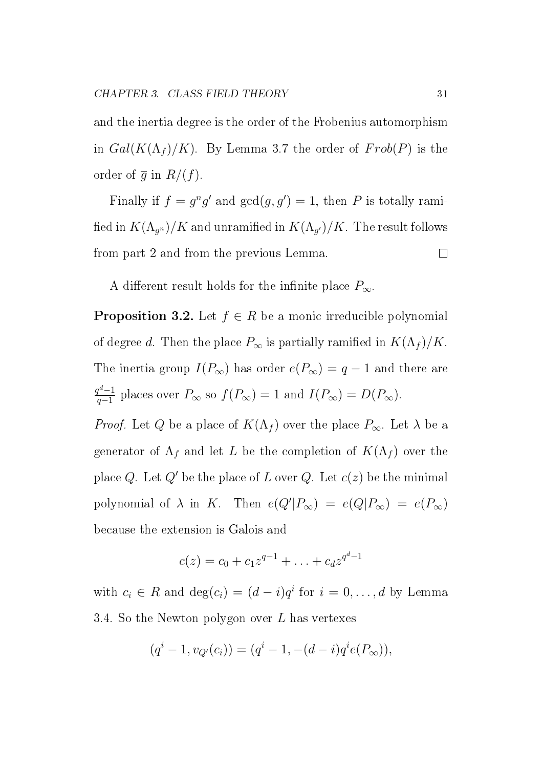and the inertia degree is the order of the Frobenius automorphism in $Gal(K(\Lambda_f)/K)$. By Lemma 3.7 the order of $Frob(P)$ is the order of $\overline{g}$ in $R/(f)$.

Finally if $f = g^n g'$ and $\gcd(g, g') = 1$, then $P$ is totally ramified in $K(\Lambda_{g^n})/K$ and unramified in $K(\Lambda_{g'})/K$. The result follows from part 2 and from the previous Lemma. $\square$

A different result holds for the infinite place $P_\infty$.

**Proposition 3.2.** Let $f \in R$ be a monic irreducible polynomial of degree $d$. Then the place $P_\infty$ is partially ramified in $K(\Lambda_f)/K$. The inertia group $I(P_\infty)$ has order $e(P_\infty) = q - 1$ and there are $\frac{q^d-1}{q-1}$ places over $P_\infty$ so $f(P_\infty) = 1$ and $I(P_\infty) = D(P_\infty)$.

*Proof.* Let $Q$ be a place of $K(\Lambda_f)$ over the place $P_\infty$. Let $\lambda$ be a generator of $\Lambda_f$ and let $L$ be the completion of $K(\Lambda_f)$ over the place $Q$. Let $Q'$ be the place of $L$ over $Q$. Let $c(z)$ be the minimal polynomial of $\lambda$ in $K$. Then $e(Q'|P_\infty) = e(Q|P_\infty) = e(P_\infty)$ because the extension is Galois and

$$c(z) = c_0 + c_1 z^{q-1} + \ldots + c_d z^{q^d-1}$$

with $c_i \in R$ and $\deg(c_i) = (d-i)q^i$ for $i = 0, \ldots, d$ by Lemma 3.4. So the Newton polygon over $L$ has vertexes

$$(q^i - 1, v_{Q'}(c_i)) = (q^i - 1, -(d-i)q^i e(P_\infty)),$$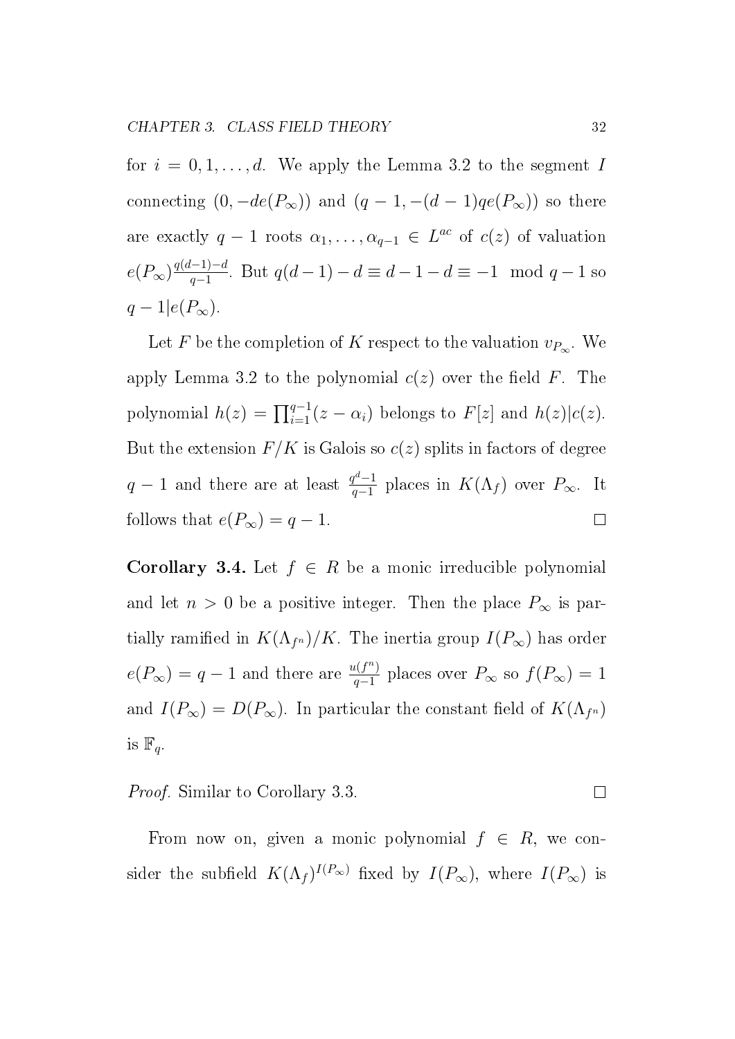for $i = 0, 1, \ldots, d$. We apply the Lemma 3.2 to the segment $I$ connecting $(0, -de(P_\infty))$ and $(q-1, -(d-1)qe(P_\infty))$ so there are exactly $q-1$ roots $\alpha_1, \ldots, \alpha_{q-1} \in L^{ac}$ of $c(z)$ of valuation $e(P_\infty)\frac{q(d-1)-d}{q-1}$. But $q(d-1) - d \equiv d - 1 - d \equiv -1 \mod q-1$ so $q-1 | e(P_\infty)$.

Let $F$ be the completion of $K$ respect to the valuation $v_{P_\infty}$. We apply Lemma 3.2 to the polynomial $c(z)$ over the field $F$. The polynomial $h(z) = \prod_{i=1}^{q-1}(z - \alpha_i)$ belongs to $F[z]$ and $h(z)|c(z)$. But the extension $F/K$ is Galois so $c(z)$ splits in factors of degree $q-1$ and there are at least $\frac{q^d-1}{q-1}$ places in $K(\Lambda_f)$ over $P_\infty$. It follows that $e(P_\infty) = q-1$. $\square$

**Corollary 3.4.** Let $f \in R$ be a monic irreducible polynomial and let $n > 0$ be a positive integer. Then the place $P_\infty$ is partially ramified in $K(\Lambda_{f^n})/K$. The inertia group $I(P_\infty)$ has order $e(P_\infty) = q-1$ and there are $\frac{u(f^n)}{q-1}$ places over $P_\infty$ so $f(P_\infty) = 1$ and $I(P_\infty) = D(P_\infty)$. In particular the constant field of $K(\Lambda_{f^n})$ is $\mathbb{F}_q$.

*Proof.* Similar to Corollary 3.3. $\square$

From now on, given a monic polynomial $f \in R$, we consider the subfield $K(\Lambda_f)^{I(P_\infty)}$ fixed by $I(P_\infty)$, where $I(P_\infty)$ is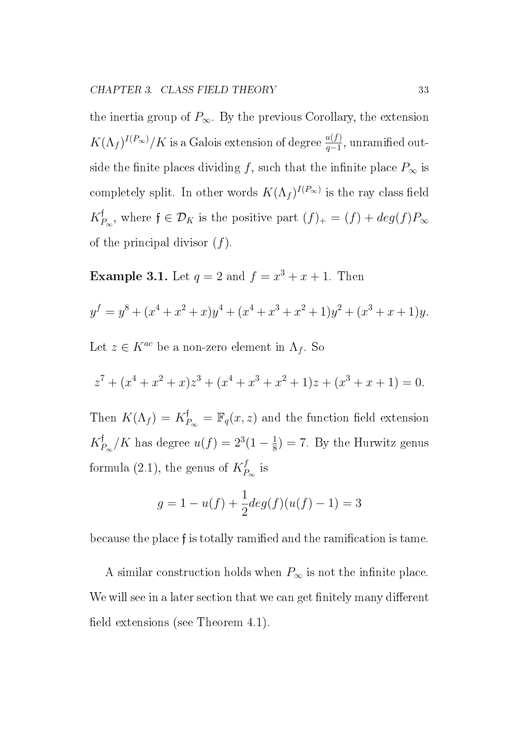the inertia group of $P_\infty$. By the previous Corollary, the extension $K(\Lambda_f)^{I(P_\infty)}/K$ is a Galois extension of degree $\frac{u(f)}{q-1}$, unramified outside the finite places dividing $f$, such that the infinite place $P_\infty$ is completely split. In other words $K(\Lambda_f)^{I(P_\infty)}$ is the ray class field $K^{\mathfrak{f}}_{P_\infty}$, where $\mathfrak{f} \in \mathcal{D}_K$ is the positive part $(f)_+ = (f) + deg(f)P_\infty$ of the principal divisor $(f)$.

**Example 3.1.** Let $q = 2$ and $f = x^3 + x + 1$. Then

$$y^f = y^8 + (x^4 + x^2 + x)y^4 + (x^4 + x^3 + x^2 + 1)y^2 + (x^3 + x + 1)y.$$

Let $z \in K^{ac}$ be a non-zero element in $\Lambda_f$. So

$$z^7 + (x^4 + x^2 + x)z^3 + (x^4 + x^3 + x^2 + 1)z + (x^3 + x + 1) = 0.$$

Then $K(\Lambda_f) = K^{\mathfrak{f}}_{P_\infty} = \mathbb{F}_q(x, z)$ and the function field extension $K^{\mathfrak{f}}_{P_\infty}/K$ has degree $u(f) = 2^3(1 - \frac{1}{8}) = 7$. By the Hurwitz genus formula (2.1), the genus of $K^{f}_{P_\infty}$ is

$$g = 1 - u(f) + \frac{1}{2}deg(f)(u(f) - 1) = 3$$

because the place $\mathfrak{f}$ is totally ramified and the ramification is tame.

A similar construction holds when $P_\infty$ is not the infinite place. We will see in a later section that we can get finitely many different field extensions (see Theorem 4.1).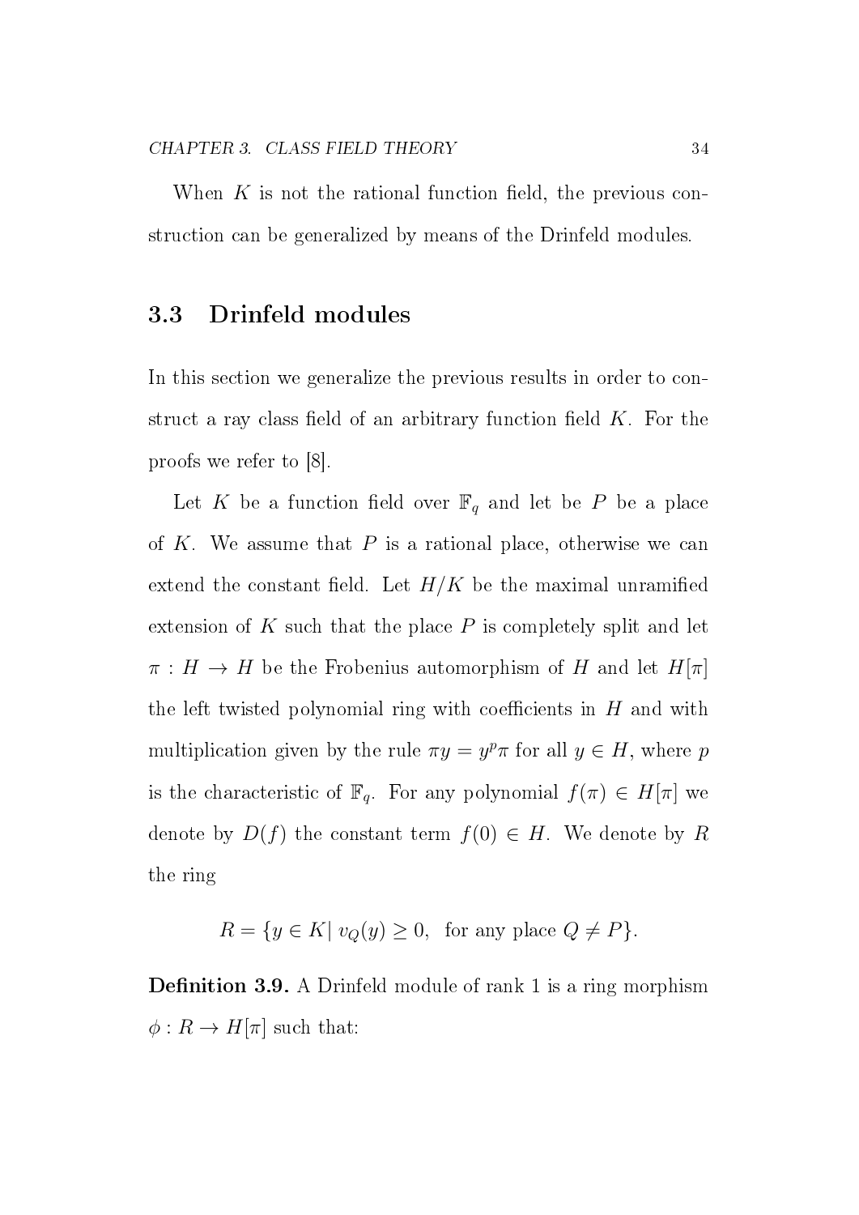When $K$ is not the rational function field, the previous construction can be generalized by means of the Drinfeld modules.

## 3.3 Drinfeld modules

In this section we generalize the previous results in order to construct a ray class field of an arbitrary function field $K$. For the proofs we refer to [8].

Let $K$ be a function field over $\mathbb{F}_q$ and let be $P$ be a place of $K$. We assume that $P$ is a rational place, otherwise we can extend the constant field. Let $H/K$ be the maximal unramified extension of $K$ such that the place $P$ is completely split and let $\pi : H \to H$ be the Frobenius automorphism of $H$ and let $H[\pi]$ the left twisted polynomial ring with coefficients in $H$ and with multiplication given by the rule $\pi y = y^p \pi$ for all $y \in H$, where $p$ is the characteristic of $\mathbb{F}_q$. For any polynomial $f(\pi) \in H[\pi]$ we denote by $D(f)$ the constant term $f(0) \in H$. We denote by $R$ the ring

$$R = \{y \in K | \ v_Q(y) \geq 0, \ \text{ for any place } Q \neq P\}.$$

**Definition 3.9.** A Drinfeld module of rank 1 is a ring morphism $\phi : R \to H[\pi]$ such that: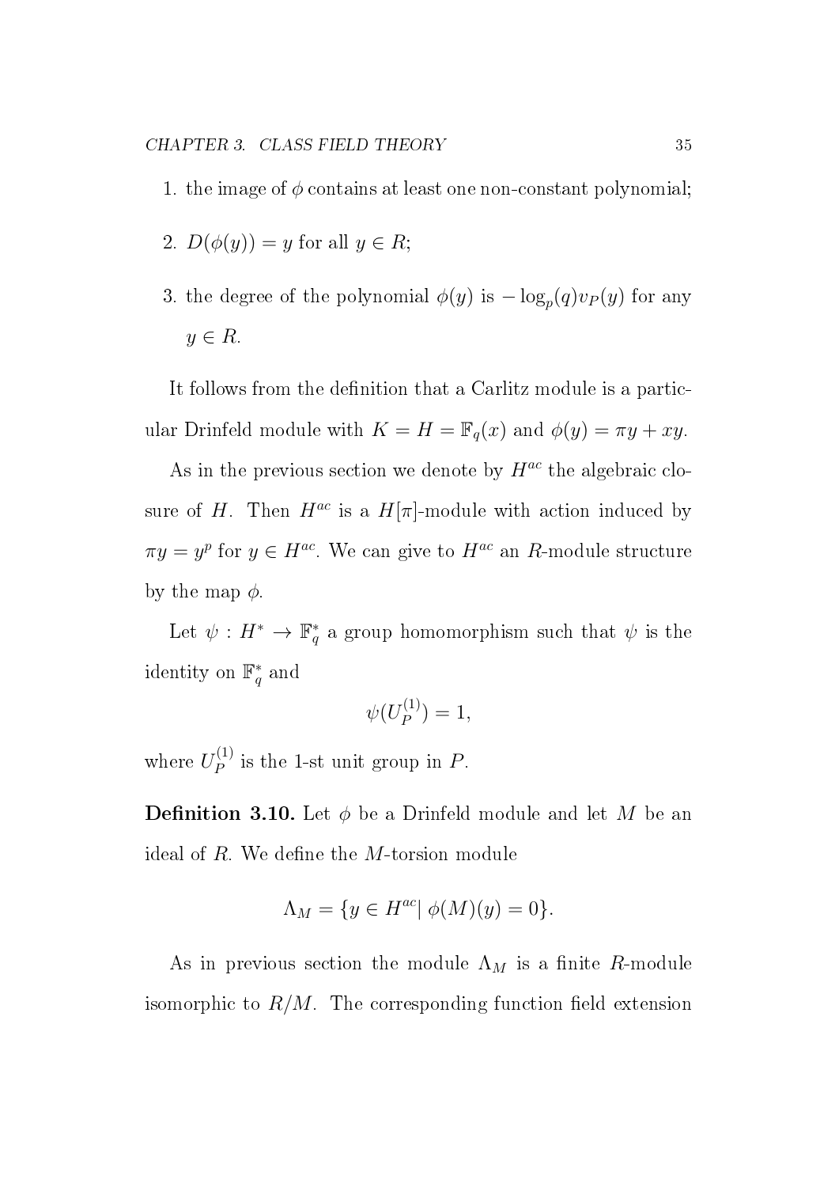1. the image of $\phi$ contains at least one non-constant polynomial;

2. $D(\phi(y)) = y$ for all $y \in R$;

3. the degree of the polynomial $\phi(y)$ is $-\log_p(q)v_P(y)$ for any $y \in R$.

It follows from the definition that a Carlitz module is a particular Drinfeld module with $K = H = \mathbb{F}_q(x)$ and $\phi(y) = \pi y + xy$.

As in the previous section we denote by $H^{ac}$ the algebraic closure of $H$. Then $H^{ac}$ is a $H[\pi]$-module with action induced by $\pi y = y^p$ for $y \in H^{ac}$. We can give to $H^{ac}$ an $R$-module structure by the map $\phi$.

Let $\psi : H^* \to \mathbb{F}_q^*$ a group homomorphism such that $\psi$ is the identity on $\mathbb{F}_q^*$ and

$$\psi(U_P^{(1)}) = 1,$$

where $U_P^{(1)}$ is the 1-st unit group in $P$.

**Definition 3.10.** Let $\phi$ be a Drinfeld module and let $M$ be an ideal of $R$. We define the $M$-torsion module

$$\Lambda_M = \{y \in H^{ac} | \; \phi(M)(y) = 0\}.$$

As in previous section the module $\Lambda_M$ is a finite $R$-module isomorphic to $R/M$. The corresponding function field extension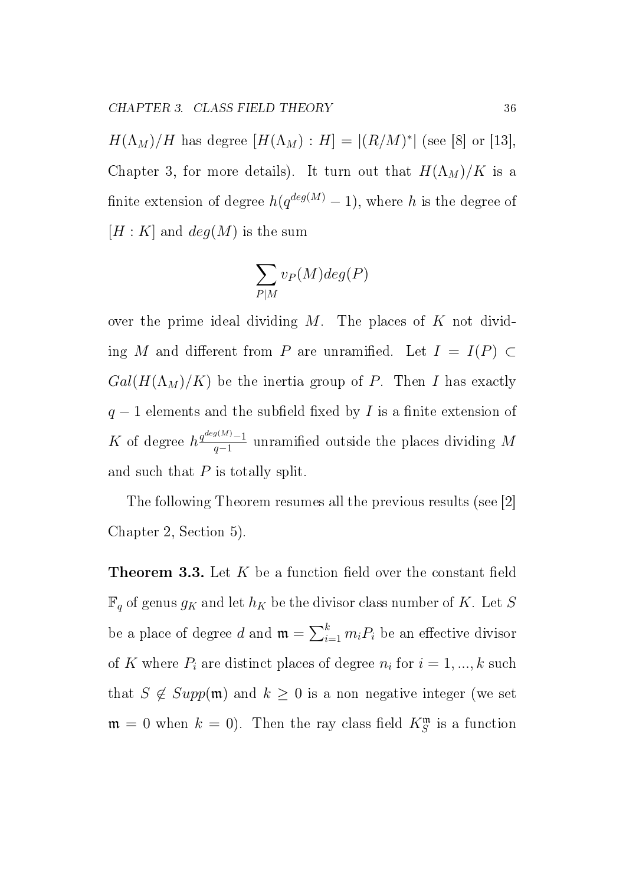$H(\Lambda_M)/H$ has degree $[H(\Lambda_M) : H] = |(R/M)^*|$ (see [8] or [13], Chapter 3, for more details). It turn out that $H(\Lambda_M)/K$ is a finite extension of degree $h(q^{deg(M)} - 1)$, where $h$ is the degree of $[H : K]$ and $deg(M)$ is the sum

$$\sum_{P|M} v_P(M) deg(P)$$

over the prime ideal dividing $M$. The places of $K$ not dividing $M$ and different from $P$ are unramified. Let $I = I(P) \subset Gal(H(\Lambda_M)/K)$ be the inertia group of $P$. Then $I$ has exactly $q - 1$ elements and the subfield fixed by $I$ is a finite extension of $K$ of degree $h\frac{q^{deg(M)}-1}{q-1}$ unramified outside the places dividing $M$ and such that $P$ is totally split.

The following Theorem resumes all the previous results (see [2] Chapter 2, Section 5).

**Theorem 3.3.** Let $K$ be a function field over the constant field $\mathbb{F}_q$ of genus $g_K$ and let $h_K$ be the divisor class number of $K$. Let $S$ be a place of degree $d$ and $\mathfrak{m} = \sum_{i=1}^{k} m_i P_i$ be an effective divisor of $K$ where $P_i$ are distinct places of degree $n_i$ for $i = 1, ..., k$ such that $S \notin Supp(\mathfrak{m})$ and $k \geq 0$ is a non negative integer (we set $\mathfrak{m} = 0$ when $k = 0$). Then the ray class field $K_S^{\mathfrak{m}}$ is a function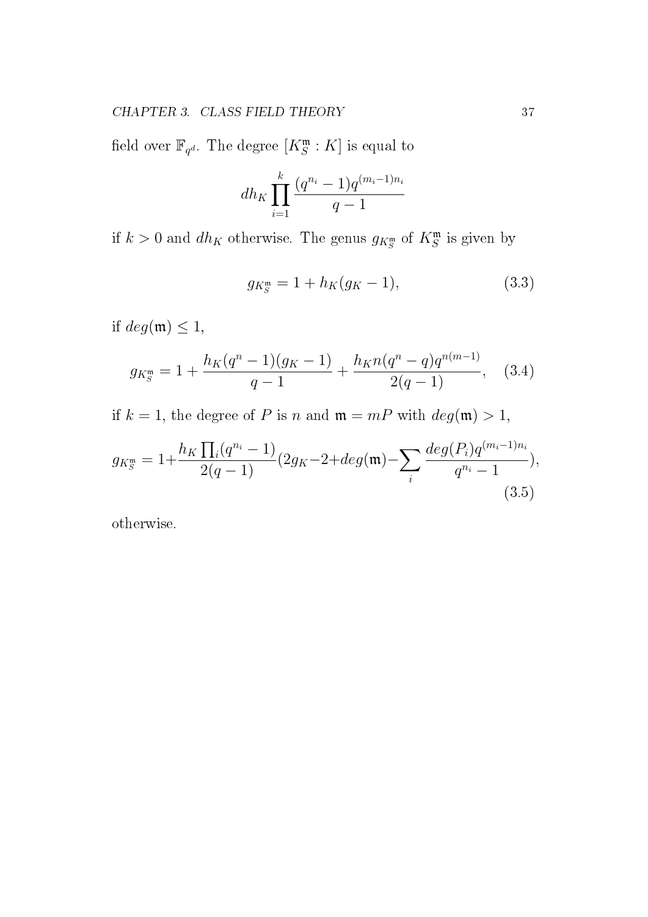field over $\mathbb{F}_{q^d}$. The degree $[K_S^{\mathfrak{m}} : K]$ is equal to

$$dh_K \prod_{i=1}^{k} \frac{(q^{n_i}-1)q^{(m_i-1)n_i}}{q-1}$$

if $k > 0$ and $dh_K$ otherwise. The genus $g_{K_S^{\mathfrak{m}}}$ of $K_S^{\mathfrak{m}}$ is given by

$$g_{K_S^{\mathfrak{m}}} = 1 + h_K(g_K - 1), \tag{3.3}$$

if $deg(\mathfrak{m}) \leq 1$,

$$g_{K_S^{\mathfrak{m}}} = 1 + \frac{h_K(q^n-1)(g_K-1)}{q-1} + \frac{h_K n(q^n-q)q^{n(m-1)}}{2(q-1)}, \tag{3.4}$$

if $k = 1$, the degree of $P$ is $n$ and $\mathfrak{m} = mP$ with $deg(\mathfrak{m}) > 1$,

$$g_{K_S^{\mathfrak{m}}} = 1 + \frac{h_K \prod_i (q^{n_i}-1)}{2(q-1)}(2g_K - 2 + deg(\mathfrak{m}) - \sum_i \frac{deg(P_i)q^{(m_i-1)n_i}}{q^{n_i}-1}), \tag{3.5}$$

otherwise.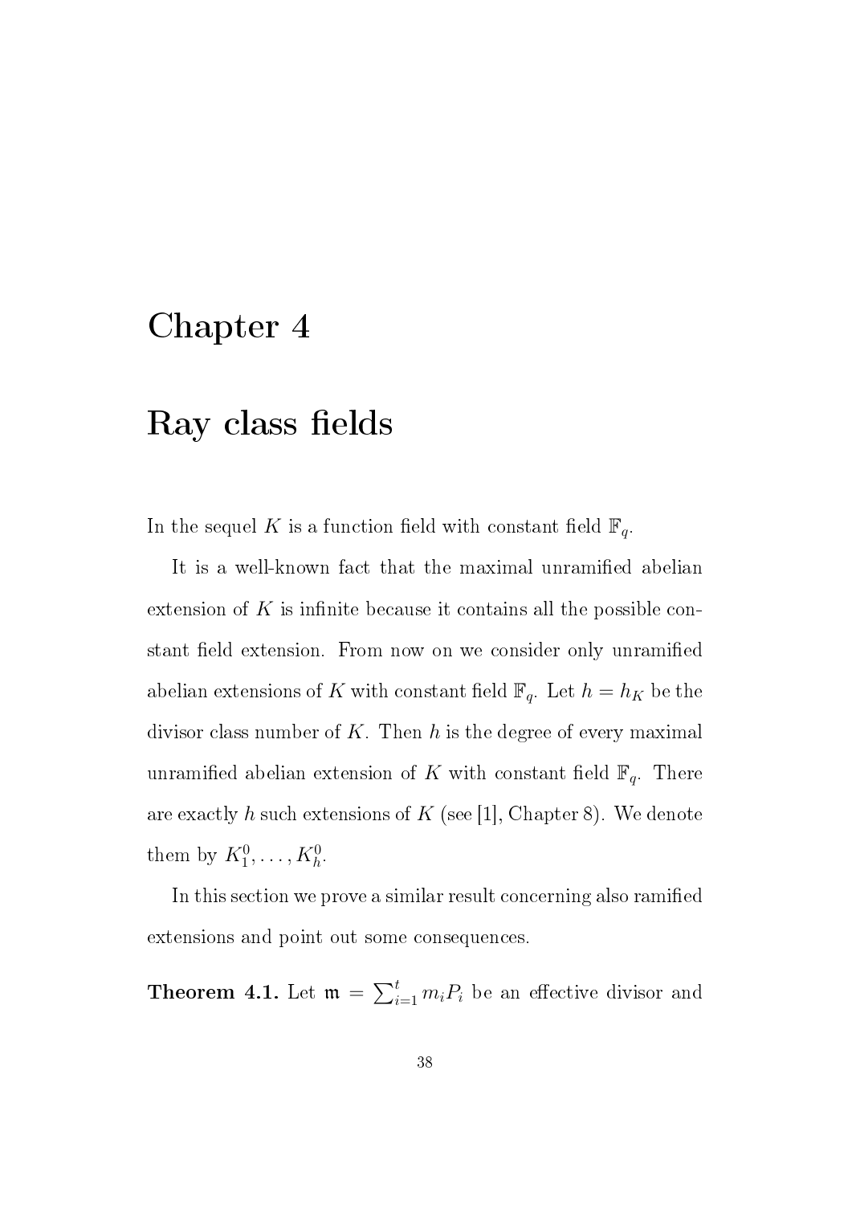# Chapter 4

# Ray class fields

In the sequel $K$ is a function field with constant field $\mathbb{F}_q$.

It is a well-known fact that the maximal unramified abelian extension of $K$ is infinite because it contains all the possible constant field extension. From now on we consider only unramified abelian extensions of $K$ with constant field $\mathbb{F}_q$. Let $h = h_K$ be the divisor class number of $K$. Then $h$ is the degree of every maximal unramified abelian extension of $K$ with constant field $\mathbb{F}_q$. There are exactly $h$ such extensions of $K$ (see [1], Chapter 8). We denote them by $K_1^0, \ldots, K_h^0$.

In this section we prove a similar result concerning also ramified extensions and point out some consequences.

**Theorem 4.1.** Let $\mathfrak{m} = \sum_{i=1}^{t} m_i P_i$ be an effective divisor and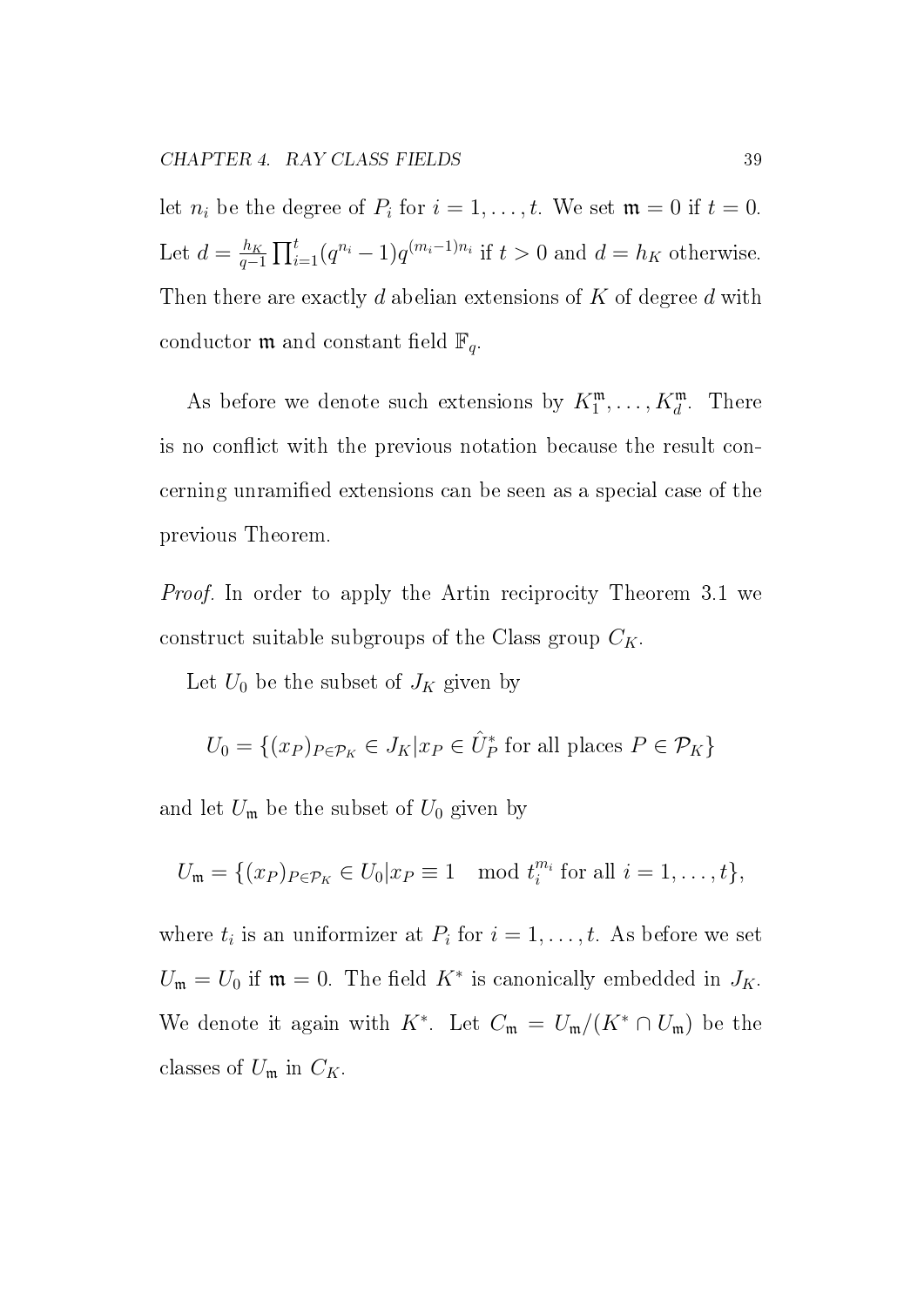let $n_i$ be the degree of $P_i$ for $i = 1, \ldots, t$. We set $\mathfrak{m} = 0$ if $t = 0$. Let $d = \frac{h_K}{q-1} \prod_{i=1}^{t} (q^{n_i} - 1) q^{(m_i - 1)n_i}$ if $t > 0$ and $d = h_K$ otherwise. Then there are exactly $d$ abelian extensions of $K$ of degree $d$ with conductor $\mathfrak{m}$ and constant field $\mathbb{F}_q$.

As before we denote such extensions by $K_1^{\mathfrak{m}}, \ldots, K_d^{\mathfrak{m}}$. There is no conflict with the previous notation because the result concerning unramified extensions can be seen as a special case of the previous Theorem.

*Proof.* In order to apply the Artin reciprocity Theorem 3.1 we construct suitable subgroups of the Class group $C_K$.

Let $U_0$ be the subset of $J_K$ given by

$$U_0 = \{(x_P)_{P \in \mathcal{P}_K} \in J_K | x_P \in \hat{U}_P^* \text{ for all places } P \in \mathcal{P}_K\}$$

and let $U_{\mathfrak{m}}$ be the subset of $U_0$ given by

$$U_{\mathfrak{m}} = \{(x_P)_{P \in \mathcal{P}_K} \in U_0 | x_P \equiv 1 \mod t_i^{m_i} \text{ for all } i = 1, \ldots, t\},$$

where $t_i$ is an uniformizer at $P_i$ for $i = 1, \ldots, t$. As before we set $U_{\mathfrak{m}} = U_0$ if $\mathfrak{m} = 0$. The field $K^*$ is canonically embedded in $J_K$. We denote it again with $K^*$. Let $C_{\mathfrak{m}} = U_{\mathfrak{m}}/(K^* \cap U_{\mathfrak{m}})$ be the classes of $U_{\mathfrak{m}}$ in $C_K$.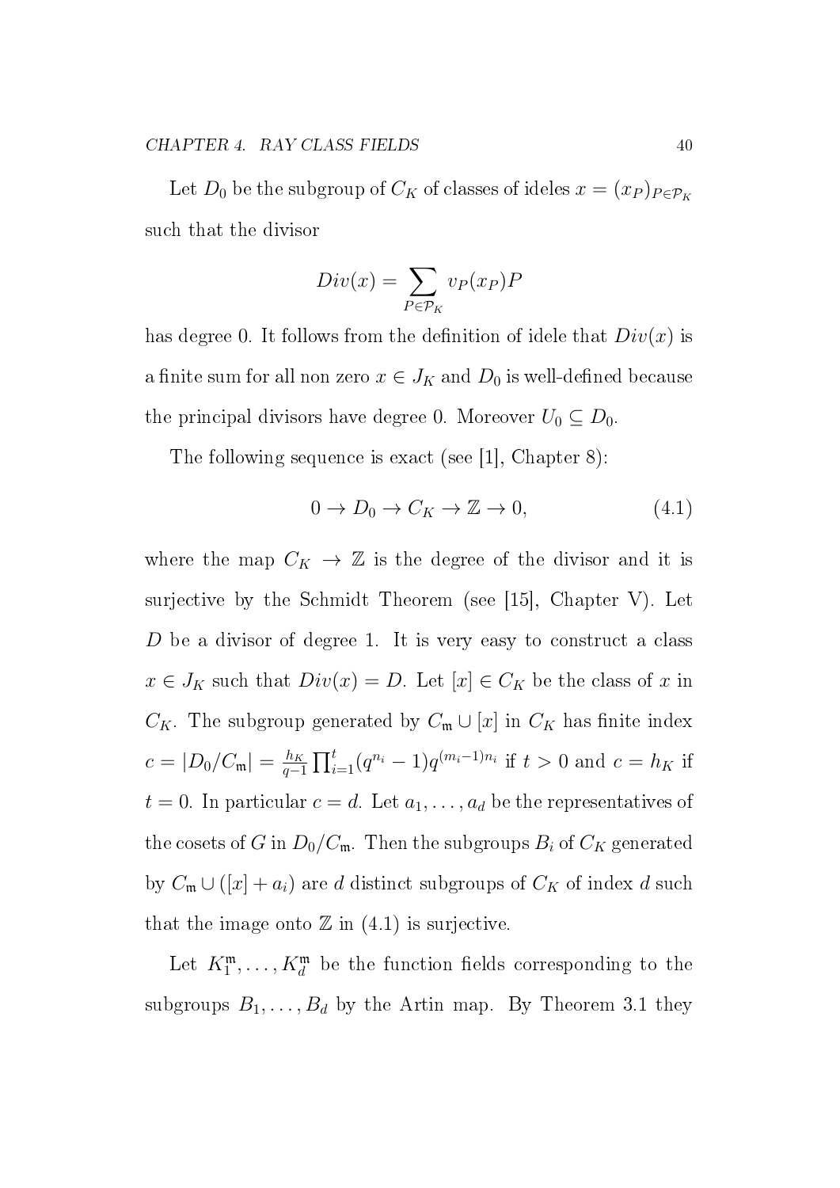Let $D_0$ be the subgroup of $C_K$ of classes of ideles $x = (x_P)_{P \in \mathcal{P}_K}$ such that the divisor

$$Div(x) = \sum_{P \in \mathcal{P}_K} v_P(x_P) P$$

has degree 0. It follows from the definition of idele that $Div(x)$ is a finite sum for all non zero $x \in J_K$ and $D_0$ is well-defined because the principal divisors have degree 0. Moreover $U_0 \subseteq D_0$.

The following sequence is exact (see [1], Chapter 8):

$$0 \to D_0 \to C_K \to \mathbb{Z} \to 0, \tag{4.1}$$

where the map $C_K \to \mathbb{Z}$ is the degree of the divisor and it is surjective by the Schmidt Theorem (see [15], Chapter V). Let $D$ be a divisor of degree 1. It is very easy to construct a class $x \in J_K$ such that $Div(x) = D$. Let $[x] \in C_K$ be the class of $x$ in $C_K$. The subgroup generated by $C_{\mathfrak{m}} \cup [x]$ in $C_K$ has finite index $c = |D_0/C_{\mathfrak{m}}| = \frac{h_K}{q-1} \prod_{i=1}^{t} (q^{n_i} - 1) q^{(m_i - 1)n_i}$ if $t > 0$ and $c = h_K$ if $t = 0$. In particular $c = d$. Let $a_1, \ldots, a_d$ be the representatives of the cosets of $G$ in $D_0/C_{\mathfrak{m}}$. Then the subgroups $B_i$ of $C_K$ generated by $C_{\mathfrak{m}} \cup ([x] + a_i)$ are $d$ distinct subgroups of $C_K$ of index $d$ such that the image onto $\mathbb{Z}$ in (4.1) is surjective.

Let $K_1^{\mathfrak{m}}, \ldots, K_d^{\mathfrak{m}}$ be the function fields corresponding to the subgroups $B_1, \ldots, B_d$ by the Artin map. By Theorem 3.1 they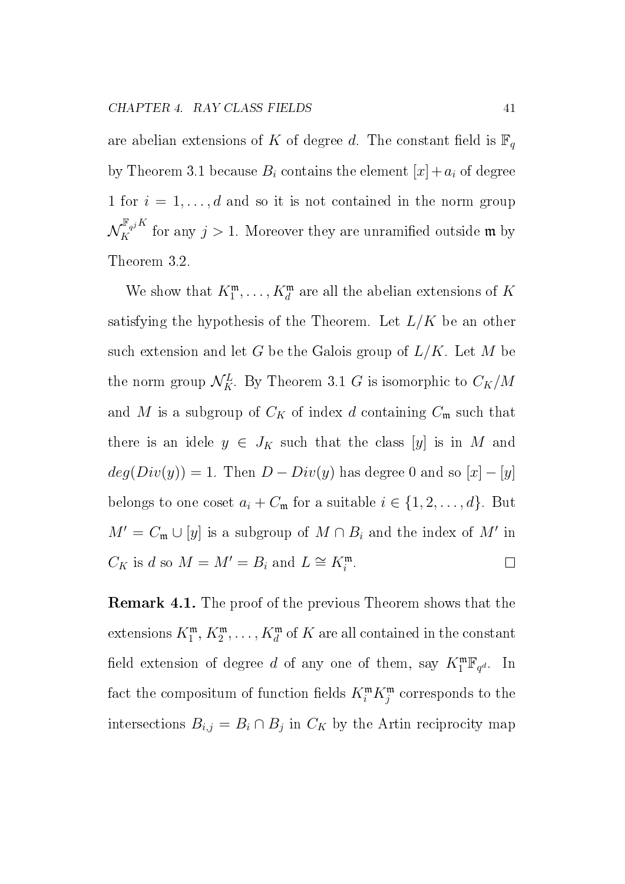are abelian extensions of $K$ of degree $d$. The constant field is $\mathbb{F}_q$ by Theorem 3.1 because $B_i$ contains the element $[x]+a_i$ of degree 1 for $i = 1, \ldots, d$ and so it is not contained in the norm group $\mathcal{N}_K^{\mathbb{F}_{q^j}K}$ for any $j > 1$. Moreover they are unramified outside $\mathfrak{m}$ by Theorem 3.2.

We show that $K_1^{\mathfrak{m}}, \ldots, K_d^{\mathfrak{m}}$ are all the abelian extensions of $K$ satisfying the hypothesis of the Theorem. Let $L/K$ be an other such extension and let $G$ be the Galois group of $L/K$. Let $M$ be the norm group $\mathcal{N}_K^L$. By Theorem 3.1 $G$ is isomorphic to $C_K/M$ and $M$ is a subgroup of $C_K$ of index $d$ containing $C_{\mathfrak{m}}$ such that there is an idele $y \in J_K$ such that the class $[y]$ is in $M$ and $deg(Div(y)) = 1$. Then $D - Div(y)$ has degree 0 and so $[x] - [y]$ belongs to one coset $a_i + C_{\mathfrak{m}}$ for a suitable $i \in \{1, 2, \ldots, d\}$. But $M' = C_{\mathfrak{m}} \cup [y]$ is a subgroup of $M \cap B_i$ and the index of $M'$ in $C_K$ is $d$ so $M = M' = B_i$ and $L \cong K_i^{\mathfrak{m}}$. $\square$

**Remark 4.1.** The proof of the previous Theorem shows that the extensions $K_1^{\mathfrak{m}}, K_2^{\mathfrak{m}}, \ldots, K_d^{\mathfrak{m}}$ of $K$ are all contained in the constant field extension of degree $d$ of any one of them, say $K_1^{\mathfrak{m}}\mathbb{F}_{q^d}$. In fact the compositum of function fields $K_i^{\mathfrak{m}}K_j^{\mathfrak{m}}$ corresponds to the intersections $B_{i,j} = B_i \cap B_j$ in $C_K$ by the Artin reciprocity map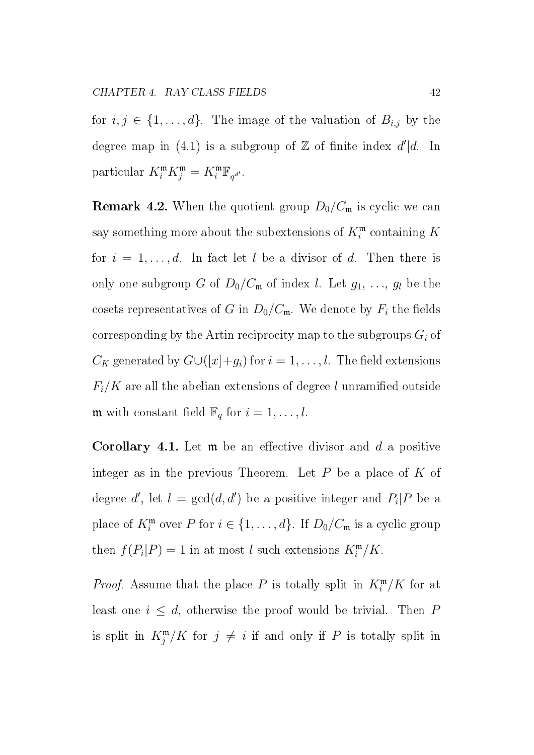for $i, j \in \{1, \ldots, d\}$. The image of the valuation of $B_{i,j}$ by the degree map in (4.1) is a subgroup of $\mathbb{Z}$ of finite index $d'|d$. In particular $K_i^{\mathfrak{m}} K_j^{\mathfrak{m}} = K_i^{\mathfrak{m}} \mathbb{F}_{q^{d'}}$.

**Remark 4.2.** When the quotient group $D_0/C_{\mathfrak{m}}$ is cyclic we can say something more about the subextensions of $K_i^{\mathfrak{m}}$ containing $K$ for $i = 1, \ldots, d$. In fact let $l$ be a divisor of $d$. Then there is only one subgroup $G$ of $D_0/C_{\mathfrak{m}}$ of index $l$. Let $g_1, \ldots, g_l$ be the cosets representatives of $G$ in $D_0/C_{\mathfrak{m}}$. We denote by $F_i$ the fields corresponding by the Artin reciprocity map to the subgroups $G_i$ of $C_K$ generated by $G \cup ([x] + g_i)$ for $i = 1, \ldots, l$. The field extensions $F_i/K$ are all the abelian extensions of degree $l$ unramified outside $\mathfrak{m}$ with constant field $\mathbb{F}_q$ for $i = 1, \ldots, l$.

**Corollary 4.1.** Let $\mathfrak{m}$ be an effective divisor and $d$ a positive integer as in the previous Theorem. Let $P$ be a place of $K$ of degree $d'$, let $l = \gcd(d, d')$ be a positive integer and $P_i|P$ be a place of $K_i^{\mathfrak{m}}$ over $P$ for $i \in \{1, \ldots, d\}$. If $D_0/C_{\mathfrak{m}}$ is a cyclic group then $f(P_i|P) = 1$ in at most $l$ such extensions $K_i^{\mathfrak{m}}/K$.

*Proof.* Assume that the place $P$ is totally split in $K_i^{\mathfrak{m}}/K$ for at least one $i \leq d$, otherwise the proof would be trivial. Then $P$ is split in $K_j^{\mathfrak{m}}/K$ for $j \neq i$ if and only if $P$ is totally split in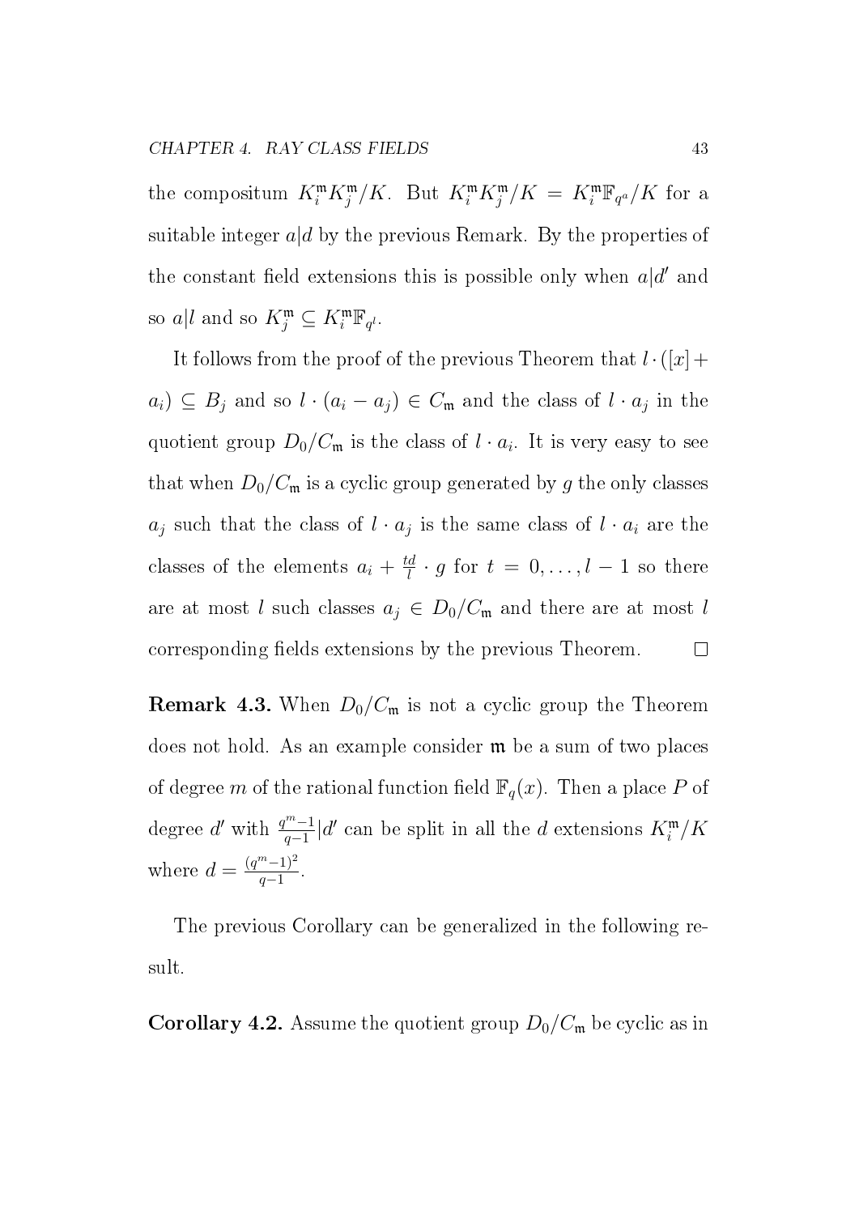the compositum $K_i^{\mathfrak{m}} K_j^{\mathfrak{m}}/K$. But $K_i^{\mathfrak{m}} K_j^{\mathfrak{m}}/K = K_i^{\mathfrak{m}} \mathbb{F}_{q^a}/K$ for a suitable integer $a|d$ by the previous Remark. By the properties of the constant field extensions this is possible only when $a|d'$ and so $a|l$ and so $K_j^{\mathfrak{m}} \subseteq K_i^{\mathfrak{m}} \mathbb{F}_{q^l}$.

It follows from the proof of the previous Theorem that $l \cdot ([x] + a_i) \subseteq B_j$ and so $l \cdot (a_i - a_j) \in C_{\mathfrak{m}}$ and the class of $l \cdot a_j$ in the quotient group $D_0/C_{\mathfrak{m}}$ is the class of $l \cdot a_i$. It is very easy to see that when $D_0/C_{\mathfrak{m}}$ is a cyclic group generated by $g$ the only classes $a_j$ such that the class of $l \cdot a_j$ is the same class of $l \cdot a_i$ are the classes of the elements $a_i + \frac{td}{l} \cdot g$ for $t = 0, \ldots, l-1$ so there are at most $l$ such classes $a_j \in D_0/C_{\mathfrak{m}}$ and there are at most $l$ corresponding fields extensions by the previous Theorem. $\square$

**Remark 4.3.** When $D_0/C_{\mathfrak{m}}$ is not a cyclic group the Theorem does not hold. As an example consider $\mathfrak{m}$ be a sum of two places of degree $m$ of the rational function field $\mathbb{F}_q(x)$. Then a place $P$ of degree $d'$ with $\frac{q^m-1}{q-1} | d'$ can be split in all the $d$ extensions $K_i^{\mathfrak{m}}/K$ where $d = \frac{(q^m-1)^2}{q-1}$.

The previous Corollary can be generalized in the following result.

**Corollary 4.2.** Assume the quotient group $D_0/C_{\mathfrak{m}}$ be cyclic as in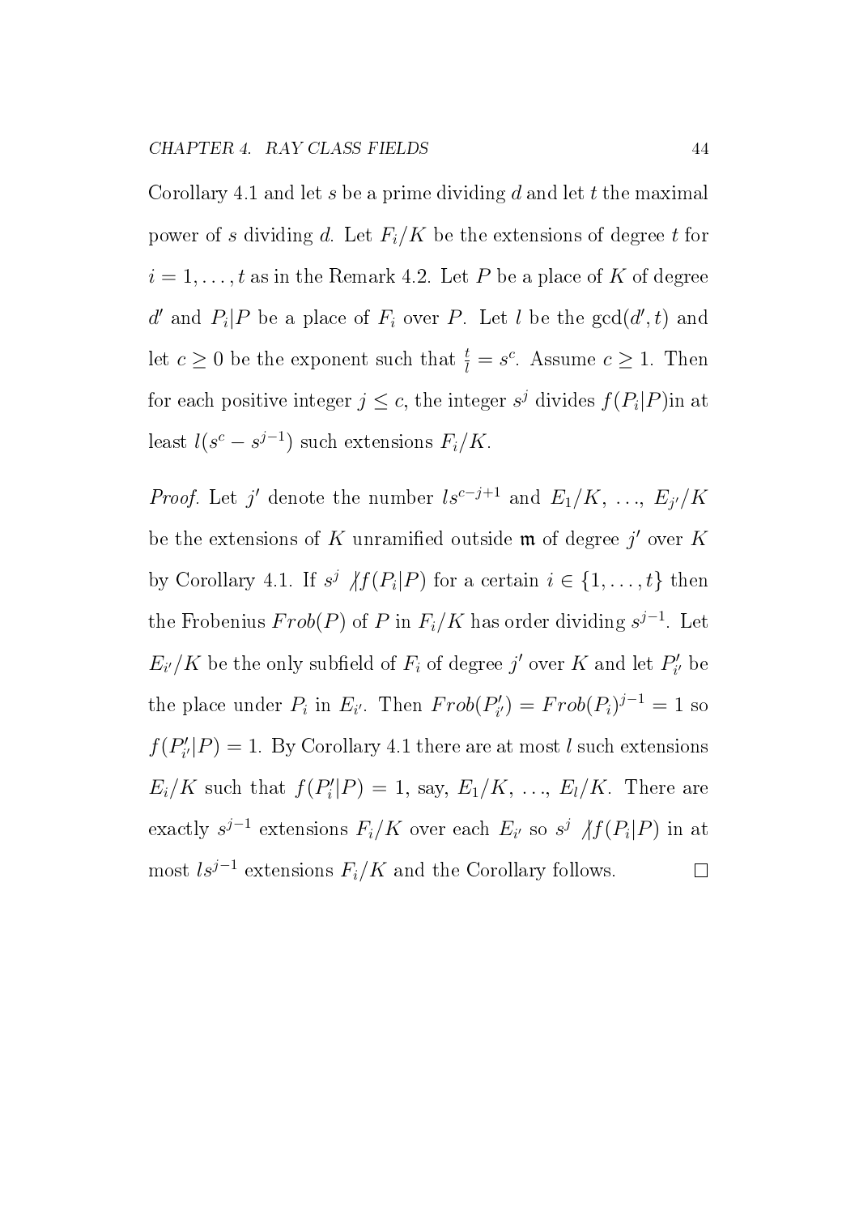Corollary 4.1 and let $s$ be a prime dividing $d$ and let $t$ the maximal power of $s$ dividing $d$. Let $F_i/K$ be the extensions of degree $t$ for $i = 1, \ldots, t$ as in the Remark 4.2. Let $P$ be a place of $K$ of degree $d'$ and $P_i|P$ be a place of $F_i$ over $P$. Let $l$ be the $\gcd(d', t)$ and let $c \geq 0$ be the exponent such that $\frac{t}{l} = s^c$. Assume $c \geq 1$. Then for each positive integer $j \leq c$, the integer $s^j$ divides $f(P_i|P)$in at least $l(s^c - s^{j-1})$ such extensions $F_i/K$.

*Proof.* Let $j'$ denote the number $ls^{c-j+1}$ and $E_1/K$, ..., $E_{j'}/K$ be the extensions of $K$ unramified outside $\mathfrak{m}$ of degree $j'$ over $K$ by Corollary 4.1. If $s^j \not| f(P_i|P)$ for a certain $i \in \{1, \ldots, t\}$ then the Frobenius $Frob(P)$ of $P$ in $F_i/K$ has order dividing $s^{j-1}$. Let $E_{i'}/K$ be the only subfield of $F_i$ of degree $j'$ over $K$ and let $P'_{i'}$ be the place under $P_i$ in $E_{i'}$. Then $Frob(P'_{i'}) = Frob(P_i)^{j-1} = 1$ so $f(P'_{i'}|P) = 1$. By Corollary 4.1 there are at most $l$ such extensions $E_i/K$ such that $f(P'_i|P) = 1$, say, $E_1/K$, ..., $E_l/K$. There are exactly $s^{j-1}$ extensions $F_i/K$ over each $E_{i'}$ so $s^j \not| f(P_i|P)$ in at most $ls^{j-1}$ extensions $F_i/K$ and the Corollary follows. $\square$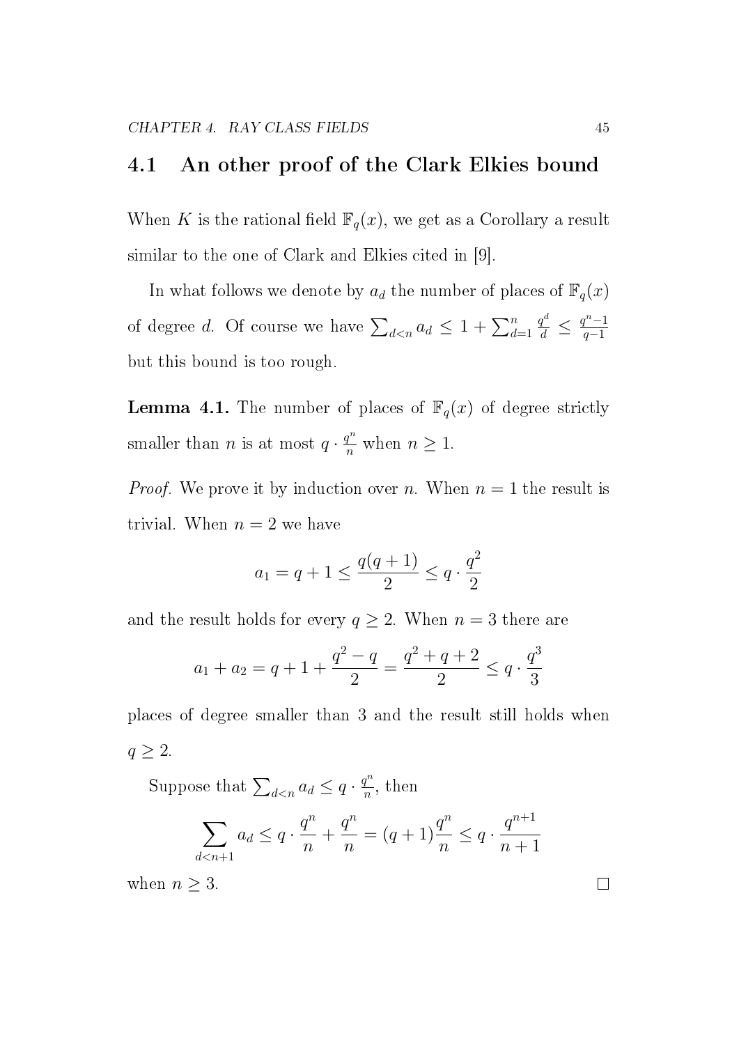## 4.1 An other proof of the Clark Elkies bound

When $K$ is the rational field $\mathbb{F}_q(x)$, we get as a Corollary a result similar to the one of Clark and Elkies cited in [9].

In what follows we denote by $a_d$ the number of places of $\mathbb{F}_q(x)$ of degree $d$. Of course we have $\sum_{d<n} a_d \leq 1 + \sum_{d=1}^{n} \frac{q^d}{d} \leq \frac{q^n - 1}{q-1}$ but this bound is too rough.

**Lemma 4.1.** The number of places of $\mathbb{F}_q(x)$ of degree strictly smaller than $n$ is at most $q \cdot \frac{q^n}{n}$ when $n \geq 1$.

*Proof.* We prove it by induction over $n$. When $n = 1$ the result is trivial. When $n = 2$ we have

$$a_1 = q + 1 \leq \frac{q(q+1)}{2} \leq q \cdot \frac{q^2}{2}$$

and the result holds for every $q \geq 2$. When $n = 3$ there are

$$a_1 + a_2 = q + 1 + \frac{q^2 - q}{2} = \frac{q^2 + q + 2}{2} \leq q \cdot \frac{q^3}{3}$$

places of degree smaller than 3 and the result still holds when $q \geq 2$.

Suppose that $\sum_{d<n} a_d \leq q \cdot \frac{q^n}{n}$, then

$$\sum_{d<n+1} a_d \leq q \cdot \frac{q^n}{n} + \frac{q^n}{n} = (q+1)\frac{q^n}{n} \leq q \cdot \frac{q^{n+1}}{n+1}$$

when $n \geq 3$. $\square$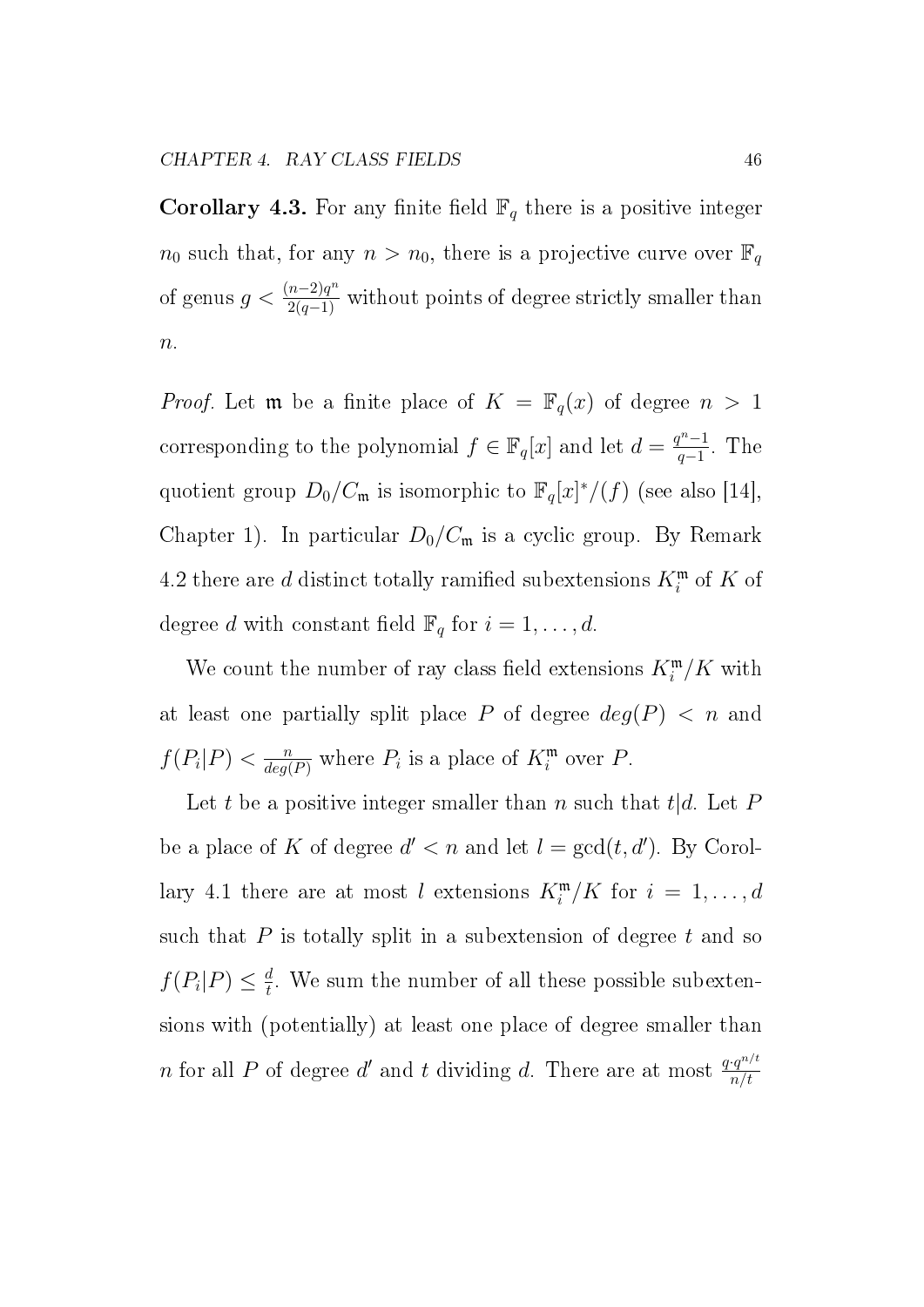**Corollary 4.3.** For any finite field $\mathbb{F}_q$ there is a positive integer $n_0$ such that, for any $n > n_0$, there is a projective curve over $\mathbb{F}_q$ of genus $g < \frac{(n-2)q^n}{2(q-1)}$ without points of degree strictly smaller than $n$.

*Proof.* Let $\mathfrak{m}$ be a finite place of $K = \mathbb{F}_q(x)$ of degree $n > 1$ corresponding to the polynomial $f \in \mathbb{F}_q[x]$ and let $d = \frac{q^n-1}{q-1}$. The quotient group $D_0/C_\mathfrak{m}$ is isomorphic to $\mathbb{F}_q[x]^*/(f)$ (see also [14], Chapter 1). In particular $D_0/C_\mathfrak{m}$ is a cyclic group. By Remark 4.2 there are $d$ distinct totally ramified subextensions $K_i^\mathfrak{m}$ of $K$ of degree $d$ with constant field $\mathbb{F}_q$ for $i = 1, \ldots, d$.

We count the number of ray class field extensions $K_i^\mathfrak{m}/K$ with at least one partially split place $P$ of degree $deg(P) < n$ and $f(P_i|P) < \frac{n}{deg(P)}$ where $P_i$ is a place of $K_i^\mathfrak{m}$ over $P$.

Let $t$ be a positive integer smaller than $n$ such that $t|d$. Let $P$ be a place of $K$ of degree $d' < n$ and let $l = \gcd(t, d')$. By Corollary 4.1 there are at most $l$ extensions $K_i^\mathfrak{m}/K$ for $i = 1, \ldots, d$ such that $P$ is totally split in a subextension of degree $t$ and so $f(P_i|P) \leq \frac{d}{t}$. We sum the number of all these possible subextensions with (potentially) at least one place of degree smaller than $n$ for all $P$ of degree $d'$ and $t$ dividing $d$. There are at most $\frac{q \cdot q^{n/t}}{n/t}$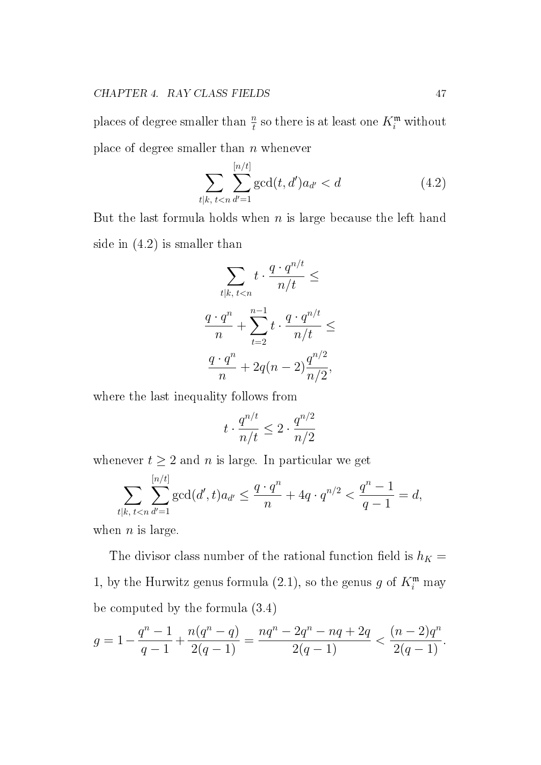places of degree smaller than $\frac{n}{t}$ so there is at least one $K_i^{\mathfrak{m}}$ without place of degree smaller than $n$ whenever

$$\sum_{t|k,\, t<n} \sum_{d'=1}^{[n/t]} \gcd(t, d') a_{d'} < d \tag{4.2}$$

But the last formula holds when $n$ is large because the left hand side in (4.2) is smaller than

$$\sum_{t|k,\, t<n} t \cdot \frac{q \cdot q^{n/t}}{n/t} \leq$$

$$\frac{q \cdot q^n}{n} + \sum_{t=2}^{n-1} t \cdot \frac{q \cdot q^{n/t}}{n/t} \leq$$

$$\frac{q \cdot q^n}{n} + 2q(n-2)\frac{q^{n/2}}{n/2},$$

where the last inequality follows from

$$t \cdot \frac{q^{n/t}}{n/t} \leq 2 \cdot \frac{q^{n/2}}{n/2}$$

whenever $t \geq 2$ and $n$ is large. In particular we get

$$\sum_{t|k,\, t<n} \sum_{d'=1}^{[n/t]} \gcd(d', t) a_{d'} \leq \frac{q \cdot q^n}{n} + 4q \cdot q^{n/2} < \frac{q^n - 1}{q - 1} = d,$$

when $n$ is large.

The divisor class number of the rational function field is $h_K = 1$, by the Hurwitz genus formula (2.1), so the genus $g$ of $K_i^{\mathfrak{m}}$ may be computed by the formula (3.4)

$$g = 1 - \frac{q^n - 1}{q - 1} + \frac{n(q^n - q)}{2(q-1)} = \frac{nq^n - 2q^n - nq + 2q}{2(q-1)} < \frac{(n-2)q^n}{2(q-1)}.$$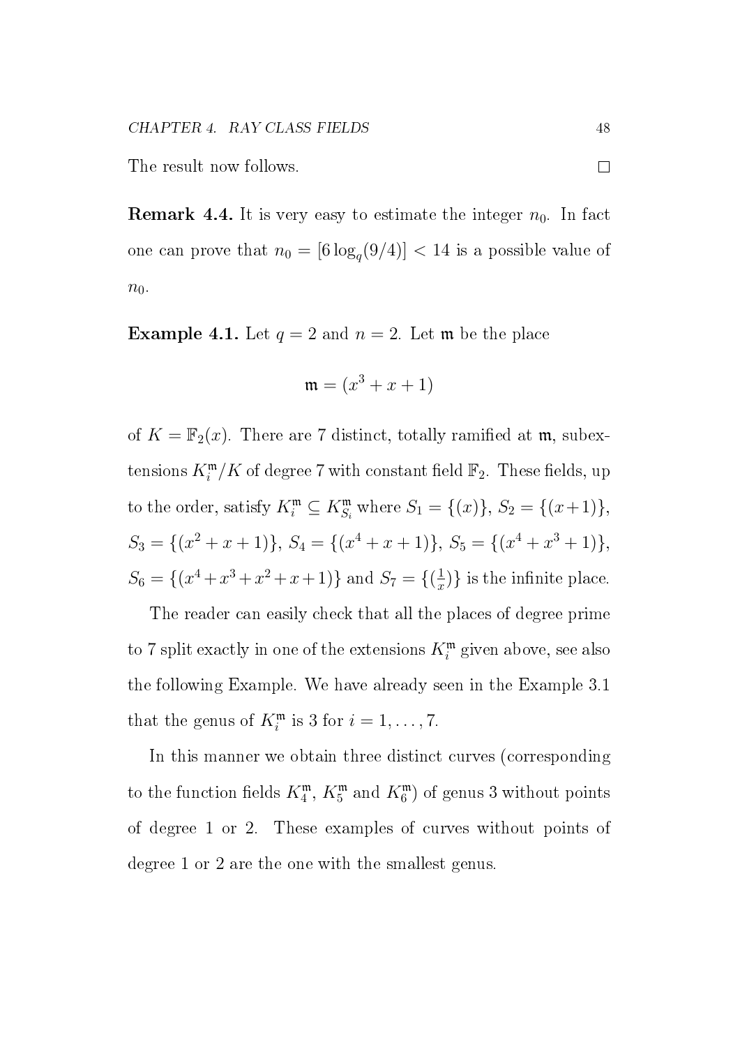The result now follows. $\square$

**Remark 4.4.** It is very easy to estimate the integer $n_0$. In fact one can prove that $n_0 = [6\log_q(9/4)] < 14$ is a possible value of $n_0$.

**Example 4.1.** Let $q = 2$ and $n = 2$. Let $\mathfrak{m}$ be the place

$$\mathfrak{m} = (x^3 + x + 1)$$

of $K = \mathbb{F}_2(x)$. There are 7 distinct, totally ramified at $\mathfrak{m}$, subextensions $K_i^{\mathfrak{m}}/K$ of degree 7 with constant field $\mathbb{F}_2$. These fields, up to the order, satisfy $K_i^{\mathfrak{m}} \subseteq K_{S_i}^{\mathfrak{m}}$ where $S_1 = \{(x)\}$, $S_2 = \{(x+1)\}$, $S_3 = \{(x^2+x+1)\}$, $S_4 = \{(x^4+x+1)\}$, $S_5 = \{(x^4+x^3+1)\}$, $S_6 = \{(x^4+x^3+x^2+x+1)\}$ and $S_7 = \{(\frac{1}{x})\}$ is the infinite place.

The reader can easily check that all the places of degree prime to 7 split exactly in one of the extensions $K_i^{\mathfrak{m}}$ given above, see also the following Example. We have already seen in the Example 3.1 that the genus of $K_i^{\mathfrak{m}}$ is 3 for $i = 1, \ldots, 7$.

In this manner we obtain three distinct curves (corresponding to the function fields $K_4^{\mathfrak{m}}$, $K_5^{\mathfrak{m}}$ and $K_6^{\mathfrak{m}}$) of genus 3 without points of degree 1 or 2. These examples of curves without points of degree 1 or 2 are the one with the smallest genus.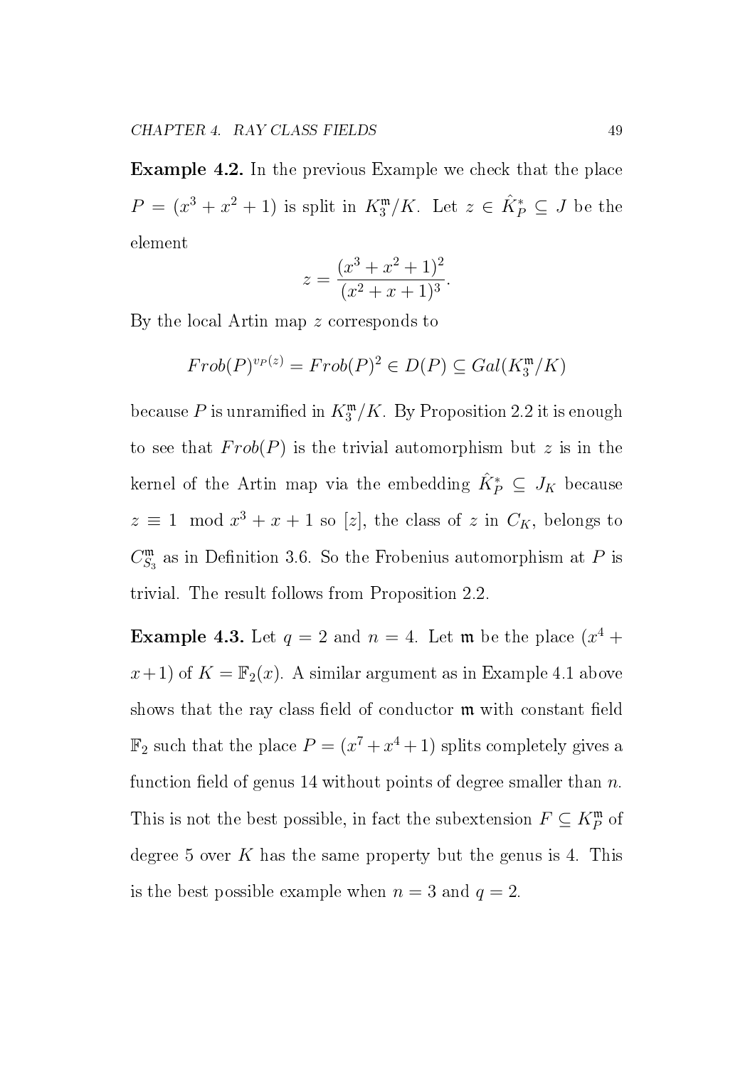**Example 4.2.** In the previous Example we check that the place $P = (x^3 + x^2 + 1)$ is split in $K_3^{\mathfrak{m}}/K$. Let $z \in \hat{K}_P^* \subseteq J$ be the element

$$z = \frac{(x^3 + x^2 + 1)^2}{(x^2 + x + 1)^3}.$$

By the local Artin map $z$ corresponds to

$$Frob(P)^{v_P(z)} = Frob(P)^2 \in D(P) \subseteq Gal(K_3^{\mathfrak{m}}/K)$$

because $P$ is unramified in $K_3^{\mathfrak{m}}/K$. By Proposition 2.2 it is enough to see that $Frob(P)$ is the trivial automorphism but $z$ is in the kernel of the Artin map via the embedding $\hat{K}_P^* \subseteq J_K$ because $z \equiv 1 \mod x^3 + x + 1$ so $[z]$, the class of $z$ in $C_K$, belongs to $C_{S_3}^{\mathfrak{m}}$ as in Definition 3.6. So the Frobenius automorphism at $P$ is trivial. The result follows from Proposition 2.2.

**Example 4.3.** Let $q = 2$ and $n = 4$. Let $\mathfrak{m}$ be the place $(x^4 + x + 1)$ of $K = \mathbb{F}_2(x)$. A similar argument as in Example 4.1 above shows that the ray class field of conductor $\mathfrak{m}$ with constant field $\mathbb{F}_2$ such that the place $P = (x^7 + x^4 + 1)$ splits completely gives a function field of genus 14 without points of degree smaller than $n$. This is not the best possible, in fact the subextension $F \subseteq K_P^{\mathfrak{m}}$ of degree 5 over $K$ has the same property but the genus is 4. This is the best possible example when $n = 3$ and $q = 2$.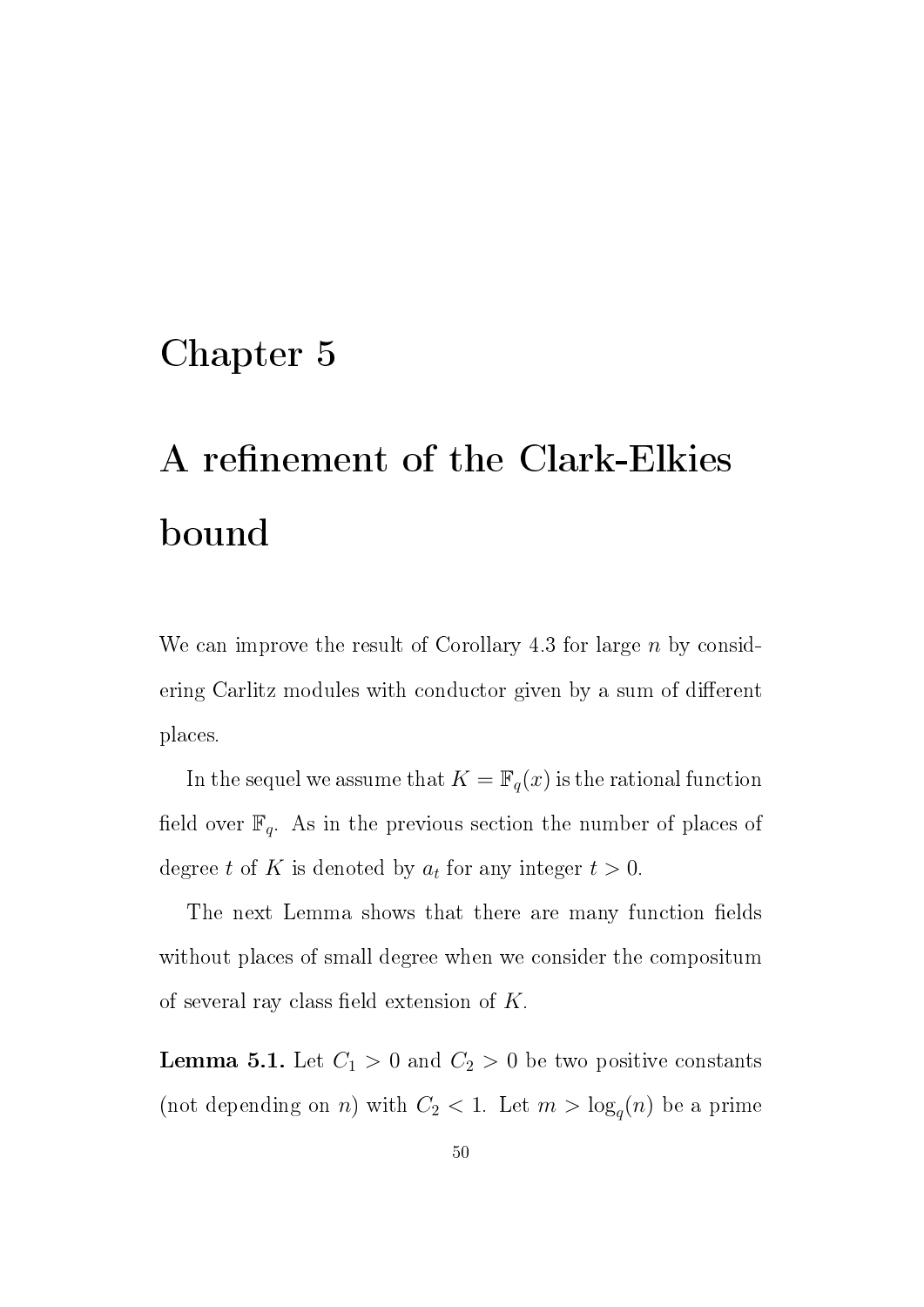# Chapter 5

# A refinement of the Clark-Elkies bound

We can improve the result of Corollary 4.3 for large $n$ by considering Carlitz modules with conductor given by a sum of different places.

In the sequel we assume that $K = \mathbb{F}_q(x)$ is the rational function field over $\mathbb{F}_q$. As in the previous section the number of places of degree $t$ of $K$ is denoted by $a_t$ for any integer $t > 0$.

The next Lemma shows that there are many function fields without places of small degree when we consider the compositum of several ray class field extension of $K$.

**Lemma 5.1.** Let $C_1 > 0$ and $C_2 > 0$ be two positive constants (not depending on $n$) with $C_2 < 1$. Let $m > \log_q(n)$ be a prime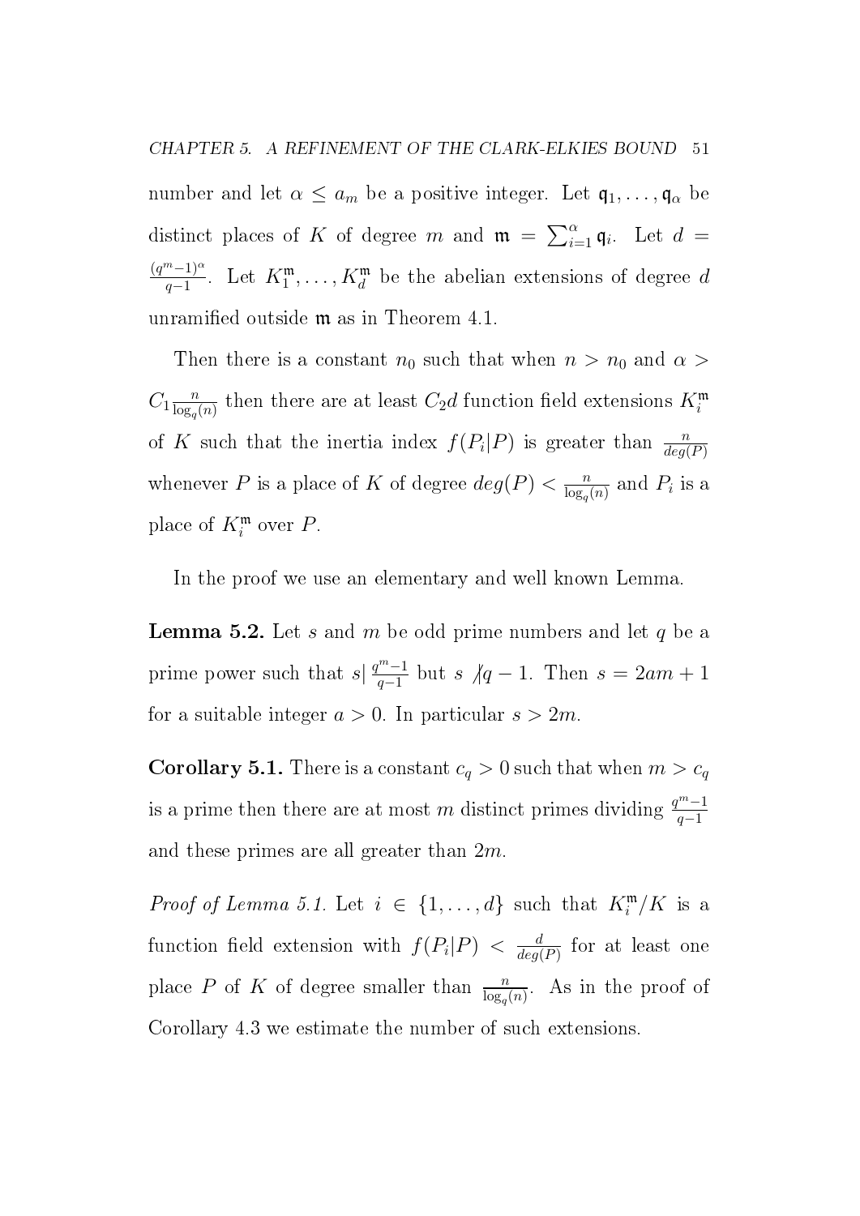number and let $\alpha \leq a_m$ be a positive integer. Let $\mathfrak{q}_1, \ldots, \mathfrak{q}_\alpha$ be distinct places of $K$ of degree $m$ and $\mathfrak{m} = \sum_{i=1}^{\alpha} \mathfrak{q}_i$. Let $d = \frac{(q^m-1)^\alpha}{q-1}$. Let $K_1^{\mathfrak{m}}, \ldots, K_d^{\mathfrak{m}}$ be the abelian extensions of degree $d$ unramified outside $\mathfrak{m}$ as in Theorem 4.1.

Then there is a constant $n_0$ such that when $n > n_0$ and $\alpha > C_1 \frac{n}{\log_q(n)}$ then there are at least $C_2 d$ function field extensions $K_i^{\mathfrak{m}}$ of $K$ such that the inertia index $f(P_i|P)$ is greater than $\frac{n}{deg(P)}$ whenever $P$ is a place of $K$ of degree $deg(P) < \frac{n}{\log_q(n)}$ and $P_i$ is a place of $K_i^{\mathfrak{m}}$ over $P$.

In the proof we use an elementary and well known Lemma.

**Lemma 5.2.** *Let $s$ and $m$ be odd prime numbers and let $q$ be a prime power such that $s | \frac{q^m-1}{q-1}$ but $s \not| q-1$. Then $s = 2am+1$ for a suitable integer $a > 0$. In particular $s > 2m$.*

**Corollary 5.1.** *There is a constant $c_q > 0$ such that when $m > c_q$ is a prime then there are at most $m$ distinct primes dividing $\frac{q^m-1}{q-1}$ and these primes are all greater than $2m$.*

*Proof of Lemma 5.1.* Let $i \in \{1, \ldots, d\}$ such that $K_i^{\mathfrak{m}}/K$ is a function field extension with $f(P_i|P) < \frac{d}{deg(P)}$ for at least one place $P$ of $K$ of degree smaller than $\frac{n}{\log_q(n)}$. As in the proof of Corollary 4.3 we estimate the number of such extensions.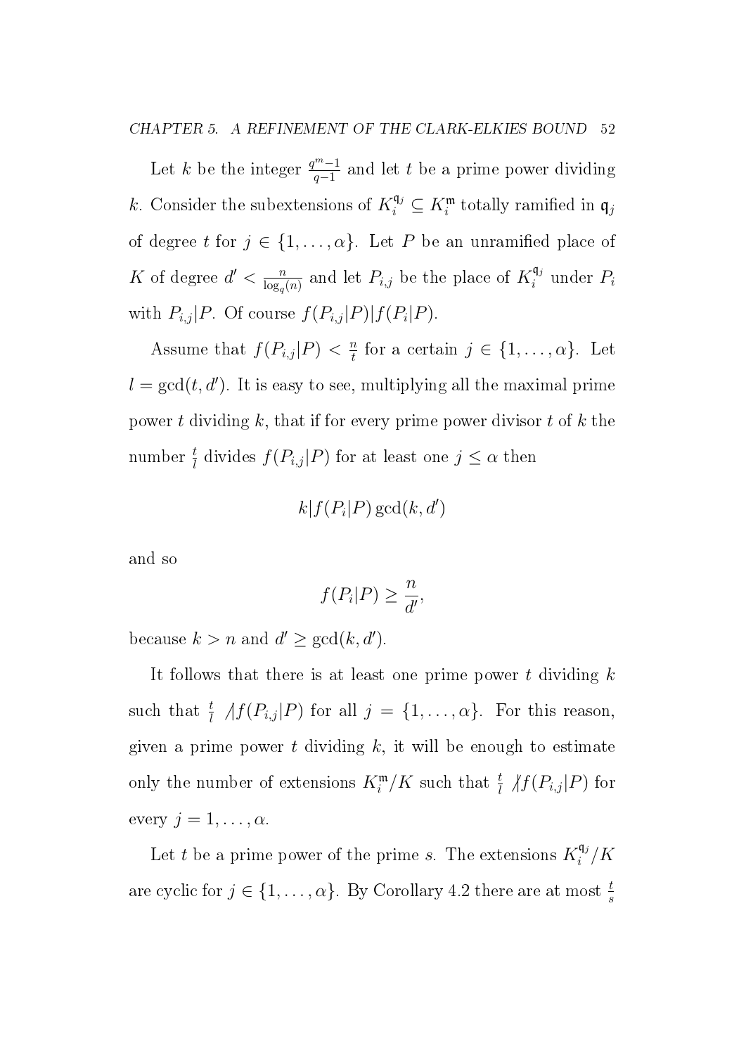Let $k$ be the integer $\frac{q^m-1}{q-1}$ and let $t$ be a prime power dividing $k$. Consider the subextensions of $K_i^{\mathfrak{q}_j} \subseteq K_i^{\mathfrak{m}}$ totally ramified in $\mathfrak{q}_j$ of degree $t$ for $j \in \{1, \ldots, \alpha\}$. Let $P$ be an unramified place of $K$ of degree $d' < \frac{n}{\log_q(n)}$ and let $P_{i,j}$ be the place of $K_i^{\mathfrak{q}_j}$ under $P_i$ with $P_{i,j}|P$. Of course $f(P_{i,j}|P)|f(P_i|P)$.

Assume that $f(P_{i,j}|P) < \frac{n}{t}$ for a certain $j \in \{1, \ldots, \alpha\}$. Let $l = \gcd(t, d')$. It is easy to see, multiplying all the maximal prime power $t$ dividing $k$, that if for every prime power divisor $t$ of $k$ the number $\frac{t}{l}$ divides $f(P_{i,j}|P)$ for at least one $j \leq \alpha$ then

$$k|f(P_i|P)\gcd(k, d')$$

and so

$$f(P_i|P) \geq \frac{n}{d'},$$

because $k > n$ and $d' \geq \gcd(k, d')$.

It follows that there is at least one prime power $t$ dividing $k$ such that $\frac{t}{l} \not| f(P_{i,j}|P)$ for all $j = \{1, \ldots, \alpha\}$. For this reason, given a prime power $t$ dividing $k$, it will be enough to estimate only the number of extensions $K_i^{\mathfrak{m}}/K$ such that $\frac{t}{l} \not| f(P_{i,j}|P)$ for every $j = 1, \ldots, \alpha$.

Let $t$ be a prime power of the prime $s$. The extensions $K_i^{\mathfrak{q}_j}/K$ are cyclic for $j \in \{1, \ldots, \alpha\}$. By Corollary 4.2 there are at most $\frac{t}{s}$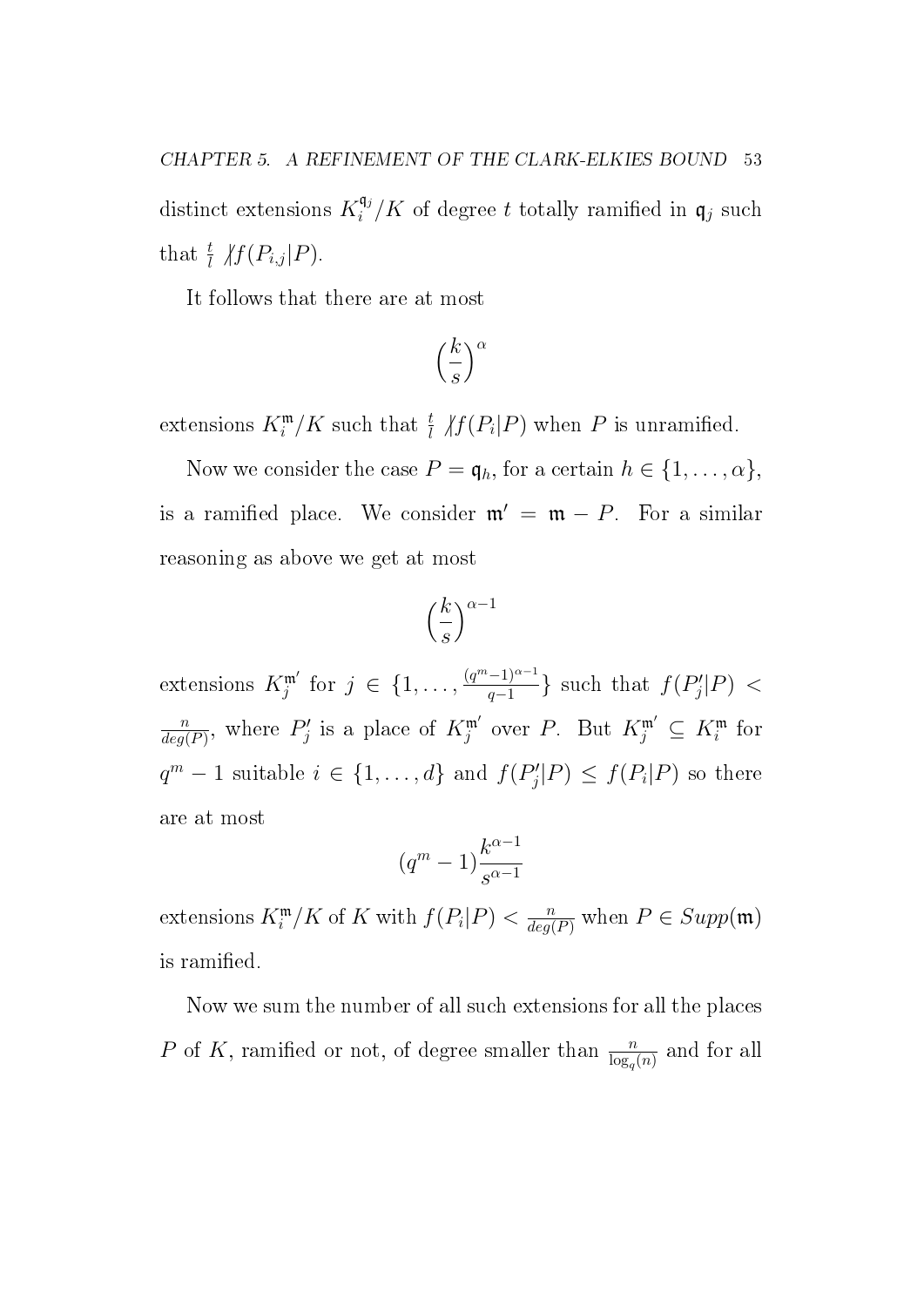distinct extensions $K_i^{\mathfrak{q}_j}/K$ of degree $t$ totally ramified in $\mathfrak{q}_j$ such that $\frac{t}{l} \not| f(P_{i,j}|P)$.

It follows that there are at most

$$\left(\frac{k}{s}\right)^{\alpha}$$

extensions $K_i^{\mathfrak{m}}/K$ such that $\frac{t}{l} \not| f(P_i|P)$ when $P$ is unramified.

Now we consider the case $P = \mathfrak{q}_h$, for a certain $h \in \{1, \ldots, \alpha\}$, is a ramified place. We consider $\mathfrak{m}' = \mathfrak{m} - P$. For a similar reasoning as above we get at most

$$\left(\frac{k}{s}\right)^{\alpha - 1}$$

extensions $K_j^{\mathfrak{m}'}$ for $j \in \{1, \ldots, \frac{(q^m-1)^{\alpha-1}}{q-1}\}$ such that $f(P_j'|P) < \frac{n}{deg(P)}$, where $P_j'$ is a place of $K_j^{\mathfrak{m}'}$ over $P$. But $K_j^{\mathfrak{m}'} \subseteq K_i^{\mathfrak{m}}$ for $q^m - 1$ suitable $i \in \{1, \ldots, d\}$ and $f(P_j'|P) \leq f(P_i|P)$ so there are at most

$$(q^m - 1)\frac{k^{\alpha-1}}{s^{\alpha-1}}$$

extensions $K_i^{\mathfrak{m}}/K$ of $K$ with $f(P_i|P) < \frac{n}{deg(P)}$ when $P \in Supp(\mathfrak{m})$ is ramified.

Now we sum the number of all such extensions for all the places $P$ of $K$, ramified or not, of degree smaller than $\frac{n}{\log_q(n)}$ and for all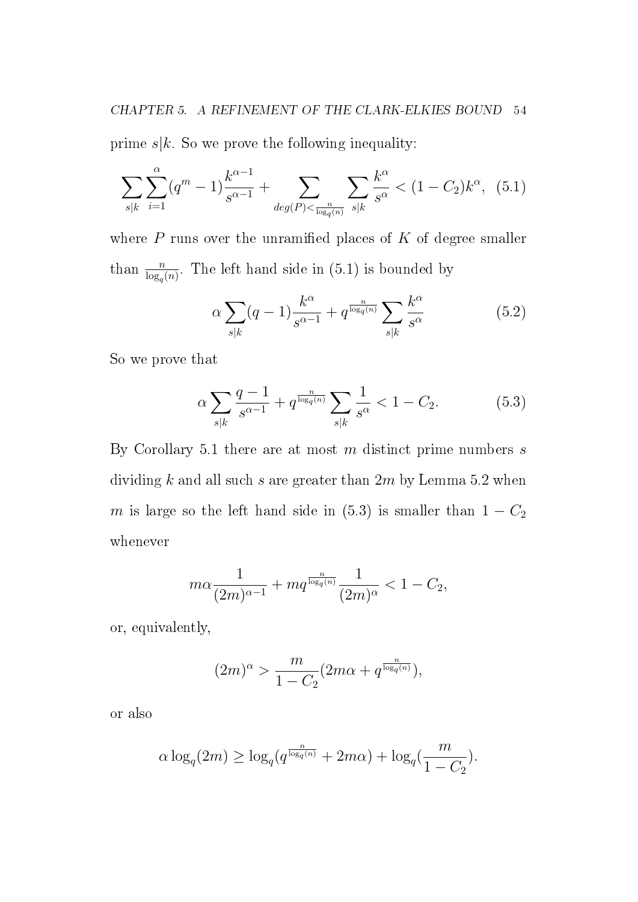prime $s|k$. So we prove the following inequality:

$$\sum_{s|k}\sum_{i=1}^{\alpha}(q^m-1)\frac{k^{\alpha-1}}{s^{\alpha-1}}+\sum_{deg(P)<\frac{n}{\log_q(n)}}\sum_{s|k}\frac{k^\alpha}{s^\alpha}<(1-C_2)k^\alpha, \quad (5.1)$$

where $P$ runs over the unramified places of $K$ of degree smaller than $\frac{n}{\log_q(n)}$. The left hand side in (5.1) is bounded by

$$\alpha\sum_{s|k}(q-1)\frac{k^\alpha}{s^{\alpha-1}}+q^{\frac{n}{\log_q(n)}}\sum_{s|k}\frac{k^\alpha}{s^\alpha} \quad (5.2)$$

So we prove that

$$\alpha\sum_{s|k}\frac{q-1}{s^{\alpha-1}}+q^{\frac{n}{\log_q(n)}}\sum_{s|k}\frac{1}{s^\alpha}<1-C_2. \quad (5.3)$$

By Corollary 5.1 there are at most $m$ distinct prime numbers $s$ dividing $k$ and all such $s$ are greater than $2m$ by Lemma 5.2 when $m$ is large so the left hand side in (5.3) is smaller than $1-C_2$ whenever

$$m\alpha\frac{1}{(2m)^{\alpha-1}}+mq^{\frac{n}{\log_q(n)}}\frac{1}{(2m)^\alpha}<1-C_2,$$

or, equivalently,

$$(2m)^\alpha>\frac{m}{1-C_2}(2m\alpha+q^{\frac{n}{\log_q(n)}}),$$

or also

$$\alpha\log_q(2m)\geq\log_q(q^{\frac{n}{\log_q(n)}}+2m\alpha)+\log_q(\frac{m}{1-C_2}).$$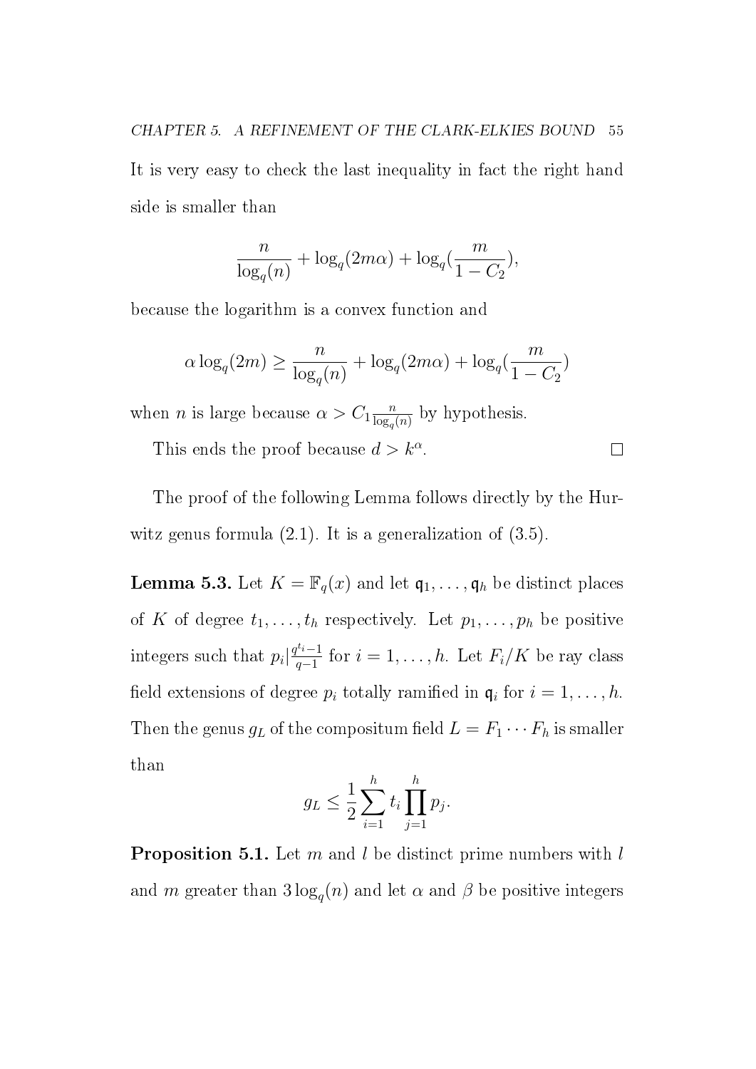It is very easy to check the last inequality in fact the right hand side is smaller than

$$\frac{n}{\log_q(n)} + \log_q(2m\alpha) + \log_q(\frac{m}{1-C_2}),$$

because the logarithm is a convex function and

$$\alpha \log_q(2m) \geq \frac{n}{\log_q(n)} + \log_q(2m\alpha) + \log_q(\frac{m}{1-C_2})$$

when $n$ is large because $\alpha > C_1 \frac{n}{\log_q(n)}$ by hypothesis.

This ends the proof because $d > k^\alpha$. ☐

The proof of the following Lemma follows directly by the Hurwitz genus formula (2.1). It is a generalization of (3.5).

**Lemma 5.3.** Let $K = \mathbb{F}_q(x)$ and let $\mathfrak{q}_1, \ldots, \mathfrak{q}_h$ be distinct places of $K$ of degree $t_1, \ldots, t_h$ respectively. Let $p_1, \ldots, p_h$ be positive integers such that $p_i | \frac{q^{t_i}-1}{q-1}$ for $i = 1, \ldots, h$. Let $F_i/K$ be ray class field extensions of degree $p_i$ totally ramified in $\mathfrak{q}_i$ for $i = 1, \ldots, h$. Then the genus $g_L$ of the compositum field $L = F_1 \cdots F_h$ is smaller than

$$g_L \leq \frac{1}{2} \sum_{i=1}^{h} t_i \prod_{j=1}^{h} p_j.$$

**Proposition 5.1.** Let $m$ and $l$ be distinct prime numbers with $l$ and $m$ greater than $3\log_q(n)$ and let $\alpha$ and $\beta$ be positive integers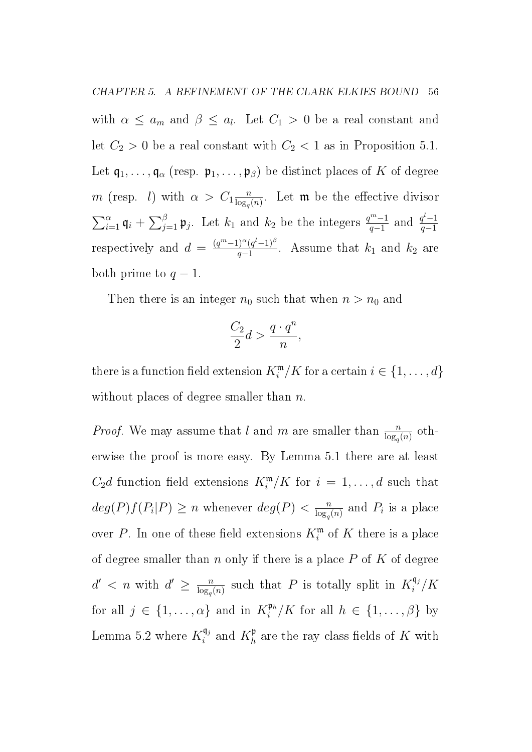with $\alpha \leq a_m$ and $\beta \leq a_l$. Let $C_1 > 0$ be a real constant and let $C_2 > 0$ be a real constant with $C_2 < 1$ as in Proposition 5.1. Let $\mathfrak{q}_1, \ldots, \mathfrak{q}_\alpha$ (resp. $\mathfrak{p}_1, \ldots, \mathfrak{p}_\beta$) be distinct places of $K$ of degree $m$ (resp. $l$) with $\alpha > C_1 \frac{n}{\log_q(n)}$. Let $\mathfrak{m}$ be the effective divisor $\sum_{i=1}^{\alpha} \mathfrak{q}_i + \sum_{j=1}^{\beta} \mathfrak{p}_j$. Let $k_1$ and $k_2$ be the integers $\frac{q^m-1}{q-1}$ and $\frac{q^l-1}{q-1}$ respectively and $d = \frac{(q^m-1)^\alpha (q^l-1)^\beta}{q-1}$. Assume that $k_1$ and $k_2$ are both prime to $q-1$.

Then there is an integer $n_0$ such that when $n > n_0$ and

$$\frac{C_2}{2} d > \frac{q \cdot q^n}{n},$$

there is a function field extension $K_i^{\mathfrak{m}}/K$ for a certain $i \in \{1, \ldots, d\}$ without places of degree smaller than $n$.

*Proof.* We may assume that $l$ and $m$ are smaller than $\frac{n}{\log_q(n)}$ otherwise the proof is more easy. By Lemma 5.1 there are at least $C_2 d$ function field extensions $K_i^{\mathfrak{m}}/K$ for $i = 1, \ldots, d$ such that $deg(P)f(P_i|P) \geq n$ whenever $deg(P) < \frac{n}{\log_q(n)}$ and $P_i$ is a place over $P$. In one of these field extensions $K_i^{\mathfrak{m}}$ of $K$ there is a place of degree smaller than $n$ only if there is a place $P$ of $K$ of degree $d' < n$ with $d' \geq \frac{n}{\log_q(n)}$ such that $P$ is totally split in $K_i^{\mathfrak{q}_j}/K$ for all $j \in \{1, \ldots, \alpha\}$ and in $K_i^{\mathfrak{p}_h}/K$ for all $h \in \{1, \ldots, \beta\}$ by Lemma 5.2 where $K_i^{\mathfrak{q}_j}$ and $K_h^{\mathfrak{p}}$ are the ray class fields of $K$ with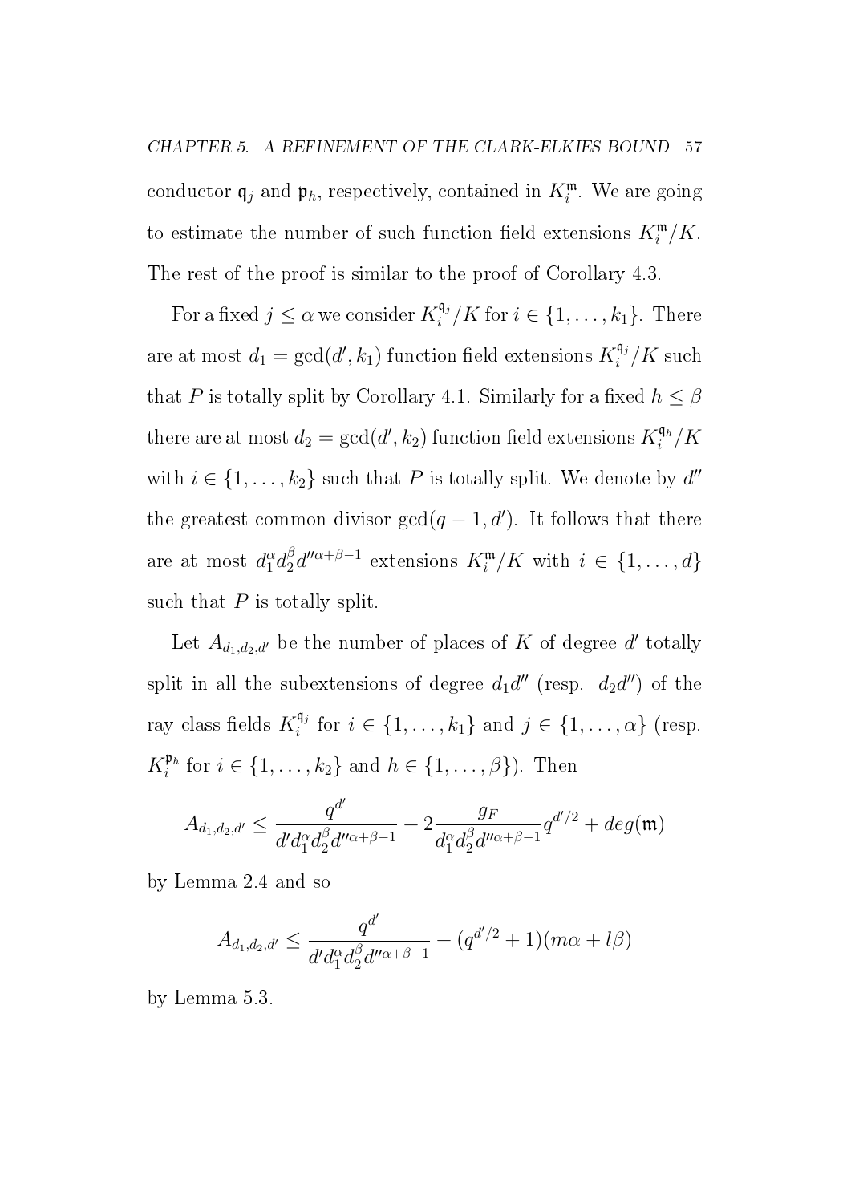conductor $\mathfrak{q}_j$ and $\mathfrak{p}_h$, respectively, contained in $K_i^{\mathfrak{m}}$. We are going to estimate the number of such function field extensions $K_i^{\mathfrak{m}}/K$. The rest of the proof is similar to the proof of Corollary 4.3.

For a fixed $j \leq \alpha$ we consider $K_i^{\mathfrak{q}_j}/K$ for $i \in \{1, \ldots, k_1\}$. There are at most $d_1 = \gcd(d', k_1)$ function field extensions $K_i^{\mathfrak{q}_j}/K$ such that $P$ is totally split by Corollary 4.1. Similarly for a fixed $h \leq \beta$ there are at most $d_2 = \gcd(d', k_2)$ function field extensions $K_i^{\mathfrak{q}_h}/K$ with $i \in \{1, \ldots, k_2\}$ such that $P$ is totally split. We denote by $d''$ the greatest common divisor $\gcd(q-1, d')$. It follows that there are at most $d_1^{\alpha} d_2^{\beta} d''^{\alpha+\beta-1}$ extensions $K_i^{\mathfrak{m}}/K$ with $i \in \{1, \ldots, d\}$ such that $P$ is totally split.

Let $A_{d_1,d_2,d'}$ be the number of places of $K$ of degree $d'$ totally split in all the subextensions of degree $d_1 d''$ (resp. $d_2 d''$) of the ray class fields $K_i^{\mathfrak{q}_j}$ for $i \in \{1, \ldots, k_1\}$ and $j \in \{1, \ldots, \alpha\}$ (resp. $K_i^{\mathfrak{p}_h}$ for $i \in \{1, \ldots, k_2\}$ and $h \in \{1, \ldots, \beta\}$). Then

$$A_{d_1,d_2,d'} \leq \frac{q^{d'}}{d' d_1^{\alpha} d_2^{\beta} d''^{\alpha+\beta-1}} + 2\frac{g_F}{d_1^{\alpha} d_2^{\beta} d''^{\alpha+\beta-1}} q^{d'/2} + deg(\mathfrak{m})$$

by Lemma 2.4 and so

$$A_{d_1,d_2,d'} \leq \frac{q^{d'}}{d' d_1^{\alpha} d_2^{\beta} d''^{\alpha+\beta-1}} + (q^{d'/2} + 1)(m\alpha + l\beta)$$

by Lemma 5.3.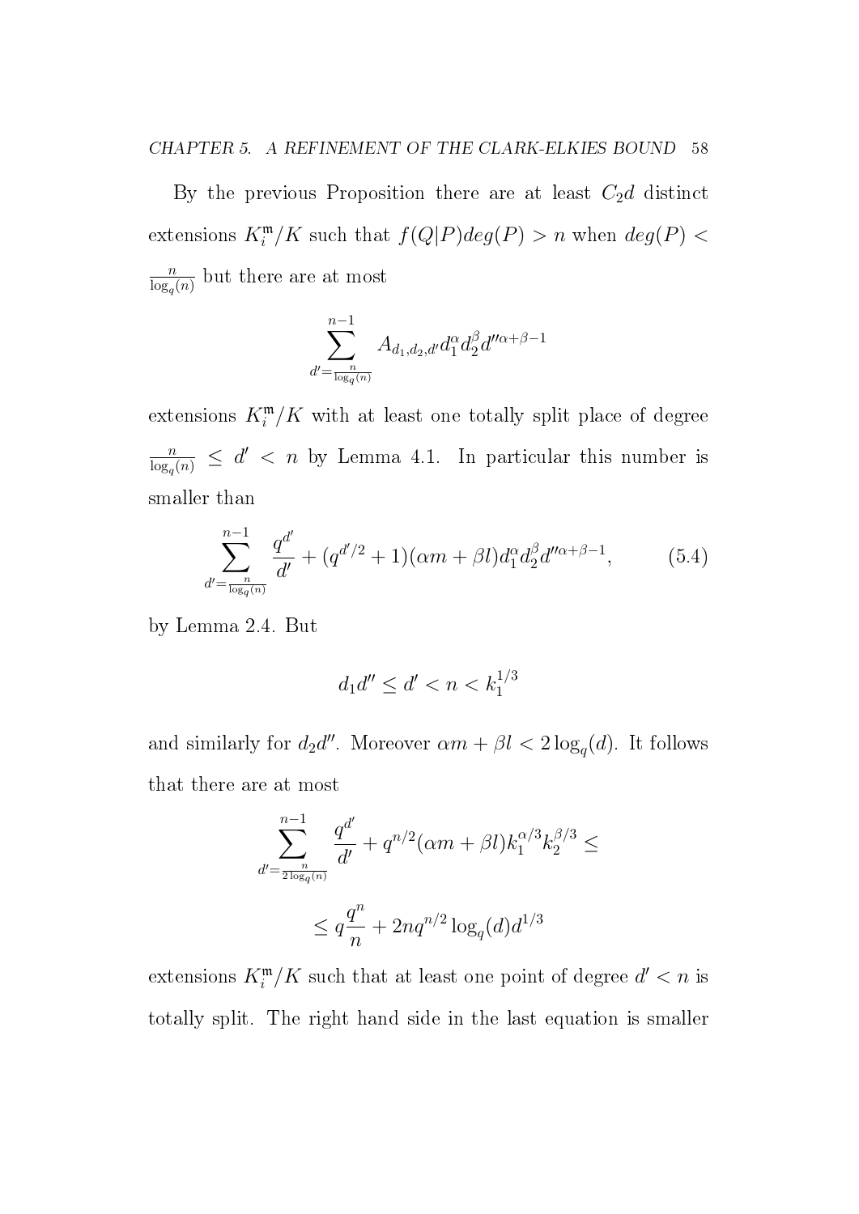By the previous Proposition there are at least $C_2 d$ distinct extensions $K_i^{\mathfrak{m}}/K$ such that $f(Q|P)deg(P) > n$ when $deg(P) < \frac{n}{\log_q(n)}$ but there are at most

$$\sum_{d'=\frac{n}{\log_q(n)}}^{n-1} A_{d_1,d_2,d'} d_1^{\alpha} d_2^{\beta} d''^{\alpha+\beta-1}$$

extensions $K_i^{\mathfrak{m}}/K$ with at least one totally split place of degree $\frac{n}{\log_q(n)} \leq d' < n$ by Lemma 4.1. In particular this number is smaller than

$$\sum_{d'=\frac{n}{\log_q(n)}}^{n-1} \frac{q^{d'}}{d'} + (q^{d'/2}+1)(\alpha m + \beta l) d_1^{\alpha} d_2^{\beta} d''^{\alpha+\beta-1}, \tag{5.4}$$

by Lemma 2.4. But

$$d_1 d'' \leq d' < n < k_1^{1/3}$$

and similarly for $d_2 d''$. Moreover $\alpha m + \beta l < 2\log_q(d)$. It follows that there are at most

$$\sum_{d'=\frac{n}{2\log_q(n)}}^{n-1} \frac{q^{d'}}{d'} + q^{n/2}(\alpha m + \beta l) k_1^{\alpha/3} k_2^{\beta/3} \leq$$

$$\leq q\frac{q^n}{n} + 2nq^{n/2}\log_q(d) d^{1/3}$$

extensions $K_i^{\mathfrak{m}}/K$ such that at least one point of degree $d' < n$ is totally split. The right hand side in the last equation is smaller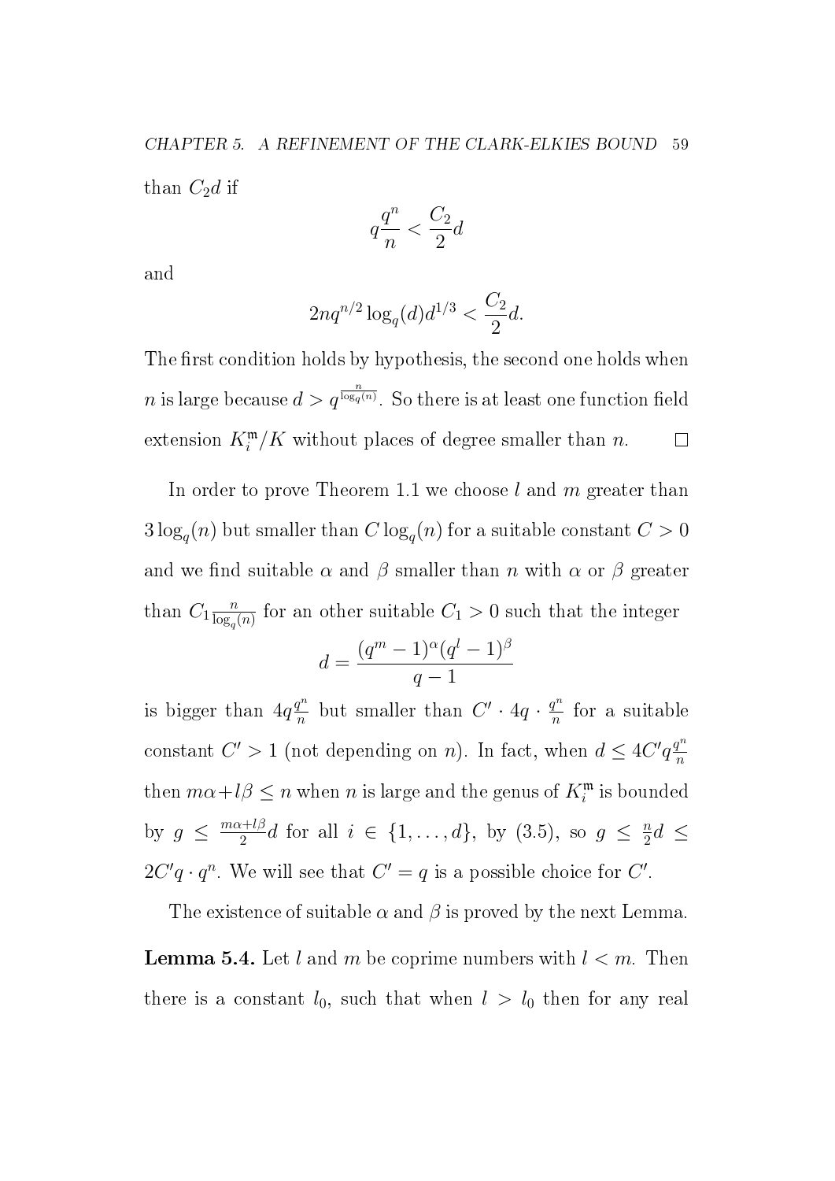than $C_2 d$ if

$$q\frac{q^n}{n} < \frac{C_2}{2}d$$

and

$$2nq^{n/2}\log_q(d)d^{1/3} < \frac{C_2}{2}d.$$

The first condition holds by hypothesis, the second one holds when $n$ is large because $d > q^{\frac{n}{\log_q(n)}}$. So there is at least one function field extension $K_i^{\mathfrak{m}}/K$ without places of degree smaller than $n$. $\square$

In order to prove Theorem 1.1 we choose $l$ and $m$ greater than $3\log_q(n)$ but smaller than $C\log_q(n)$ for a suitable constant $C > 0$ and we find suitable $\alpha$ and $\beta$ smaller than $n$ with $\alpha$ or $\beta$ greater than $C_1\frac{n}{\log_q(n)}$ for an other suitable $C_1 > 0$ such that the integer

$$d = \frac{(q^m-1)^{\alpha}(q^l-1)^{\beta}}{q-1}$$

is bigger than $4q\frac{q^n}{n}$ but smaller than $C' \cdot 4q \cdot \frac{q^n}{n}$ for a suitable constant $C' > 1$ (not depending on $n$). In fact, when $d \leq 4C'q\frac{q^n}{n}$ then $m\alpha + l\beta \leq n$ when $n$ is large and the genus of $K_i^{\mathfrak{m}}$ is bounded by $g \leq \frac{m\alpha+l\beta}{2}d$ for all $i \in \{1,\ldots,d\}$, by (3.5), so $g \leq \frac{n}{2}d \leq 2C'q \cdot q^n$. We will see that $C' = q$ is a possible choice for $C'$.

The existence of suitable $\alpha$ and $\beta$ is proved by the next Lemma.

**Lemma 5.4.** Let $l$ and $m$ be coprime numbers with $l < m$. Then there is a constant $l_0$, such that when $l > l_0$ then for any real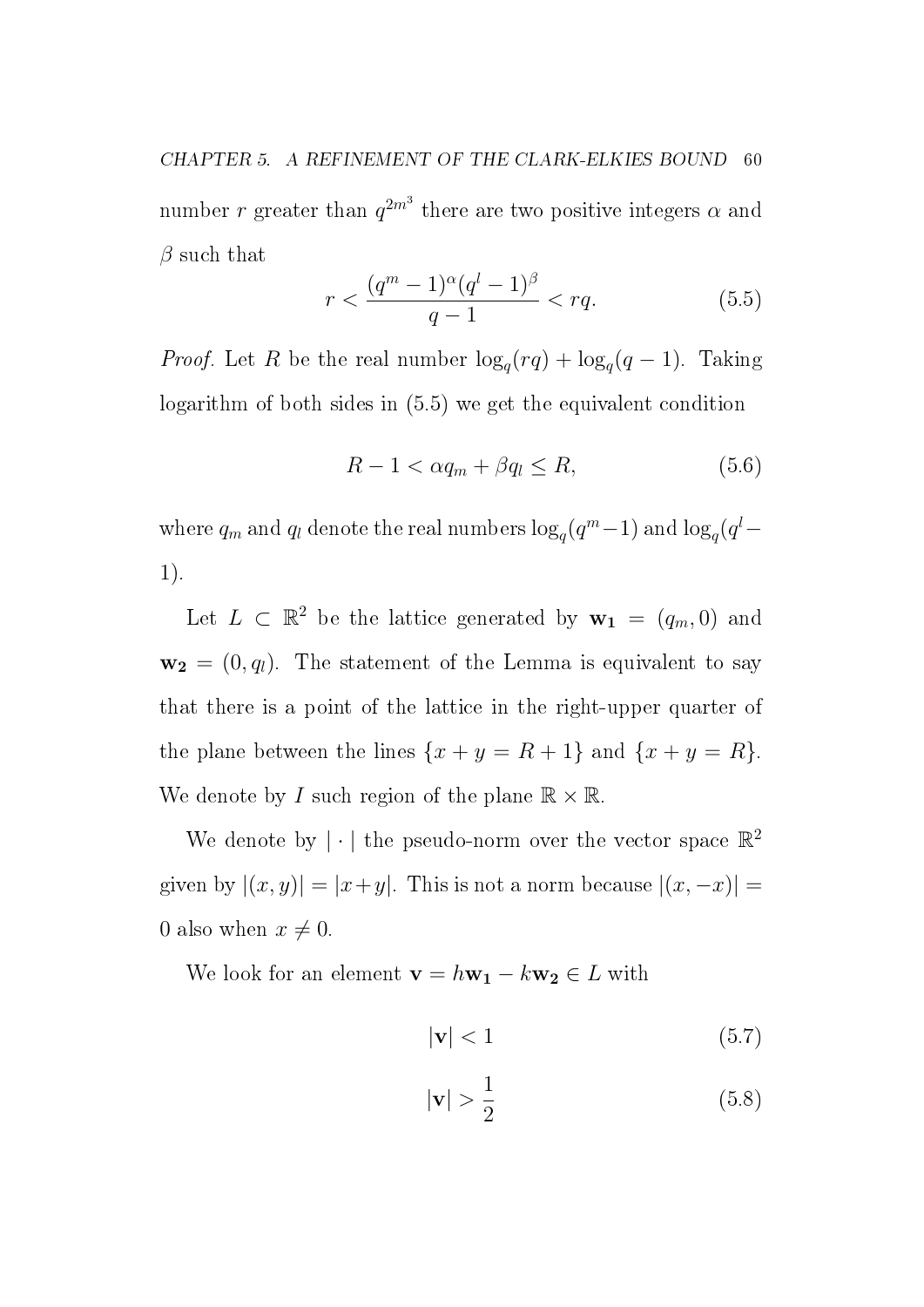number $r$ greater than $q^{2m^3}$ there are two positive integers $\alpha$ and $\beta$ such that

$$r < \frac{(q^m - 1)^\alpha (q^l - 1)^\beta}{q - 1} < rq. \tag{5.5}$$

*Proof.* Let $R$ be the real number $\log_q(rq) + \log_q(q-1)$. Taking logarithm of both sides in (5.5) we get the equivalent condition

$$R - 1 < \alpha q_m + \beta q_l \leq R, \tag{5.6}$$

where $q_m$ and $q_l$ denote the real numbers $\log_q(q^m - 1)$ and $\log_q(q^l - 1)$.

Let $L \subset \mathbb{R}^2$ be the lattice generated by $\mathbf{w_1} = (q_m, 0)$ and $\mathbf{w_2} = (0, q_l)$. The statement of the Lemma is equivalent to say that there is a point of the lattice in the right-upper quarter of the plane between the lines $\{x + y = R + 1\}$ and $\{x + y = R\}$. We denote by $I$ such region of the plane $\mathbb{R} \times \mathbb{R}$.

We denote by $|\cdot|$ the pseudo-norm over the vector space $\mathbb{R}^2$ given by $|(x, y)| = |x + y|$. This is not a norm because $|(x, -x)| = 0$ also when $x \neq 0$.

We look for an element $\mathbf{v} = h\mathbf{w_1} - k\mathbf{w_2} \in L$ with

$$|\mathbf{v}| < 1 \tag{5.7}$$

$$|\mathbf{v}| > \frac{1}{2} \tag{5.8}$$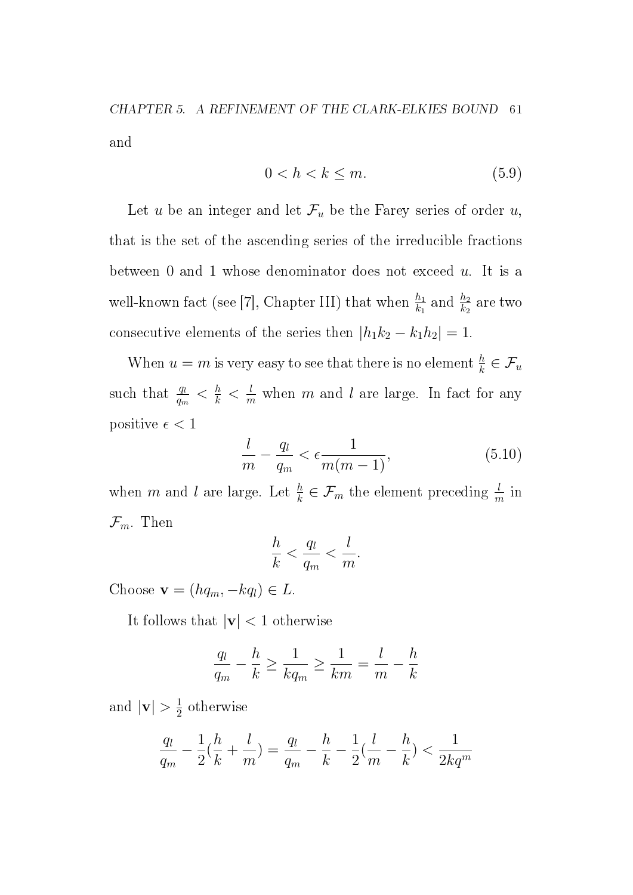and

$$0 < h < k \leq m. \tag{5.9}$$

Let $u$ be an integer and let $\mathcal{F}_u$ be the Farey series of order $u$, that is the set of the ascending series of the irreducible fractions between 0 and 1 whose denominator does not exceed $u$. It is a well-known fact (see [7], Chapter III) that when $\frac{h_1}{k_1}$ and $\frac{h_2}{k_2}$ are two consecutive elements of the series then $|h_1k_2 - k_1h_2| = 1$.

When $u = m$ is very easy to see that there is no element $\frac{h}{k} \in \mathcal{F}_u$ such that $\frac{q_l}{q_m} < \frac{h}{k} < \frac{l}{m}$ when $m$ and $l$ are large. In fact for any positive $\epsilon < 1$

$$\frac{l}{m} - \frac{q_l}{q_m} < \epsilon \frac{1}{m(m-1)}, \tag{5.10}$$

when $m$ and $l$ are large. Let $\frac{h}{k} \in \mathcal{F}_m$ the element preceding $\frac{l}{m}$ in $\mathcal{F}_m$. Then

$$\frac{h}{k} < \frac{q_l}{q_m} < \frac{l}{m}.$$

Choose $\mathbf{v} = (hq_m, -kq_l) \in L$.

It follows that $|\mathbf{v}| < 1$ otherwise

$$\frac{q_l}{q_m} - \frac{h}{k} \geq \frac{1}{kq_m} \geq \frac{1}{km} = \frac{l}{m} - \frac{h}{k}$$

and $|\mathbf{v}| > \frac{1}{2}$ otherwise

$$\frac{q_l}{q_m} - \frac{1}{2}(\frac{h}{k} + \frac{l}{m}) = \frac{q_l}{q_m} - \frac{h}{k} - \frac{1}{2}(\frac{l}{m} - \frac{h}{k}) < \frac{1}{2kq^m}$$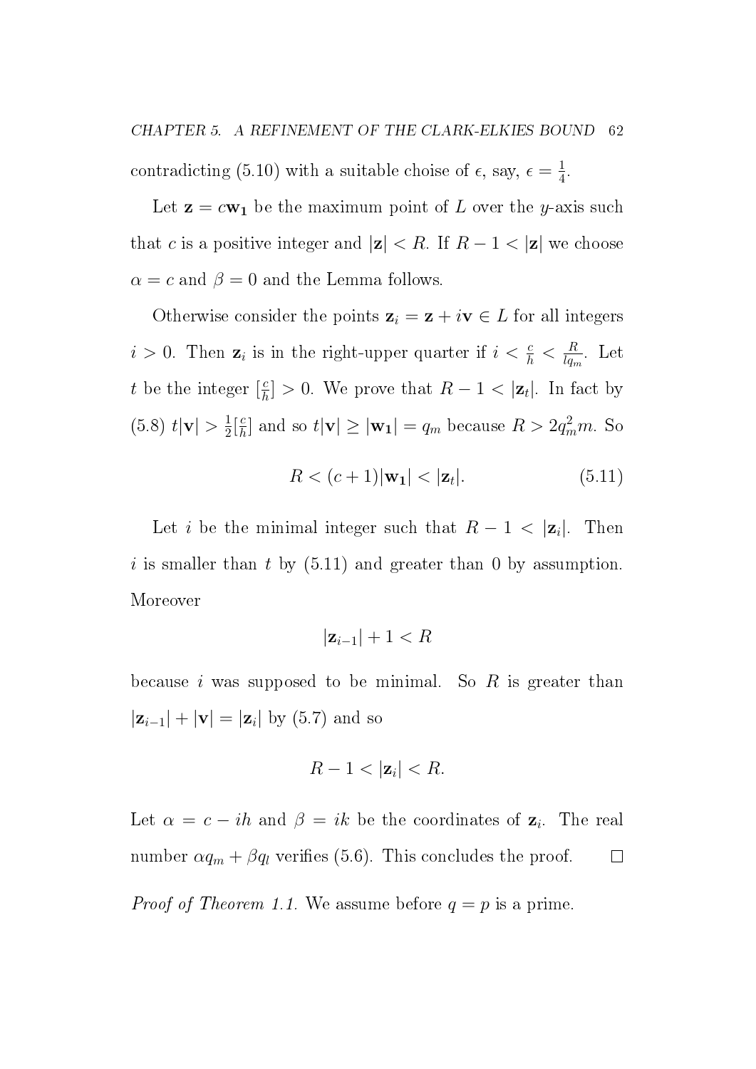contradicting (5.10) with a suitable choise of $\epsilon$, say, $\epsilon = \frac{1}{4}$.

Let $\mathbf{z} = c\mathbf{w_1}$ be the maximum point of $L$ over the $y$-axis such that $c$ is a positive integer and $|\mathbf{z}| < R$. If $R - 1 < |\mathbf{z}|$ we choose $\alpha = c$ and $\beta = 0$ and the Lemma follows.

Otherwise consider the points $\mathbf{z}_i = \mathbf{z} + i\mathbf{v} \in L$ for all integers $i > 0$. Then $\mathbf{z}_i$ is in the right-upper quarter if $i < \frac{c}{h} < \frac{R}{lq_m}$. Let $t$ be the integer $[\frac{c}{h}] > 0$. We prove that $R - 1 < |\mathbf{z}_t|$. In fact by (5.8) $t|\mathbf{v}| > \frac{1}{2}[\frac{c}{h}]$ and so $t|\mathbf{v}| \geq |\mathbf{w_1}| = q_m$ because $R > 2q_m^2 m$. So

$$R < (c+1)|\mathbf{w_1}| < |\mathbf{z}_t|. \tag{5.11}$$

Let $i$ be the minimal integer such that $R - 1 < |\mathbf{z}_i|$. Then $i$ is smaller than $t$ by (5.11) and greater than 0 by assumption. Moreover

$$|\mathbf{z}_{i-1}| + 1 < R$$

because $i$ was supposed to be minimal. So $R$ is greater than $|\mathbf{z}_{i-1}| + |\mathbf{v}| = |\mathbf{z}_i|$ by (5.7) and so

$$R - 1 < |\mathbf{z}_i| < R.$$

Let $\alpha = c - ih$ and $\beta = ik$ be the coordinates of $\mathbf{z}_i$. The real number $\alpha q_m + \beta q_l$ verifies (5.6). This concludes the proof. $\square$

*Proof of Theorem 1.1.* We assume before $q = p$ is a prime.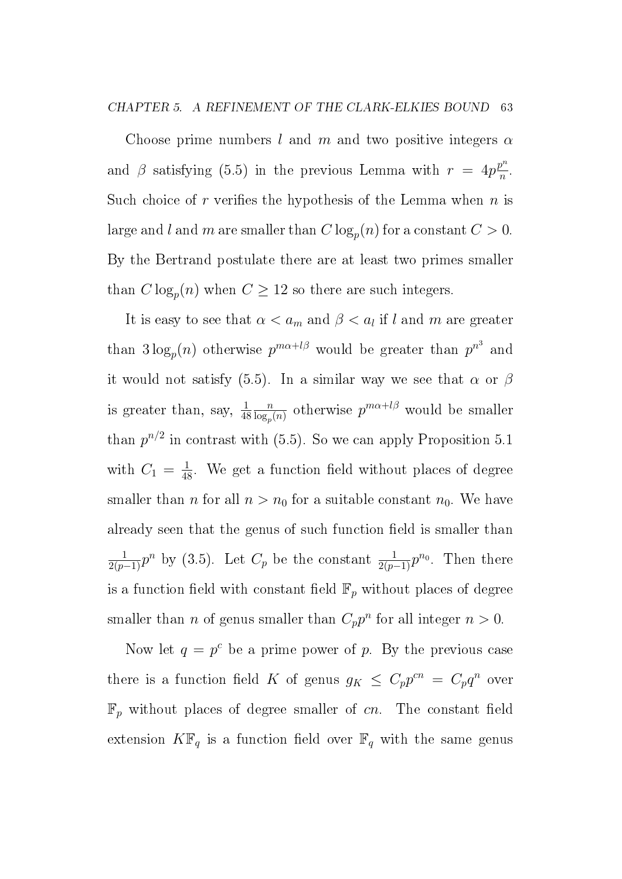Choose prime numbers $l$ and $m$ and two positive integers $\alpha$ and $\beta$ satisfying (5.5) in the previous Lemma with $r = 4p\frac{p^n}{n}$. Such choice of $r$ verifies the hypothesis of the Lemma when $n$ is large and $l$ and $m$ are smaller than $C \log_p(n)$ for a constant $C > 0$. By the Bertrand postulate there are at least two primes smaller than $C \log_p(n)$ when $C \geq 12$ so there are such integers.

It is easy to see that $\alpha < a_m$ and $\beta < a_l$ if $l$ and $m$ are greater than $3 \log_p(n)$ otherwise $p^{m\alpha + l\beta}$ would be greater than $p^{n^3}$ and it would not satisfy (5.5). In a similar way we see that $\alpha$ or $\beta$ is greater than, say, $\frac{1}{48}\frac{n}{\log_p(n)}$ otherwise $p^{m\alpha+l\beta}$ would be smaller than $p^{n/2}$ in contrast with (5.5). So we can apply Proposition 5.1 with $C_1 = \frac{1}{48}$. We get a function field without places of degree smaller than $n$ for all $n > n_0$ for a suitable constant $n_0$. We have already seen that the genus of such function field is smaller than $\frac{1}{2(p-1)}p^n$ by (3.5). Let $C_p$ be the constant $\frac{1}{2(p-1)}p^{n_0}$. Then there is a function field with constant field $\mathbb{F}_p$ without places of degree smaller than $n$ of genus smaller than $C_p p^n$ for all integer $n > 0$.

Now let $q = p^c$ be a prime power of $p$. By the previous case there is a function field $K$ of genus $g_K \leq C_p p^{cn} = C_p q^n$ over $\mathbb{F}_p$ without places of degree smaller of $cn$. The constant field extension $K\mathbb{F}_q$ is a function field over $\mathbb{F}_q$ with the same genus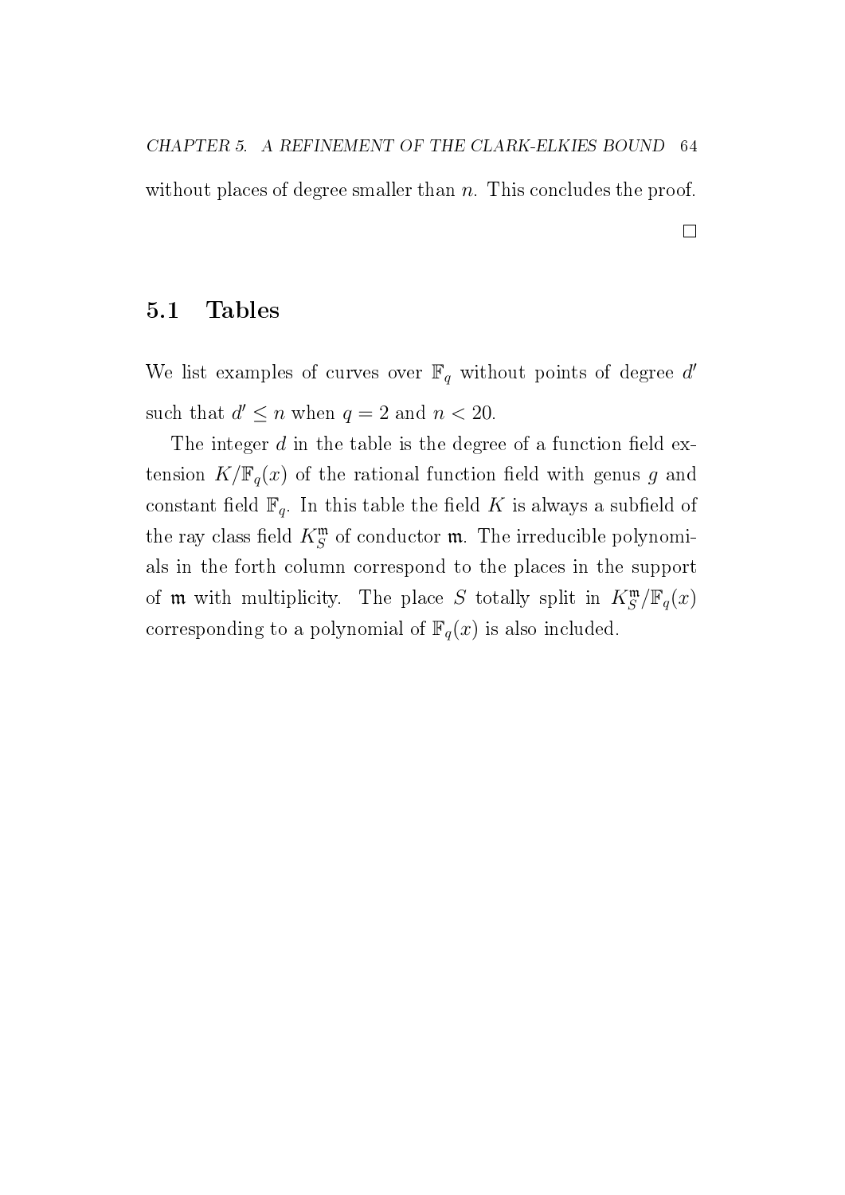without places of degree smaller than $n$. This concludes the proof.

$\square$

## 5.1 Tables

We list examples of curves over $\mathbb{F}_q$ without points of degree $d'$ such that $d' \leq n$ when $q = 2$ and $n < 20$.

The integer $d$ in the table is the degree of a function field extension $K/\mathbb{F}_q(x)$ of the rational function field with genus $g$ and constant field $\mathbb{F}_q$. In this table the field $K$ is always a subfield of the ray class field $K_S^{\mathfrak{m}}$ of conductor $\mathfrak{m}$. The irreducible polynomials in the forth column correspond to the places in the support of $\mathfrak{m}$ with multiplicity. The place $S$ totally split in $K_S^{\mathfrak{m}}/\mathbb{F}_q(x)$ corresponding to a polynomial of $\mathbb{F}_q(x)$ is also included.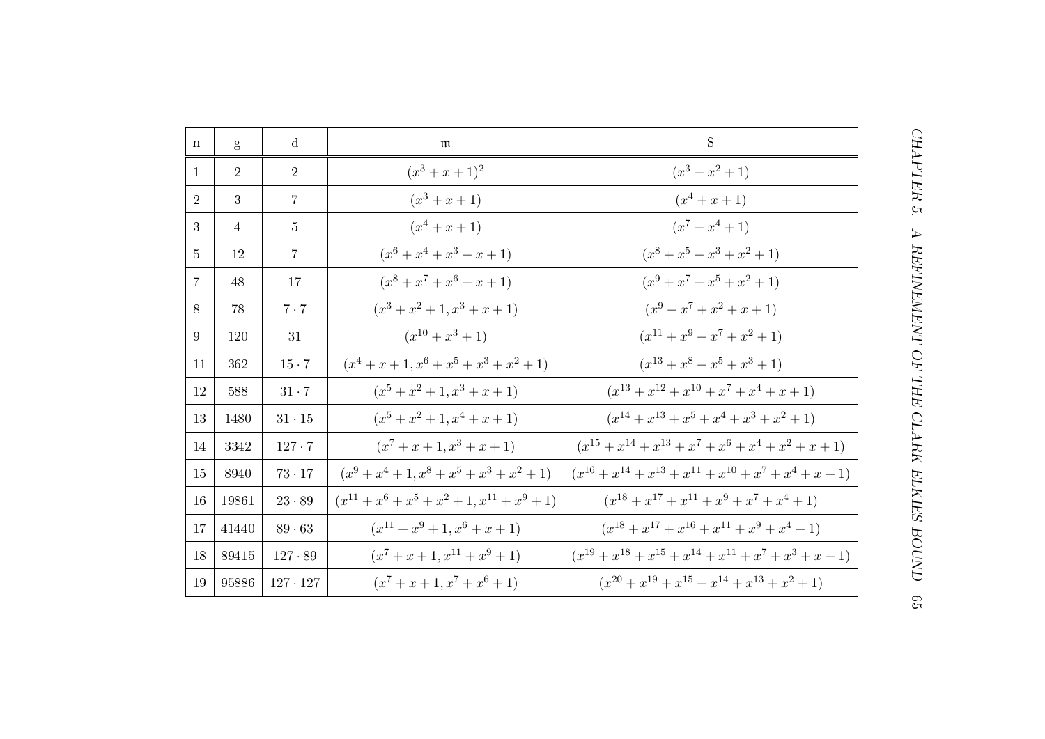| n | g | d | $\mathfrak{m}$ | S |
|---|---|---|---|---|
| 1 | 2 | 2 | $(x^3+x+1)^2$ | $(x^3+x^2+1)$ |
| 2 | 3 | 7 | $(x^3+x+1)$ | $(x^4+x+1)$ |
| 3 | 4 | 5 | $(x^4+x+1)$ | $(x^7+x^4+1)$ |
| 5 | 12 | 7 | $(x^6+x^4+x^3+x+1)$ | $(x^8+x^5+x^3+x^2+1)$ |
| 7 | 48 | 17 | $(x^8+x^7+x^6+x+1)$ | $(x^9+x^7+x^5+x^2+1)$ |
| 8 | 78 | $7\cdot 7$ | $(x^3+x^2+1, x^3+x+1)$ | $(x^9+x^7+x^2+x+1)$ |
| 9 | 120 | 31 | $(x^{10}+x^3+1)$ | $(x^{11}+x^9+x^7+x^2+1)$ |
| 11 | 362 | $15\cdot 7$ | $(x^4+x+1, x^6+x^5+x^3+x^2+1)$ | $(x^{13}+x^8+x^5+x^3+1)$ |
| 12 | 588 | $31\cdot 7$ | $(x^5+x^2+1, x^3+x+1)$ | $(x^{13}+x^{12}+x^{10}+x^7+x^4+x+1)$ |
| 13 | 1480 | $31\cdot 15$ | $(x^5+x^2+1, x^4+x+1)$ | $(x^{14}+x^{13}+x^5+x^4+x^3+x^2+1)$ |
| 14 | 3342 | $127\cdot 7$ | $(x^7+x+1, x^3+x+1)$ | $(x^{15}+x^{14}+x^{13}+x^7+x^6+x^4+x^2+x+1)$ |
| 15 | 8940 | $73\cdot 17$ | $(x^9+x^4+1, x^8+x^5+x^3+x^2+1)$ | $(x^{16}+x^{14}+x^{13}+x^{11}+x^{10}+x^7+x^4+x+1)$ |
| 16 | 19861 | $23\cdot 89$ | $(x^{11}+x^6+x^5+x^2+1, x^{11}+x^9+1)$ | $(x^{18}+x^{17}+x^{11}+x^9+x^7+x^4+1)$ |
| 17 | 41440 | $89\cdot 63$ | $(x^{11}+x^9+1, x^6+x+1)$ | $(x^{18}+x^{17}+x^{16}+x^{11}+x^9+x^4+1)$ |
| 18 | 89415 | $127\cdot 89$ | $(x^7+x+1, x^{11}+x^9+1)$ | $(x^{19}+x^{18}+x^{15}+x^{14}+x^{11}+x^7+x^3+x+1)$ |
| 19 | 95886 | $127\cdot 127$ | $(x^7+x+1, x^7+x^6+1)$ | $(x^{20}+x^{19}+x^{15}+x^{14}+x^{13}+x^2+1)$ |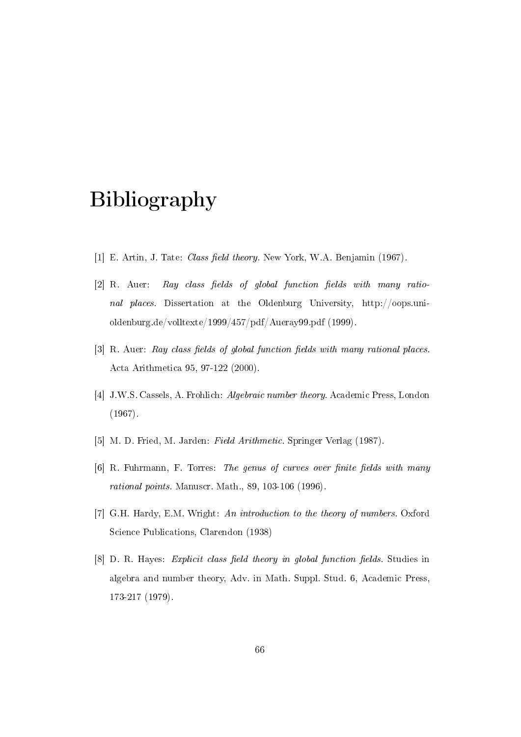# Bibliography

[1] E. Artin, J. Tate: *Class field theory*. New York, W.A. Benjamin (1967).

[2] R. Auer: *Ray class fields of global function fields with many rational places*. Dissertation at the Oldenburg University, http://oops.uni-oldenburg.de/volltexte/1999/457/pdf/Aueray99.pdf (1999).

[3] R. Auer: *Ray class fields of global function fields with many rational places*. Acta Arithmetica 95, 97-122 (2000).

[4] J.W.S. Cassels, A. Frohlich: *Algebraic number theory*. Academic Press, London (1967).

[5] M. D. Fried, M. Jarden: *Field Arithmetic*. Springer Verlag (1987).

[6] R. Fuhrmann, F. Torres: *The genus of curves over finite fields with many rational points*. Manuscr. Math., 89, 103-106 (1996).

[7] G.H. Hardy, E.M. Wright: *An introduction to the theory of numbers*. Oxford Science Publications, Clarendon (1938)

[8] D. R. Hayes: *Explicit class field theory in global function fields*. Studies in algebra and number theory, Adv. in Math. Suppl. Stud. 6, Academic Press, 173-217 (1979).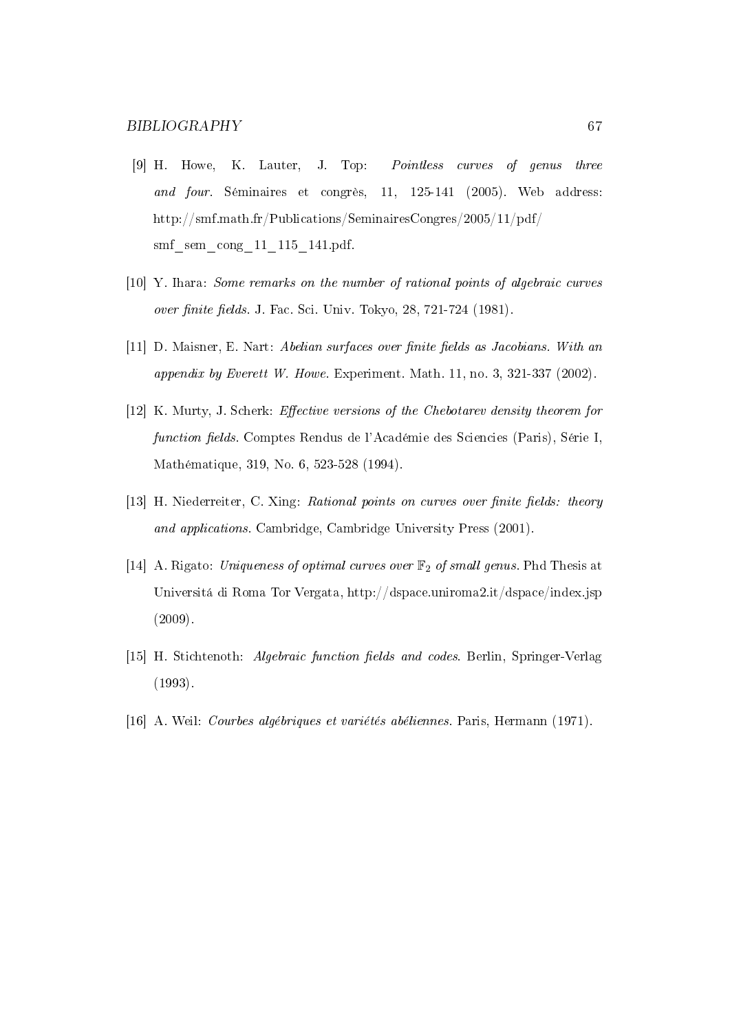[9] H. Howe, K. Lauter, J. Top: *Pointless curves of genus three and four*. Séminaires et congrès, 11, 125-141 (2005). Web address: http://smf.math.fr/Publications/SeminairesCongres/2005/11/pdf/smf_sem_cong_11_115_141.pdf.

[10] Y. Ihara: *Some remarks on the number of rational points of algebraic curves over finite fields*. J. Fac. Sci. Univ. Tokyo, 28, 721-724 (1981).

[11] D. Maisner, E. Nart: *Abelian surfaces over finite fields as Jacobians. With an appendix by Everett W. Howe*. Experiment. Math. 11, no. 3, 321-337 (2002).

[12] K. Murty, J. Scherk: *Effective versions of the Chebotarev density theorem for function fields*. Comptes Rendus de l'Académie des Sciencies (Paris), Série I, Mathématique, 319, No. 6, 523-528 (1994).

[13] H. Niederreiter, C. Xing: *Rational points on curves over finite fields: theory and applications*. Cambridge, Cambridge University Press (2001).

[14] A. Rigato: *Uniqueness of optimal curves over $\mathbb{F}_2$ of small genus*. Phd Thesis at Universitá di Roma Tor Vergata, http://dspace.uniroma2.it/dspace/index.jsp (2009).

[15] H. Stichtenoth: *Algebraic function fields and codes*. Berlin, Springer-Verlag (1993).

[16] A. Weil: *Courbes algébriques et variétés abéliennes*. Paris, Hermann (1971).